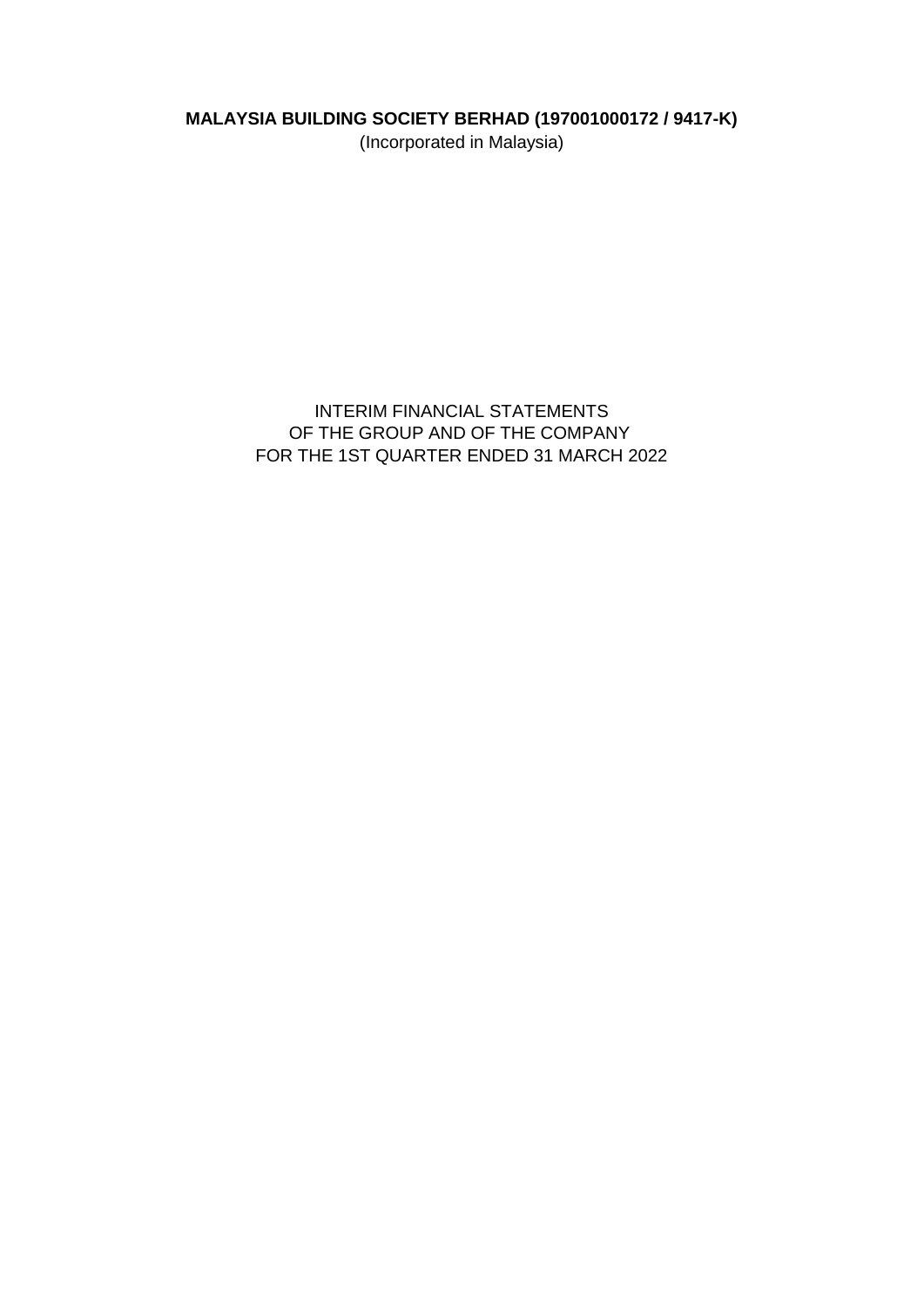**MALAYSIA BUILDING SOCIETY BERHAD (197001000172 / 9417-K)**

(Incorporated in Malaysia)

INTERIM FINANCIAL STATEMENTS
OF THE GROUP AND OF THE COMPANY
FOR THE 1ST QUARTER ENDED 31 MARCH 2022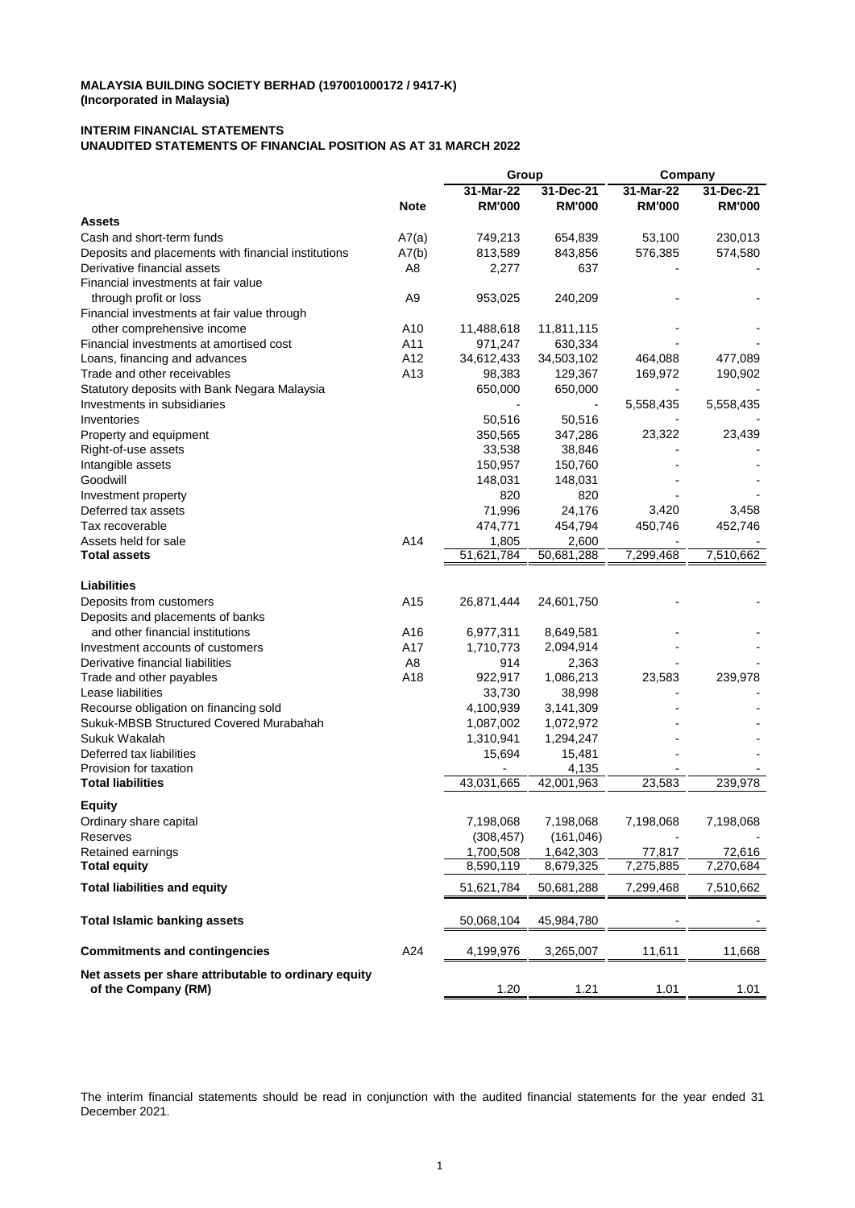**MALAYSIA BUILDING SOCIETY BERHAD (197001000172 / 9417-K)**
**(Incorporated in Malaysia)**

**INTERIM FINANCIAL STATEMENTS**
**UNAUDITED STATEMENTS OF FINANCIAL POSITION AS AT 31 MARCH 2022**

| | | Group | | Company | |
|---|---|---|---|---|---|
| | | 31-Mar-22 | 31-Dec-21 | 31-Mar-22 | 31-Dec-21 |
| | **Note** | **RM'000** | **RM'000** | **RM'000** | **RM'000** |
| **Assets** | | | | | |
| Cash and short-term funds | A7(a) | 749,213 | 654,839 | 53,100 | 230,013 |
| Deposits and placements with financial institutions | A7(b) | 813,589 | 843,856 | 576,385 | 574,580 |
| Derivative financial assets | A8 | 2,277 | 637 | - | - |
| Financial investments at fair value through profit or loss | A9 | 953,025 | 240,209 | - | - |
| Financial investments at fair value through other comprehensive income | A10 | 11,488,618 | 11,811,115 | - | - |
| Financial investments at amortised cost | A11 | 971,247 | 630,334 | - | - |
| Loans, financing and advances | A12 | 34,612,433 | 34,503,102 | 464,088 | 477,089 |
| Trade and other receivables | A13 | 98,383 | 129,367 | 169,972 | 190,902 |
| Statutory deposits with Bank Negara Malaysia | | 650,000 | 650,000 | - | - |
| Investments in subsidiaries | | - | - | 5,558,435 | 5,558,435 |
| Inventories | | 50,516 | 50,516 | - | - |
| Property and equipment | | 350,565 | 347,286 | 23,322 | 23,439 |
| Right-of-use assets | | 33,538 | 38,846 | - | - |
| Intangible assets | | 150,957 | 150,760 | - | - |
| Goodwill | | 148,031 | 148,031 | - | - |
| Investment property | | 820 | 820 | - | - |
| Deferred tax assets | | 71,996 | 24,176 | 3,420 | 3,458 |
| Tax recoverable | | 474,771 | 454,794 | 450,746 | 452,746 |
| Assets held for sale | A14 | 1,805 | 2,600 | - | - |
| **Total assets** | | 51,621,784 | 50,681,288 | 7,299,468 | 7,510,662 |
| | | | | | |
| **Liabilities** | | | | | |
| Deposits from customers | A15 | 26,871,444 | 24,601,750 | - | - |
| Deposits and placements of banks and other financial institutions | A16 | 6,977,311 | 8,649,581 | - | - |
| Investment accounts of customers | A17 | 1,710,773 | 2,094,914 | - | - |
| Derivative financial liabilities | A8 | 914 | 2,363 | - | - |
| Trade and other payables | A18 | 922,917 | 1,086,213 | 23,583 | 239,978 |
| Lease liabilities | | 33,730 | 38,998 | - | - |
| Recourse obligation on financing sold | | 4,100,939 | 3,141,309 | - | - |
| Sukuk-MBSB Structured Covered Murabahah | | 1,087,002 | 1,072,972 | - | - |
| Sukuk Wakalah | | 1,310,941 | 1,294,247 | - | - |
| Deferred tax liabilities | | 15,694 | 15,481 | - | - |
| Provision for taxation | | - | 4,135 | - | - |
| **Total liabilities** | | 43,031,665 | 42,001,963 | 23,583 | 239,978 |
| | | | | | |
| **Equity** | | | | | |
| Ordinary share capital | | 7,198,068 | 7,198,068 | 7,198,068 | 7,198,068 |
| Reserves | | (308,457) | (161,046) | - | - |
| Retained earnings | | 1,700,508 | 1,642,303 | 77,817 | 72,616 |
| **Total equity** | | 8,590,119 | 8,679,325 | 7,275,885 | 7,270,684 |
| **Total liabilities and equity** | | 51,621,784 | 50,681,288 | 7,299,468 | 7,510,662 |
| | | | | | |
| **Total Islamic banking assets** | | 50,068,104 | 45,984,780 | - | - |
| | | | | | |
| **Commitments and contingencies** | A24 | 4,199,976 | 3,265,007 | 11,611 | 11,668 |
| | | | | | |
| **Net assets per share attributable to ordinary equity of the Company (RM)** | | 1.20 | 1.21 | 1.01 | 1.01 |

The interim financial statements should be read in conjunction with the audited financial statements for the year ended 31 December 2021.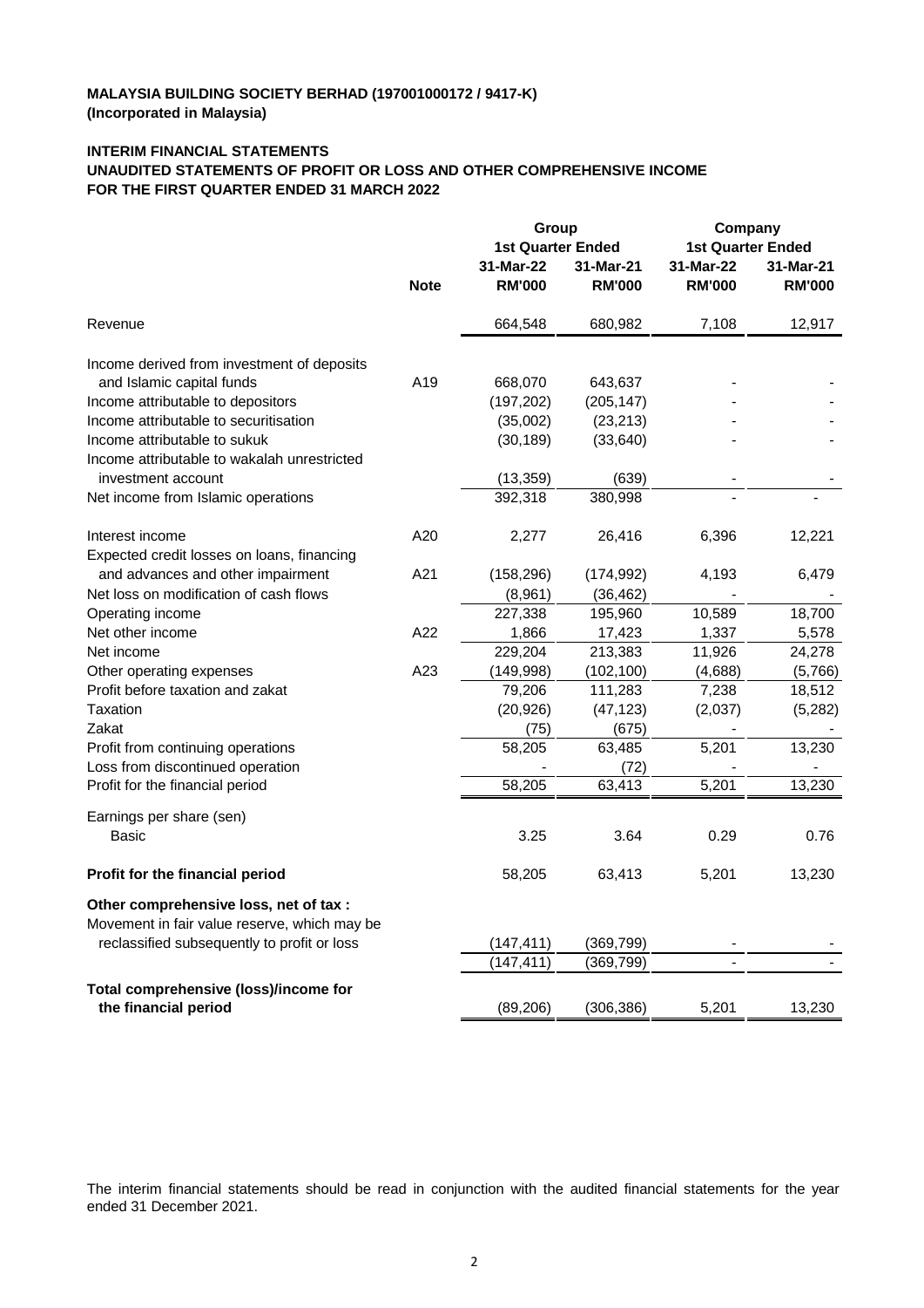**MALAYSIA BUILDING SOCIETY BERHAD (197001000172 / 9417-K)**
**(Incorporated in Malaysia)**

**INTERIM FINANCIAL STATEMENTS**
**UNAUDITED STATEMENTS OF PROFIT OR LOSS AND OTHER COMPREHENSIVE INCOME**
**FOR THE FIRST QUARTER ENDED 31 MARCH 2022**

| | | Group | | Company | |
|---|---|---|---|---|---|
| | | 1st Quarter Ended | | 1st Quarter Ended | |
| | Note | 31-Mar-22 RM'000 | 31-Mar-21 RM'000 | 31-Mar-22 RM'000 | 31-Mar-21 RM'000 |
| Revenue | | 664,548 | 680,982 | 7,108 | 12,917 |
| Income derived from investment of deposits and Islamic capital funds | A19 | 668,070 | 643,637 | - | - |
| Income attributable to depositors | | (197,202) | (205,147) | - | - |
| Income attributable to securitisation | | (35,002) | (23,213) | - | - |
| Income attributable to sukuk | | (30,189) | (33,640) | - | - |
| Income attributable to wakalah unrestricted investment account | | (13,359) | (639) | - | - |
| Net income from Islamic operations | | 392,318 | 380,998 | - | - |
| Interest income | A20 | 2,277 | 26,416 | 6,396 | 12,221 |
| Expected credit losses on loans, financing and advances and other impairment | A21 | (158,296) | (174,992) | 4,193 | 6,479 |
| Net loss on modification of cash flows | | (8,961) | (36,462) | - | - |
| Operating income | | 227,338 | 195,960 | 10,589 | 18,700 |
| Net other income | A22 | 1,866 | 17,423 | 1,337 | 5,578 |
| Net income | | 229,204 | 213,383 | 11,926 | 24,278 |
| Other operating expenses | A23 | (149,998) | (102,100) | (4,688) | (5,766) |
| Profit before taxation and zakat | | 79,206 | 111,283 | 7,238 | 18,512 |
| Taxation | | (20,926) | (47,123) | (2,037) | (5,282) |
| Zakat | | (75) | (675) | - | - |
| Profit from continuing operations | | 58,205 | 63,485 | 5,201 | 13,230 |
| Loss from discontinued operation | | - | (72) | - | - |
| Profit for the financial period | | 58,205 | 63,413 | 5,201 | 13,230 |
| Earnings per share (sen) | | | | | |
| Basic | | 3.25 | 3.64 | 0.29 | 0.76 |
| **Profit for the financial period** | | 58,205 | 63,413 | 5,201 | 13,230 |
| **Other comprehensive loss, net of tax :** | | | | | |
| Movement in fair value reserve, which may be reclassified subsequently to profit or loss | | (147,411) | (369,799) | - | - |
| | | (147,411) | (369,799) | - | - |
| **Total comprehensive (loss)/income for the financial period** | | (89,206) | (306,386) | 5,201 | 13,230 |

The interim financial statements should be read in conjunction with the audited financial statements for the year ended 31 December 2021.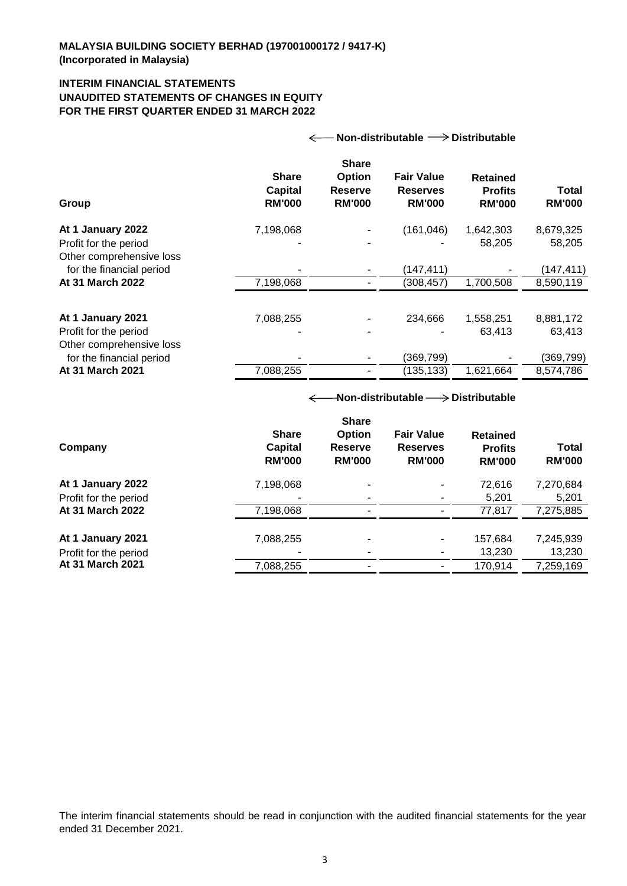**MALAYSIA BUILDING SOCIETY BERHAD (197001000172 / 9417-K)**
**(Incorporated in Malaysia)**

**INTERIM FINANCIAL STATEMENTS**
**UNAUDITED STATEMENTS OF CHANGES IN EQUITY**
**FOR THE FIRST QUARTER ENDED 31 MARCH 2022**

| | ← Non-distributable | | → | Distributable | |
|---|---|---|---|---|---|
| **Group** | **Share Capital RM'000** | **Share Option Reserve RM'000** | **Fair Value Reserves RM'000** | **Retained Profits RM'000** | **Total RM'000** |
| **At 1 January 2022** | 7,198,068 | - | (161,046) | 1,642,303 | 8,679,325 |
| Profit for the period | - | - | - | 58,205 | 58,205 |
| Other comprehensive loss for the financial period | - | - | (147,411) | - | (147,411) |
| **At 31 March 2022** | 7,198,068 | - | (308,457) | 1,700,508 | 8,590,119 |
| | | | | | |
| **At 1 January 2021** | 7,088,255 | - | 234,666 | 1,558,251 | 8,881,172 |
| Profit for the period | - | - | - | 63,413 | 63,413 |
| Other comprehensive loss for the financial period | - | - | (369,799) | - | (369,799) |
| **At 31 March 2021** | 7,088,255 | - | (135,133) | 1,621,664 | 8,574,786 |

| | ← Non-distributable | | → | Distributable | |
|---|---|---|---|---|---|
| **Company** | **Share Capital RM'000** | **Share Option Reserve RM'000** | **Fair Value Reserves RM'000** | **Retained Profits RM'000** | **Total RM'000** |
| **At 1 January 2022** | 7,198,068 | - | - | 72,616 | 7,270,684 |
| Profit for the period | - | - | - | 5,201 | 5,201 |
| **At 31 March 2022** | 7,198,068 | - | - | 77,817 | 7,275,885 |
| | | | | | |
| **At 1 January 2021** | 7,088,255 | - | - | 157,684 | 7,245,939 |
| Profit for the period | - | - | - | 13,230 | 13,230 |
| **At 31 March 2021** | 7,088,255 | - | - | 170,914 | 7,259,169 |

The interim financial statements should be read in conjunction with the audited financial statements for the year ended 31 December 2021.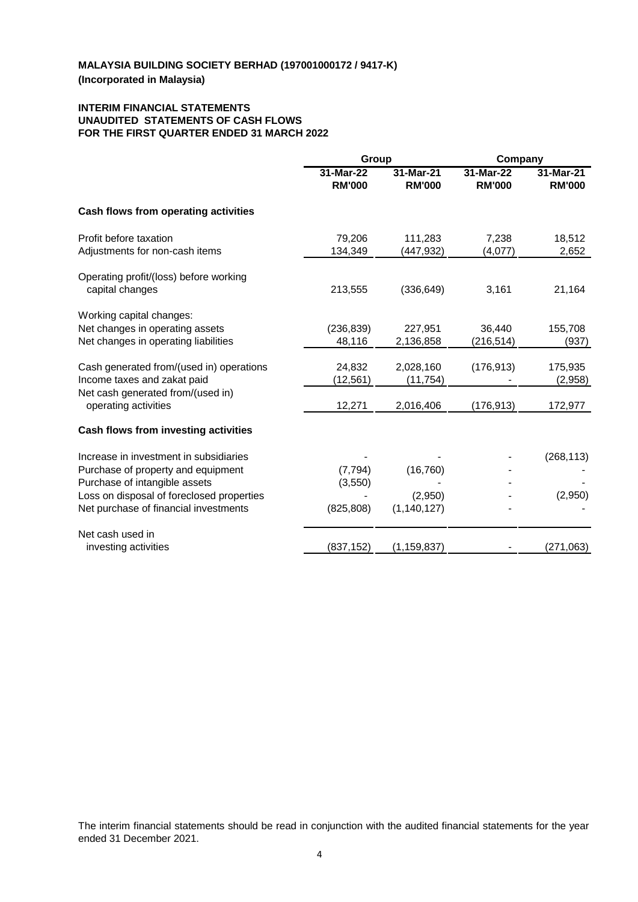**MALAYSIA BUILDING SOCIETY BERHAD (197001000172 / 9417-K)**
**(Incorporated in Malaysia)**

**INTERIM FINANCIAL STATEMENTS**
**UNAUDITED STATEMENTS OF CASH FLOWS**
**FOR THE FIRST QUARTER ENDED 31 MARCH 2022**

| | Group | | Company | |
|---|---|---|---|---|
| | 31-Mar-22 RM'000 | 31-Mar-21 RM'000 | 31-Mar-22 RM'000 | 31-Mar-21 RM'000 |
| **Cash flows from operating activities** | | | | |
| Profit before taxation | 79,206 | 111,283 | 7,238 | 18,512 |
| Adjustments for non-cash items | 134,349 | (447,932) | (4,077) | 2,652 |
| Operating profit/(loss) before working capital changes | 213,555 | (336,649) | 3,161 | 21,164 |
| Working capital changes: | | | | |
| Net changes in operating assets | (236,839) | 227,951 | 36,440 | 155,708 |
| Net changes in operating liabilities | 48,116 | 2,136,858 | (216,514) | (937) |
| Cash generated from/(used in) operations | 24,832 | 2,028,160 | (176,913) | 175,935 |
| Income taxes and zakat paid | (12,561) | (11,754) | - | (2,958) |
| Net cash generated from/(used in) operating activities | 12,271 | 2,016,406 | (176,913) | 172,977 |
| **Cash flows from investing activities** | | | | |
| Increase in investment in subsidiaries | - | - | - | (268,113) |
| Purchase of property and equipment | (7,794) | (16,760) | - | - |
| Purchase of intangible assets | (3,550) | - | - | - |
| Loss on disposal of foreclosed properties | - | (2,950) | - | (2,950) |
| Net purchase of financial investments | (825,808) | (1,140,127) | - | - |
| Net cash used in investing activities | (837,152) | (1,159,837) | - | (271,063) |

The interim financial statements should be read in conjunction with the audited financial statements for the year ended 31 December 2021.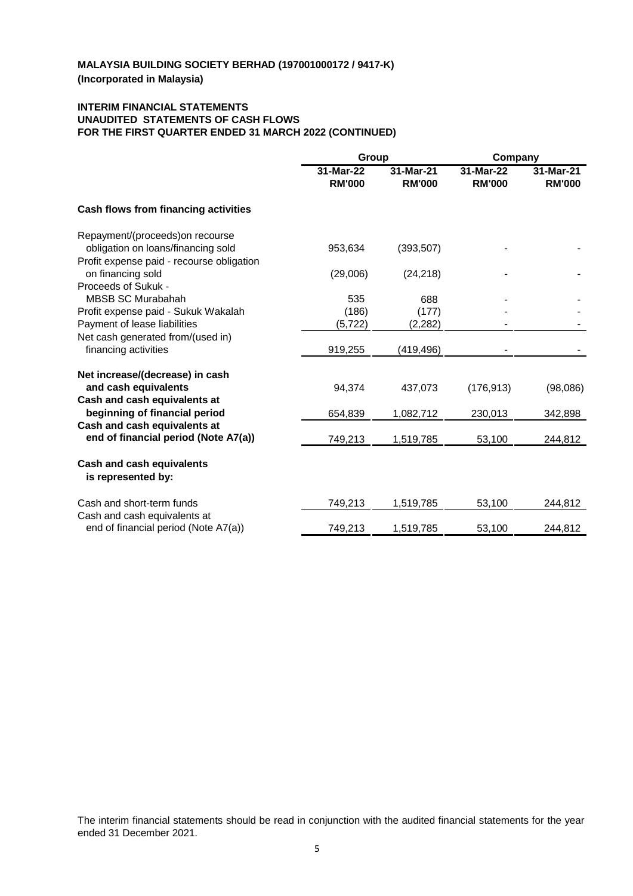**MALAYSIA BUILDING SOCIETY BERHAD (197001000172 / 9417-K)**
**(Incorporated in Malaysia)**

**INTERIM FINANCIAL STATEMENTS**
**UNAUDITED STATEMENTS OF CASH FLOWS**
**FOR THE FIRST QUARTER ENDED 31 MARCH 2022 (CONTINUED)**

| | Group | | Company | |
|---|---|---|---|---|
| | 31-Mar-22<br>RM'000 | 31-Mar-21<br>RM'000 | 31-Mar-22<br>RM'000 | 31-Mar-21<br>RM'000 |
| **Cash flows from financing activities** | | | | |
| Repayment/(proceeds)on recourse obligation on loans/financing sold | 953,634 | (393,507) | - | - |
| Profit expense paid - recourse obligation on financing sold | (29,006) | (24,218) | - | - |
| Proceeds of Sukuk - MBSB SC Murabahah | 535 | 688 | - | - |
| Profit expense paid - Sukuk Wakalah | (186) | (177) | - | - |
| Payment of lease liabilities | (5,722) | (2,282) | - | - |
| Net cash generated from/(used in) financing activities | 919,255 | (419,496) | - | - |
| **Net increase/(decrease) in cash and cash equivalents** | 94,374 | 437,073 | (176,913) | (98,086) |
| **Cash and cash equivalents at beginning of financial period** | 654,839 | 1,082,712 | 230,013 | 342,898 |
| **Cash and cash equivalents at end of financial period (Note A7(a))** | 749,213 | 1,519,785 | 53,100 | 244,812 |
| **Cash and cash equivalents is represented by:** | | | | |
| Cash and short-term funds | 749,213 | 1,519,785 | 53,100 | 244,812 |
| Cash and cash equivalents at end of financial period (Note A7(a)) | 749,213 | 1,519,785 | 53,100 | 244,812 |

The interim financial statements should be read in conjunction with the audited financial statements for the year ended 31 December 2021.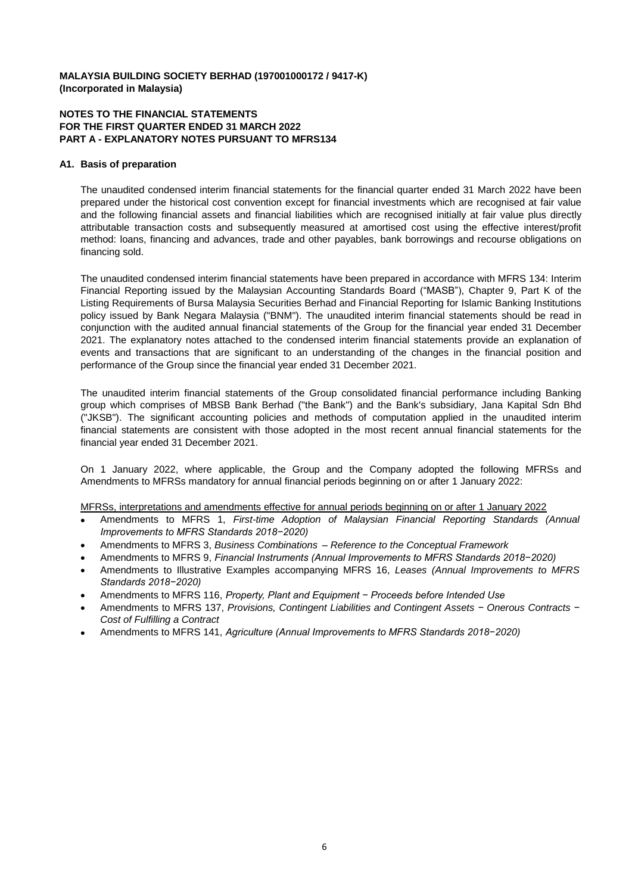**MALAYSIA BUILDING SOCIETY BERHAD (197001000172 / 9417-K)**
**(Incorporated in Malaysia)**

**NOTES TO THE FINANCIAL STATEMENTS**
**FOR THE FIRST QUARTER ENDED 31 MARCH 2022**
**PART A - EXPLANATORY NOTES PURSUANT TO MFRS134**

**A1. Basis of preparation**

The unaudited condensed interim financial statements for the financial quarter ended 31 March 2022 have been prepared under the historical cost convention except for financial investments which are recognised at fair value and the following financial assets and financial liabilities which are recognised initially at fair value plus directly attributable transaction costs and subsequently measured at amortised cost using the effective interest/profit method: loans, financing and advances, trade and other payables, bank borrowings and recourse obligations on financing sold.

The unaudited condensed interim financial statements have been prepared in accordance with MFRS 134: Interim Financial Reporting issued by the Malaysian Accounting Standards Board ("MASB"), Chapter 9, Part K of the Listing Requirements of Bursa Malaysia Securities Berhad and Financial Reporting for Islamic Banking Institutions policy issued by Bank Negara Malaysia ("BNM"). The unaudited interim financial statements should be read in conjunction with the audited annual financial statements of the Group for the financial year ended 31 December 2021. The explanatory notes attached to the condensed interim financial statements provide an explanation of events and transactions that are significant to an understanding of the changes in the financial position and performance of the Group since the financial year ended 31 December 2021.

The unaudited interim financial statements of the Group consolidated financial performance including Banking group which comprises of MBSB Bank Berhad ("the Bank") and the Bank's subsidiary, Jana Kapital Sdn Bhd ("JKSB"). The significant accounting policies and methods of computation applied in the unaudited interim financial statements are consistent with those adopted in the most recent annual financial statements for the financial year ended 31 December 2021.

On 1 January 2022, where applicable, the Group and the Company adopted the following MFRSs and Amendments to MFRSs mandatory for annual financial periods beginning on or after 1 January 2022:

MFRSs, interpretations and amendments effective for annual periods beginning on or after 1 January 2022

- Amendments to MFRS 1, *First-time Adoption of Malaysian Financial Reporting Standards (Annual Improvements to MFRS Standards 2018−2020)*
- Amendments to MFRS 3, *Business Combinations – Reference to the Conceptual Framework*
- Amendments to MFRS 9, *Financial Instruments (Annual Improvements to MFRS Standards 2018−2020)*
- Amendments to Illustrative Examples accompanying MFRS 16, *Leases (Annual Improvements to MFRS Standards 2018−2020)*
- Amendments to MFRS 116, *Property, Plant and Equipment − Proceeds before Intended Use*
- Amendments to MFRS 137, *Provisions, Contingent Liabilities and Contingent Assets − Onerous Contracts − Cost of Fulfilling a Contract*
- Amendments to MFRS 141, *Agriculture (Annual Improvements to MFRS Standards 2018−2020)*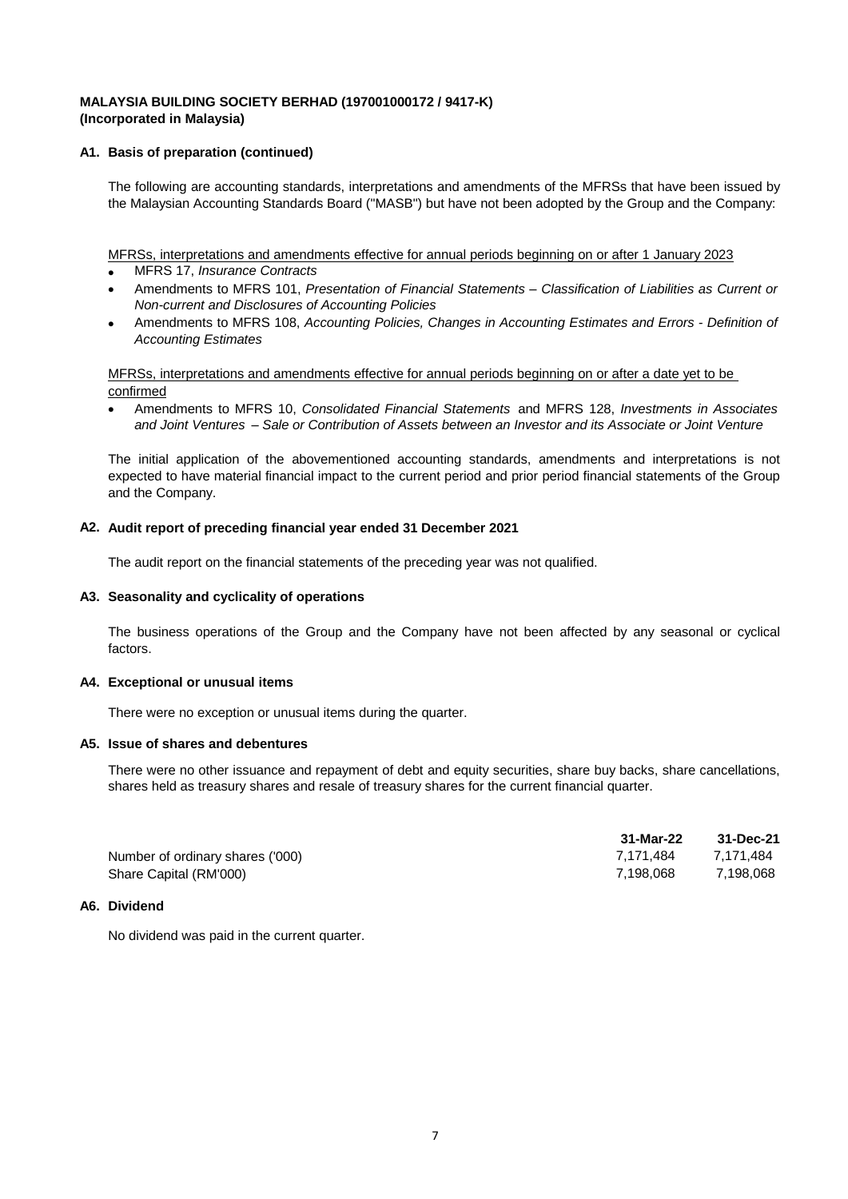**MALAYSIA BUILDING SOCIETY BERHAD (197001000172 / 9417-K)**
**(Incorporated in Malaysia)**

### A1. Basis of preparation (continued)

The following are accounting standards, interpretations and amendments of the MFRSs that have been issued by the Malaysian Accounting Standards Board ("MASB") but have not been adopted by the Group and the Company:

MFRSs, interpretations and amendments effective for annual periods beginning on or after 1 January 2023

- MFRS 17, *Insurance Contracts*
- Amendments to MFRS 101, *Presentation of Financial Statements – Classification of Liabilities as Current or Non-current and Disclosures of Accounting Policies*
- Amendments to MFRS 108, *Accounting Policies, Changes in Accounting Estimates and Errors - Definition of Accounting Estimates*

MFRSs, interpretations and amendments effective for annual periods beginning on or after a date yet to be confirmed

- Amendments to MFRS 10, *Consolidated Financial Statements* and MFRS 128, *Investments in Associates and Joint Ventures – Sale or Contribution of Assets between an Investor and its Associate or Joint Venture*

The initial application of the abovementioned accounting standards, amendments and interpretations is not expected to have material financial impact to the current period and prior period financial statements of the Group and the Company.

### A2. Audit report of preceding financial year ended 31 December 2021

The audit report on the financial statements of the preceding year was not qualified.

### A3. Seasonality and cyclicality of operations

The business operations of the Group and the Company have not been affected by any seasonal or cyclical factors.

### A4. Exceptional or unusual items

There were no exception or unusual items during the quarter.

### A5. Issue of shares and debentures

There were no other issuance and repayment of debt and equity securities, share buy backs, share cancellations, shares held as treasury shares and resale of treasury shares for the current financial quarter.

| | 31-Mar-22 | 31-Dec-21 |
|---|---|---|
| Number of ordinary shares ('000) | 7,171,484 | 7,171,484 |
| Share Capital (RM'000) | 7,198,068 | 7,198,068 |

### A6. Dividend

No dividend was paid in the current quarter.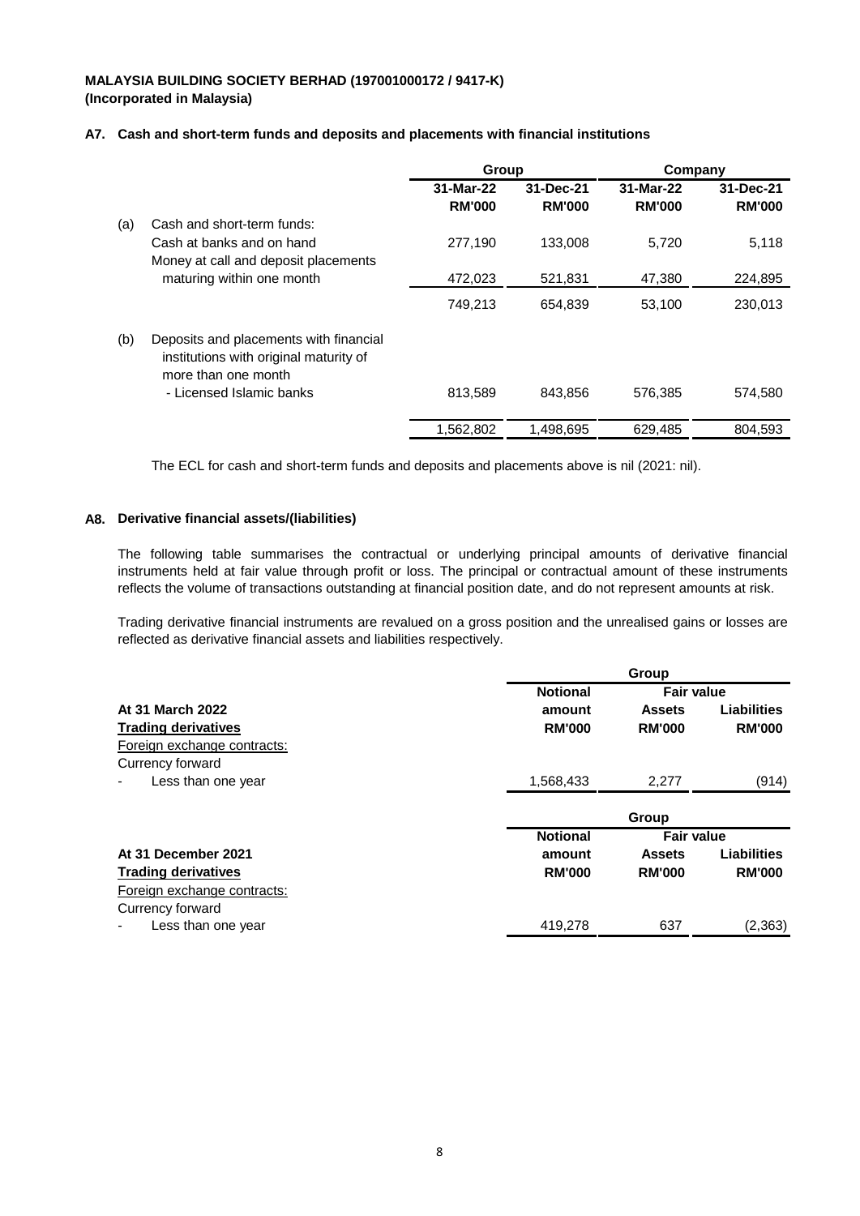**MALAYSIA BUILDING SOCIETY BERHAD (197001000172 / 9417-K)**
**(Incorporated in Malaysia)**

### A7. Cash and short-term funds and deposits and placements with financial institutions

| | | Group | | Company | |
|---|---|---|---|---|---|
| | | **31-Mar-22** | **31-Dec-21** | **31-Mar-22** | **31-Dec-21** |
| | | **RM'000** | **RM'000** | **RM'000** | **RM'000** |
| (a) | Cash and short-term funds: | | | | |
| | Cash at banks and on hand | 277,190 | 133,008 | 5,720 | 5,118 |
| | Money at call and deposit placements maturing within one month | 472,023 | 521,831 | 47,380 | 224,895 |
| | | 749,213 | 654,839 | 53,100 | 230,013 |
| (b) | Deposits and placements with financial institutions with original maturity of more than one month | | | | |
| | - Licensed Islamic banks | 813,589 | 843,856 | 576,385 | 574,580 |
| | | 1,562,802 | 1,498,695 | 629,485 | 804,593 |

The ECL for cash and short-term funds and deposits and placements above is nil (2021: nil).

### A8. Derivative financial assets/(liabilities)

The following table summarises the contractual or underlying principal amounts of derivative financial instruments held at fair value through profit or loss. The principal or contractual amount of these instruments reflects the volume of transactions outstanding at financial position date, and do not represent amounts at risk.

Trading derivative financial instruments are revalued on a gross position and the unrealised gains or losses are reflected as derivative financial assets and liabilities respectively.

| | Group | | |
|---|---|---|---|
| | **Notional** | **Fair value** | |
| **At 31 March 2022** | **amount** | **Assets** | **Liabilities** |
| **Trading derivatives** | **RM'000** | **RM'000** | **RM'000** |
| Foreign exchange contracts: | | | |
| Currency forward | | | |
| - Less than one year | 1,568,433 | 2,277 | (914) |

| | Group | | |
|---|---|---|---|
| | **Notional** | **Fair value** | |
| **At 31 December 2021** | **amount** | **Assets** | **Liabilities** |
| **Trading derivatives** | **RM'000** | **RM'000** | **RM'000** |
| Foreign exchange contracts: | | | |
| Currency forward | | | |
| - Less than one year | 419,278 | 637 | (2,363) |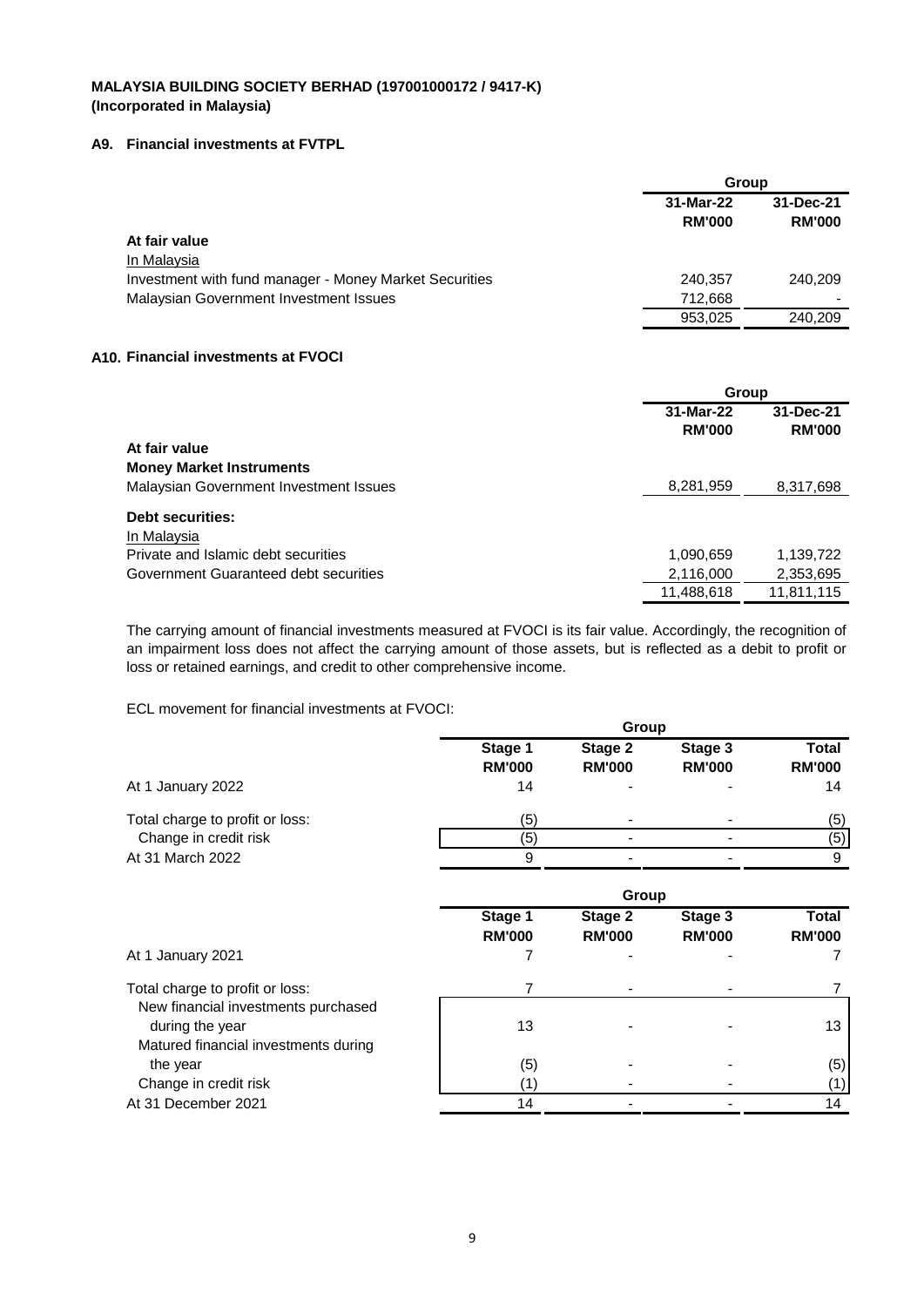**MALAYSIA BUILDING SOCIETY BERHAD (197001000172 / 9417-K)**
**(Incorporated in Malaysia)**

## A9. Financial investments at FVTPL

| | Group | |
|---|---|---|
| | **31-Mar-22 RM'000** | **31-Dec-21 RM'000** |
| **At fair value** | | |
| In Malaysia | | |
| Investment with fund manager - Money Market Securities | 240,357 | 240,209 |
| Malaysian Government Investment Issues | 712,668 | - |
| | 953,025 | 240,209 |

## A10. Financial investments at FVOCI

| | Group | |
|---|---|---|
| | **31-Mar-22 RM'000** | **31-Dec-21 RM'000** |
| **At fair value** | | |
| **Money Market Instruments** | | |
| Malaysian Government Investment Issues | 8,281,959 | 8,317,698 |
| **Debt securities:** | | |
| In Malaysia | | |
| Private and Islamic debt securities | 1,090,659 | 1,139,722 |
| Government Guaranteed debt securities | 2,116,000 | 2,353,695 |
| | 11,488,618 | 11,811,115 |

The carrying amount of financial investments measured at FVOCI is its fair value. Accordingly, the recognition of an impairment loss does not affect the carrying amount of those assets, but is reflected as a debit to profit or loss or retained earnings, and credit to other comprehensive income.

ECL movement for financial investments at FVOCI:

| | Group | | | |
|---|---|---|---|---|
| | **Stage 1 RM'000** | **Stage 2 RM'000** | **Stage 3 RM'000** | **Total RM'000** |
| At 1 January 2022 | 14 | - | - | 14 |
| Total charge to profit or loss: | (5) | - | - | (5) |
| Change in credit risk | (5) | - | - | (5) |
| At 31 March 2022 | 9 | - | - | 9 |

| | Group | | | |
|---|---|---|---|---|
| | **Stage 1 RM'000** | **Stage 2 RM'000** | **Stage 3 RM'000** | **Total RM'000** |
| At 1 January 2021 | 7 | - | - | 7 |
| Total charge to profit or loss: | 7 | - | - | 7 |
| New financial investments purchased during the year | 13 | - | - | 13 |
| Matured financial investments during the year | (5) | - | - | (5) |
| Change in credit risk | (1) | - | - | (1) |
| At 31 December 2021 | 14 | - | - | 14 |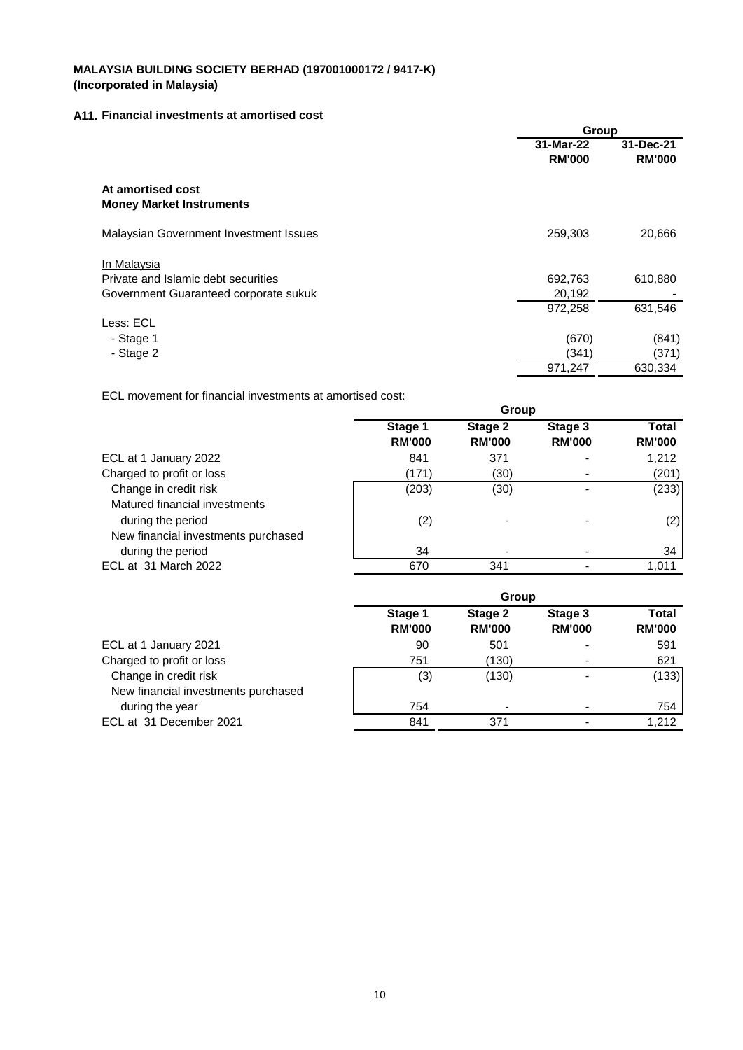**MALAYSIA BUILDING SOCIETY BERHAD (197001000172 / 9417-K)**
**(Incorporated in Malaysia)**

## A11. Financial investments at amortised cost

| | Group | |
|---|---|---|
| | **31-Mar-22** | **31-Dec-21** |
| | **RM'000** | **RM'000** |
| **At amortised cost** | | |
| **Money Market Instruments** | | |
| Malaysian Government Investment Issues | 259,303 | 20,666 |
| In Malaysia | | |
| Private and Islamic debt securities | 692,763 | 610,880 |
| Government Guaranteed corporate sukuk | 20,192 | - |
| | 972,258 | 631,546 |
| Less: ECL | | |
| - Stage 1 | (670) | (841) |
| - Stage 2 | (341) | (371) |
| | 971,247 | 630,334 |

ECL movement for financial investments at amortised cost:

| | Group | | | |
|---|---|---|---|---|
| | **Stage 1** | **Stage 2** | **Stage 3** | **Total** |
| | **RM'000** | **RM'000** | **RM'000** | **RM'000** |
| ECL at 1 January 2022 | 841 | 371 | - | 1,212 |
| Charged to profit or loss | (171) | (30) | - | (201) |
| Change in credit risk | (203) | (30) | - | (233) |
| Matured financial investments during the period | (2) | - | - | (2) |
| New financial investments purchased during the period | 34 | - | - | 34 |
| ECL at 31 March 2022 | 670 | 341 | - | 1,011 |

| | Group | | | |
|---|---|---|---|---|
| | **Stage 1** | **Stage 2** | **Stage 3** | **Total** |
| | **RM'000** | **RM'000** | **RM'000** | **RM'000** |
| ECL at 1 January 2021 | 90 | 501 | - | 591 |
| Charged to profit or loss | 751 | (130) | - | 621 |
| Change in credit risk | (3) | (130) | - | (133) |
| New financial investments purchased during the year | 754 | - | - | 754 |
| ECL at 31 December 2021 | 841 | 371 | - | 1,212 |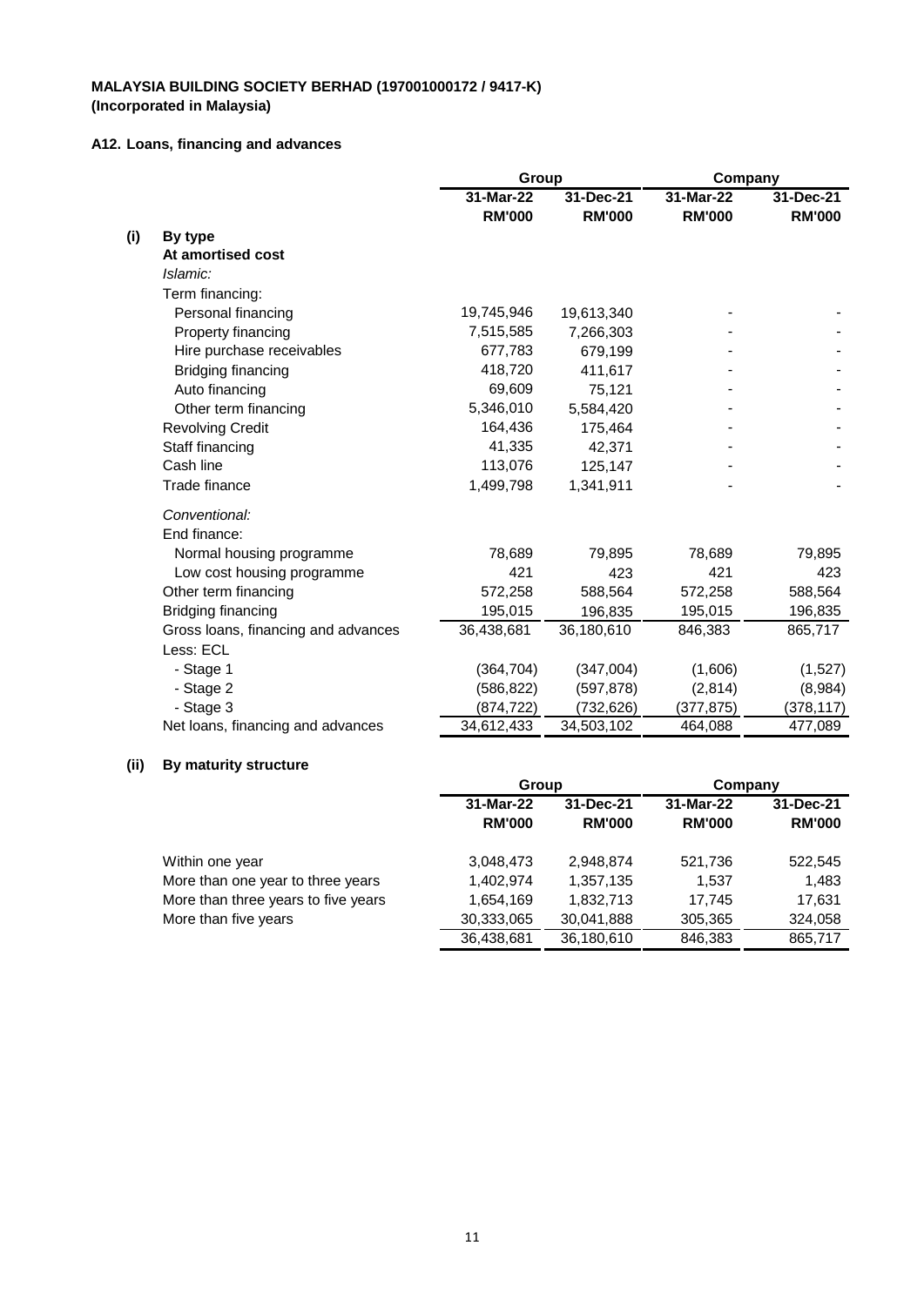**MALAYSIA BUILDING SOCIETY BERHAD (197001000172 / 9417-K)**
**(Incorporated in Malaysia)**

## A12. Loans, financing and advances

### (i) By type

| | Group | | Company | |
|---|---|---|---|---|
| | 31-Mar-22 | 31-Dec-21 | 31-Mar-22 | 31-Dec-21 |
| | RM'000 | RM'000 | RM'000 | RM'000 |
| **At amortised cost** | | | | |
| *Islamic:* | | | | |
| Term financing: | | | | |
| Personal financing | 19,745,946 | 19,613,340 | - | - |
| Property financing | 7,515,585 | 7,266,303 | - | - |
| Hire purchase receivables | 677,783 | 679,199 | - | - |
| Bridging financing | 418,720 | 411,617 | - | - |
| Auto financing | 69,609 | 75,121 | - | - |
| Other term financing | 5,346,010 | 5,584,420 | - | - |
| Revolving Credit | 164,436 | 175,464 | - | - |
| Staff financing | 41,335 | 42,371 | - | - |
| Cash line | 113,076 | 125,147 | - | - |
| Trade finance | 1,499,798 | 1,341,911 | - | - |
| *Conventional:* | | | | |
| End finance: | | | | |
| Normal housing programme | 78,689 | 79,895 | 78,689 | 79,895 |
| Low cost housing programme | 421 | 423 | 421 | 423 |
| Other term financing | 572,258 | 588,564 | 572,258 | 588,564 |
| Bridging financing | 195,015 | 196,835 | 195,015 | 196,835 |
| Gross loans, financing and advances | 36,438,681 | 36,180,610 | 846,383 | 865,717 |
| Less: ECL | | | | |
| - Stage 1 | (364,704) | (347,004) | (1,606) | (1,527) |
| - Stage 2 | (586,822) | (597,878) | (2,814) | (8,984) |
| - Stage 3 | (874,722) | (732,626) | (377,875) | (378,117) |
| Net loans, financing and advances | 34,612,433 | 34,503,102 | 464,088 | 477,089 |

### (ii) By maturity structure

| | Group | | Company | |
|---|---|---|---|---|
| | 31-Mar-22 | 31-Dec-21 | 31-Mar-22 | 31-Dec-21 |
| | RM'000 | RM'000 | RM'000 | RM'000 |
| Within one year | 3,048,473 | 2,948,874 | 521,736 | 522,545 |
| More than one year to three years | 1,402,974 | 1,357,135 | 1,537 | 1,483 |
| More than three years to five years | 1,654,169 | 1,832,713 | 17,745 | 17,631 |
| More than five years | 30,333,065 | 30,041,888 | 305,365 | 324,058 |
| | 36,438,681 | 36,180,610 | 846,383 | 865,717 |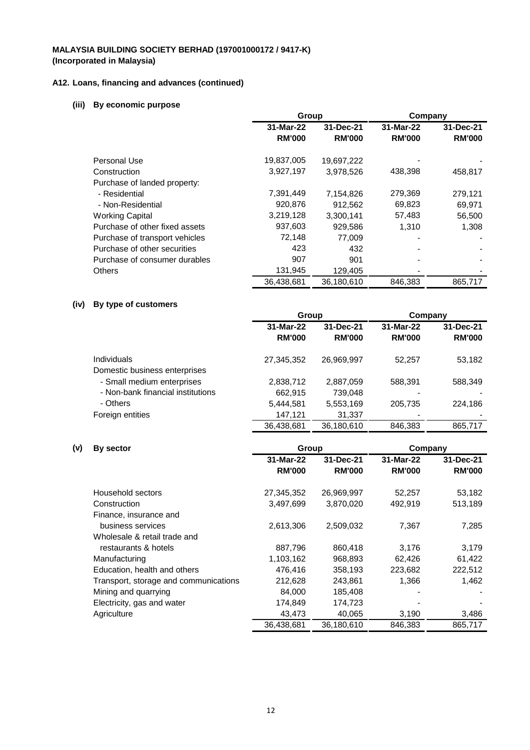**MALAYSIA BUILDING SOCIETY BERHAD (197001000172 / 9417-K)**
**(Incorporated in Malaysia)**

**A12. Loans, financing and advances (continued)**

**(iii) By economic purpose**

| | Group | | Company | |
|---|---|---|---|---|
| | **31-Mar-22** | **31-Dec-21** | **31-Mar-22** | **31-Dec-21** |
| | **RM'000** | **RM'000** | **RM'000** | **RM'000** |
| Personal Use | 19,837,005 | 19,697,222 | - | - |
| Construction | 3,927,197 | 3,978,526 | 438,398 | 458,817 |
| Purchase of landed property: | | | | |
| - Residential | 7,391,449 | 7,154,826 | 279,369 | 279,121 |
| - Non-Residential | 920,876 | 912,562 | 69,823 | 69,971 |
| Working Capital | 3,219,128 | 3,300,141 | 57,483 | 56,500 |
| Purchase of other fixed assets | 937,603 | 929,586 | 1,310 | 1,308 |
| Purchase of transport vehicles | 72,148 | 77,009 | - | - |
| Purchase of other securities | 423 | 432 | - | - |
| Purchase of consumer durables | 907 | 901 | - | - |
| Others | 131,945 | 129,405 | - | - |
| | 36,438,681 | 36,180,610 | 846,383 | 865,717 |

**(iv) By type of customers**

| | Group | | Company | |
|---|---|---|---|---|
| | **31-Mar-22** | **31-Dec-21** | **31-Mar-22** | **31-Dec-21** |
| | **RM'000** | **RM'000** | **RM'000** | **RM'000** |
| Individuals | 27,345,352 | 26,969,997 | 52,257 | 53,182 |
| Domestic business enterprises | | | | |
| - Small medium enterprises | 2,838,712 | 2,887,059 | 588,391 | 588,349 |
| - Non-bank financial institutions | 662,915 | 739,048 | - | - |
| - Others | 5,444,581 | 5,553,169 | 205,735 | 224,186 |
| Foreign entities | 147,121 | 31,337 | - | - |
| | 36,438,681 | 36,180,610 | 846,383 | 865,717 |

**(v) By sector**

| | Group | | Company | |
|---|---|---|---|---|
| | **31-Mar-22** | **31-Dec-21** | **31-Mar-22** | **31-Dec-21** |
| | **RM'000** | **RM'000** | **RM'000** | **RM'000** |
| Household sectors | 27,345,352 | 26,969,997 | 52,257 | 53,182 |
| Construction | 3,497,699 | 3,870,020 | 492,919 | 513,189 |
| Finance, insurance and business services | 2,613,306 | 2,509,032 | 7,367 | 7,285 |
| Wholesale & retail trade and restaurants & hotels | 887,796 | 860,418 | 3,176 | 3,179 |
| Manufacturing | 1,103,162 | 968,893 | 62,426 | 61,422 |
| Education, health and others | 476,416 | 358,193 | 223,682 | 222,512 |
| Transport, storage and communications | 212,628 | 243,861 | 1,366 | 1,462 |
| Mining and quarrying | 84,000 | 185,408 | - | - |
| Electricity, gas and water | 174,849 | 174,723 | - | - |
| Agriculture | 43,473 | 40,065 | 3,190 | 3,486 |
| | 36,438,681 | 36,180,610 | 846,383 | 865,717 |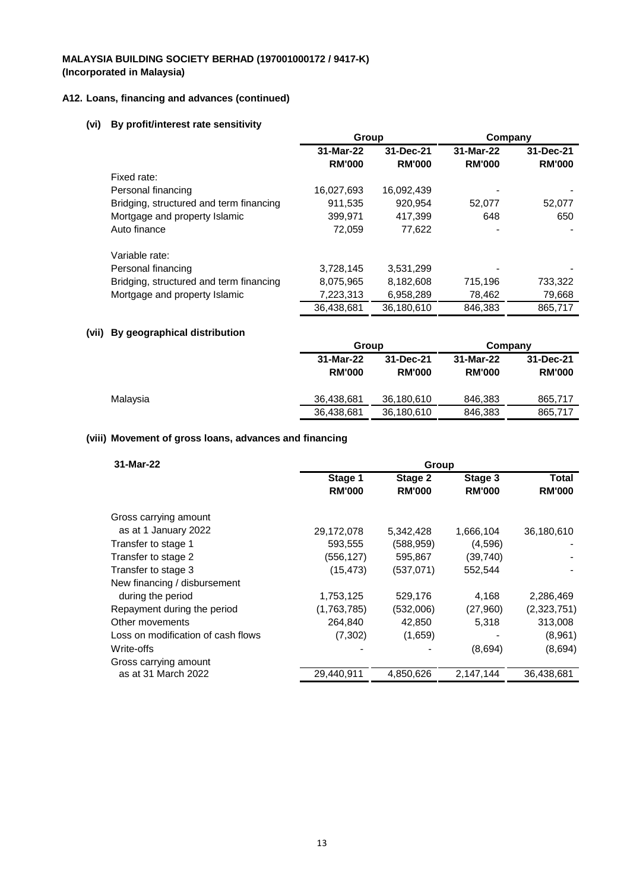**MALAYSIA BUILDING SOCIETY BERHAD (197001000172 / 9417-K)**
**(Incorporated in Malaysia)**

## A12. Loans, financing and advances (continued)

### (vi) By profit/interest rate sensitivity

| | Group | | Company | |
|---|---|---|---|---|
| | 31-Mar-22 | 31-Dec-21 | 31-Mar-22 | 31-Dec-21 |
| | RM'000 | RM'000 | RM'000 | RM'000 |
| Fixed rate: | | | | |
| Personal financing | 16,027,693 | 16,092,439 | - | - |
| Bridging, structured and term financing | 911,535 | 920,954 | 52,077 | 52,077 |
| Mortgage and property Islamic | 399,971 | 417,399 | 648 | 650 |
| Auto finance | 72,059 | 77,622 | - | - |
| Variable rate: | | | | |
| Personal financing | 3,728,145 | 3,531,299 | - | - |
| Bridging, structured and term financing | 8,075,965 | 8,182,608 | 715,196 | 733,322 |
| Mortgage and property Islamic | 7,223,313 | 6,958,289 | 78,462 | 79,668 |
| | 36,438,681 | 36,180,610 | 846,383 | 865,717 |

### (vii) By geographical distribution

| | Group | | Company | |
|---|---|---|---|---|
| | 31-Mar-22 | 31-Dec-21 | 31-Mar-22 | 31-Dec-21 |
| | RM'000 | RM'000 | RM'000 | RM'000 |
| Malaysia | 36,438,681 | 36,180,610 | 846,383 | 865,717 |
| | 36,438,681 | 36,180,610 | 846,383 | 865,717 |

### (viii) Movement of gross loans, advances and financing

| 31-Mar-22 | Group | | | |
|---|---|---|---|---|
| | Stage 1 | Stage 2 | Stage 3 | Total |
| | RM'000 | RM'000 | RM'000 | RM'000 |
| Gross carrying amount as at 1 January 2022 | 29,172,078 | 5,342,428 | 1,666,104 | 36,180,610 |
| Transfer to stage 1 | 593,555 | (588,959) | (4,596) | - |
| Transfer to stage 2 | (556,127) | 595,867 | (39,740) | - |
| Transfer to stage 3 | (15,473) | (537,071) | 552,544 | - |
| New financing / disbursement during the period | 1,753,125 | 529,176 | 4,168 | 2,286,469 |
| Repayment during the period | (1,763,785) | (532,006) | (27,960) | (2,323,751) |
| Other movements | 264,840 | 42,850 | 5,318 | 313,008 |
| Loss on modification of cash flows | (7,302) | (1,659) | - | (8,961) |
| Write-offs | - | - | (8,694) | (8,694) |
| Gross carrying amount as at 31 March 2022 | 29,440,911 | 4,850,626 | 2,147,144 | 36,438,681 |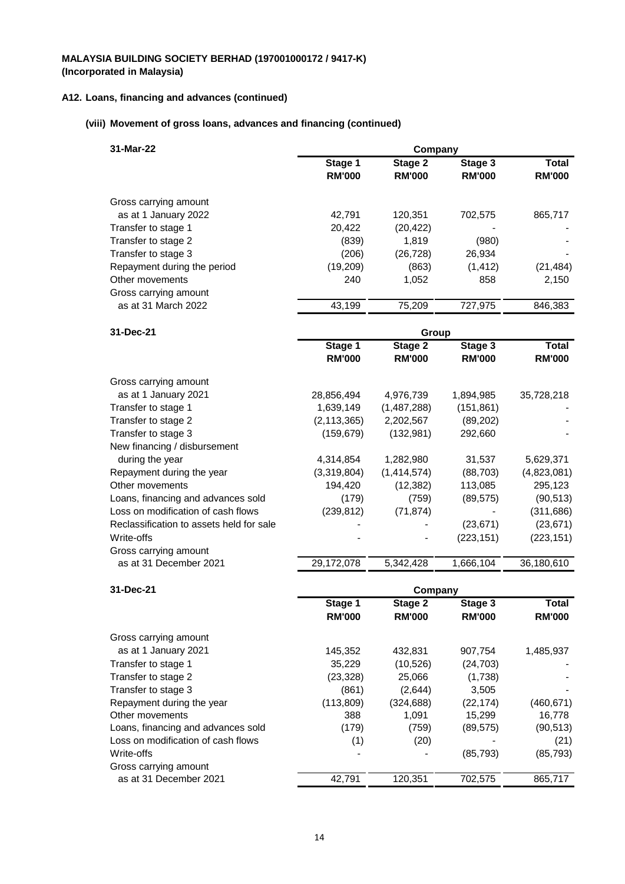**MALAYSIA BUILDING SOCIETY BERHAD (197001000172 / 9417-K)**
**(Incorporated in Malaysia)**

### A12. Loans, financing and advances (continued)

#### (viii) Movement of gross loans, advances and financing (continued)

| 31-Mar-22 | Company | | | |
|---|---|---|---|---|
| | Stage 1 RM'000 | Stage 2 RM'000 | Stage 3 RM'000 | Total RM'000 |
| Gross carrying amount as at 1 January 2022 | 42,791 | 120,351 | 702,575 | 865,717 |
| Transfer to stage 1 | 20,422 | (20,422) | - | - |
| Transfer to stage 2 | (839) | 1,819 | (980) | - |
| Transfer to stage 3 | (206) | (26,728) | 26,934 | - |
| Repayment during the period | (19,209) | (863) | (1,412) | (21,484) |
| Other movements | 240 | 1,052 | 858 | 2,150 |
| Gross carrying amount as at 31 March 2022 | 43,199 | 75,209 | 727,975 | 846,383 |

| 31-Dec-21 | Group | | | |
|---|---|---|---|---|
| | Stage 1 RM'000 | Stage 2 RM'000 | Stage 3 RM'000 | Total RM'000 |
| Gross carrying amount as at 1 January 2021 | 28,856,494 | 4,976,739 | 1,894,985 | 35,728,218 |
| Transfer to stage 1 | 1,639,149 | (1,487,288) | (151,861) | - |
| Transfer to stage 2 | (2,113,365) | 2,202,567 | (89,202) | - |
| Transfer to stage 3 | (159,679) | (132,981) | 292,660 | - |
| New financing / disbursement during the year | 4,314,854 | 1,282,980 | 31,537 | 5,629,371 |
| Repayment during the year | (3,319,804) | (1,414,574) | (88,703) | (4,823,081) |
| Other movements | 194,420 | (12,382) | 113,085 | 295,123 |
| Loans, financing and advances sold | (179) | (759) | (89,575) | (90,513) |
| Loss on modification of cash flows | (239,812) | (71,874) | - | (311,686) |
| Reclassification to assets held for sale | - | - | (23,671) | (23,671) |
| Write-offs | - | - | (223,151) | (223,151) |
| Gross carrying amount as at 31 December 2021 | 29,172,078 | 5,342,428 | 1,666,104 | 36,180,610 |

| 31-Dec-21 | Company | | | |
|---|---|---|---|---|
| | Stage 1 RM'000 | Stage 2 RM'000 | Stage 3 RM'000 | Total RM'000 |
| Gross carrying amount as at 1 January 2021 | 145,352 | 432,831 | 907,754 | 1,485,937 |
| Transfer to stage 1 | 35,229 | (10,526) | (24,703) | - |
| Transfer to stage 2 | (23,328) | 25,066 | (1,738) | - |
| Transfer to stage 3 | (861) | (2,644) | 3,505 | - |
| Repayment during the year | (113,809) | (324,688) | (22,174) | (460,671) |
| Other movements | 388 | 1,091 | 15,299 | 16,778 |
| Loans, financing and advances sold | (179) | (759) | (89,575) | (90,513) |
| Loss on modification of cash flows | (1) | (20) | - | (21) |
| Write-offs | - | - | (85,793) | (85,793) |
| Gross carrying amount as at 31 December 2021 | 42,791 | 120,351 | 702,575 | 865,717 |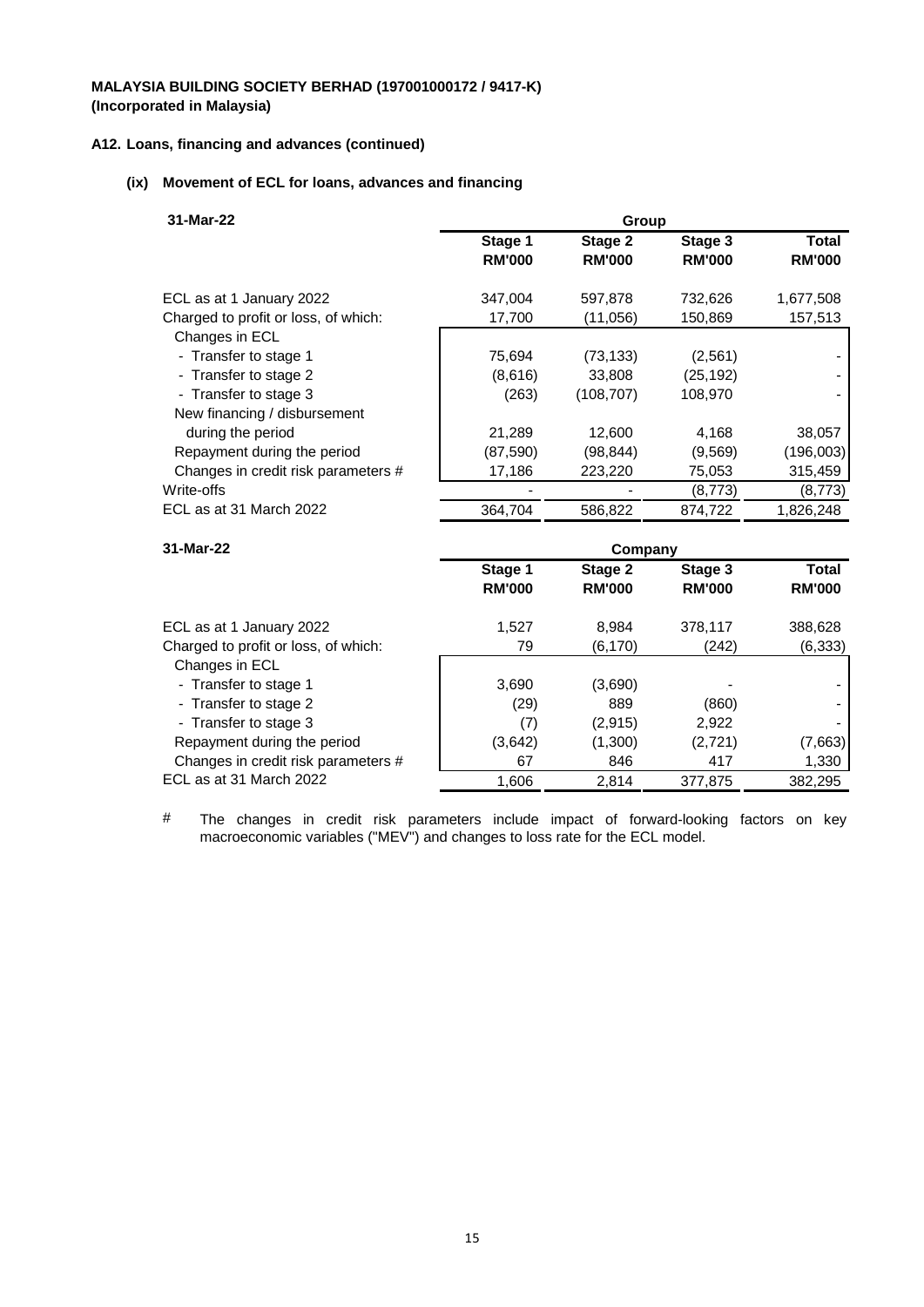**MALAYSIA BUILDING SOCIETY BERHAD (197001000172 / 9417-K)**
**(Incorporated in Malaysia)**

**A12. Loans, financing and advances (continued)**

**(ix) Movement of ECL for loans, advances and financing**

| 31-Mar-22 | Group | | | |
|---|---|---|---|---|
| | Stage 1 RM'000 | Stage 2 RM'000 | Stage 3 RM'000 | Total RM'000 |
| ECL as at 1 January 2022 | 347,004 | 597,878 | 732,626 | 1,677,508 |
| Charged to profit or loss, of which: | 17,700 | (11,056) | 150,869 | 157,513 |
| Changes in ECL | | | | |
| - Transfer to stage 1 | 75,694 | (73,133) | (2,561) | - |
| - Transfer to stage 2 | (8,616) | 33,808 | (25,192) | - |
| - Transfer to stage 3 | (263) | (108,707) | 108,970 | - |
| New financing / disbursement during the period | 21,289 | 12,600 | 4,168 | 38,057 |
| Repayment during the period | (87,590) | (98,844) | (9,569) | (196,003) |
| Changes in credit risk parameters # | 17,186 | 223,220 | 75,053 | 315,459 |
| Write-offs | - | - | (8,773) | (8,773) |
| ECL as at 31 March 2022 | 364,704 | 586,822 | 874,722 | 1,826,248 |

| 31-Mar-22 | Company | | | |
|---|---|---|---|---|
| | Stage 1 RM'000 | Stage 2 RM'000 | Stage 3 RM'000 | Total RM'000 |
| ECL as at 1 January 2022 | 1,527 | 8,984 | 378,117 | 388,628 |
| Charged to profit or loss, of which: | 79 | (6,170) | (242) | (6,333) |
| Changes in ECL | | | | |
| - Transfer to stage 1 | 3,690 | (3,690) | - | - |
| - Transfer to stage 2 | (29) | 889 | (860) | - |
| - Transfer to stage 3 | (7) | (2,915) | 2,922 | - |
| Repayment during the period | (3,642) | (1,300) | (2,721) | (7,663) |
| Changes in credit risk parameters # | 67 | 846 | 417 | 1,330 |
| ECL as at 31 March 2022 | 1,606 | 2,814 | 377,875 | 382,295 |

\# The changes in credit risk parameters include impact of forward-looking factors on key macroeconomic variables ("MEV") and changes to loss rate for the ECL model.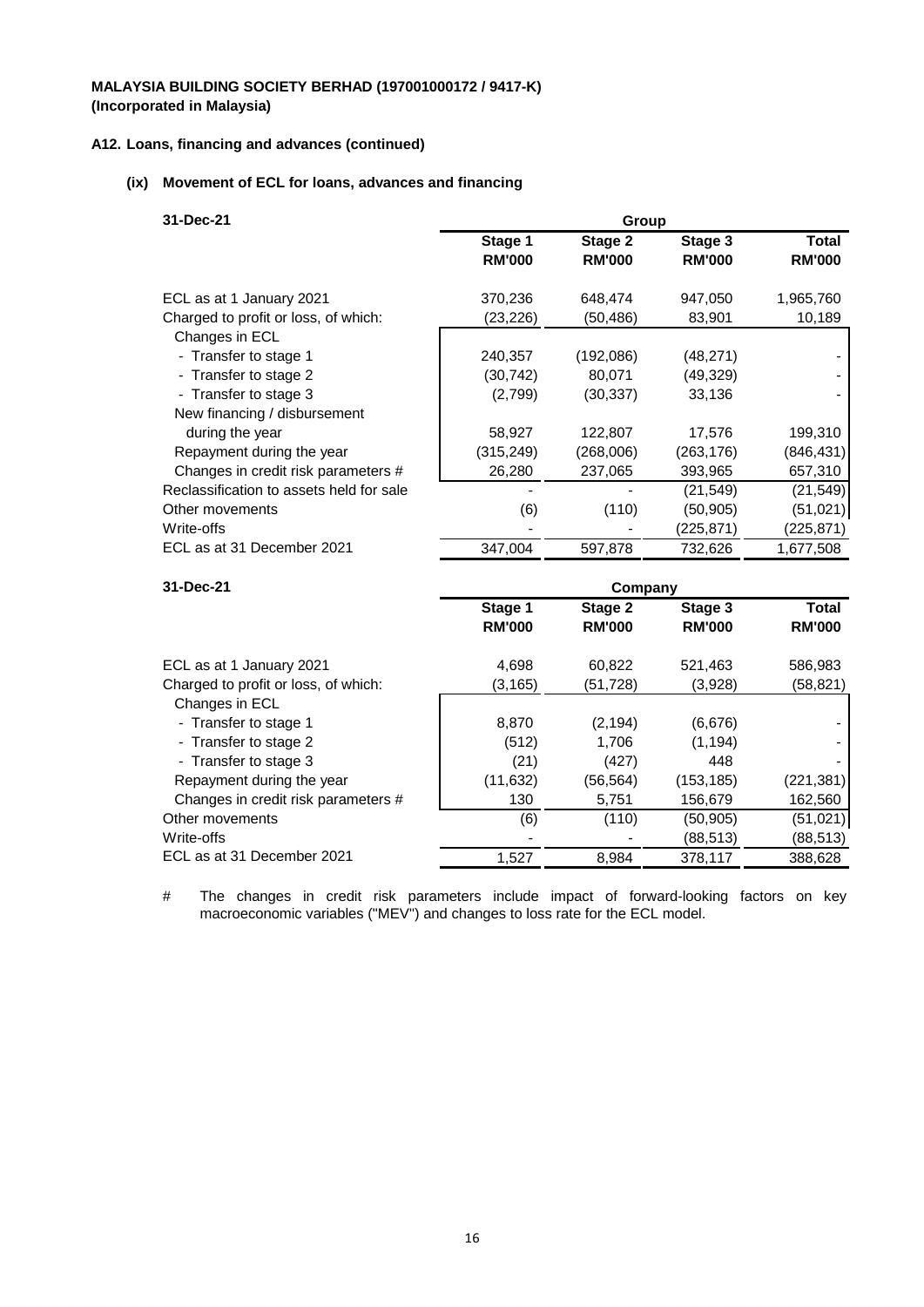**MALAYSIA BUILDING SOCIETY BERHAD (197001000172 / 9417-K)**
**(Incorporated in Malaysia)**

**A12. Loans, financing and advances (continued)**

**(ix) Movement of ECL for loans, advances and financing**

| 31-Dec-21 | Group | | | |
|---|---|---|---|---|
| | **Stage 1 RM'000** | **Stage 2 RM'000** | **Stage 3 RM'000** | **Total RM'000** |
| ECL as at 1 January 2021 | 370,236 | 648,474 | 947,050 | 1,965,760 |
| Charged to profit or loss, of which: | (23,226) | (50,486) | 83,901 | 10,189 |
| Changes in ECL | | | | |
| - Transfer to stage 1 | 240,357 | (192,086) | (48,271) | - |
| - Transfer to stage 2 | (30,742) | 80,071 | (49,329) | - |
| - Transfer to stage 3 | (2,799) | (30,337) | 33,136 | - |
| New financing / disbursement during the year | 58,927 | 122,807 | 17,576 | 199,310 |
| Repayment during the year | (315,249) | (268,006) | (263,176) | (846,431) |
| Changes in credit risk parameters # | 26,280 | 237,065 | 393,965 | 657,310 |
| Reclassification to assets held for sale | - | - | (21,549) | (21,549) |
| Other movements | (6) | (110) | (50,905) | (51,021) |
| Write-offs | - | - | (225,871) | (225,871) |
| ECL as at 31 December 2021 | 347,004 | 597,878 | 732,626 | 1,677,508 |

| 31-Dec-21 | Company | | | |
|---|---|---|---|---|
| | **Stage 1 RM'000** | **Stage 2 RM'000** | **Stage 3 RM'000** | **Total RM'000** |
| ECL as at 1 January 2021 | 4,698 | 60,822 | 521,463 | 586,983 |
| Charged to profit or loss, of which: | (3,165) | (51,728) | (3,928) | (58,821) |
| Changes in ECL | | | | |
| - Transfer to stage 1 | 8,870 | (2,194) | (6,676) | - |
| - Transfer to stage 2 | (512) | 1,706 | (1,194) | - |
| - Transfer to stage 3 | (21) | (427) | 448 | - |
| Repayment during the year | (11,632) | (56,564) | (153,185) | (221,381) |
| Changes in credit risk parameters # | 130 | 5,751 | 156,679 | 162,560 |
| Other movements | (6) | (110) | (50,905) | (51,021) |
| Write-offs | - | - | (88,513) | (88,513) |
| ECL as at 31 December 2021 | 1,527 | 8,984 | 378,117 | 388,628 |

# The changes in credit risk parameters include impact of forward-looking factors on key macroeconomic variables ("MEV") and changes to loss rate for the ECL model.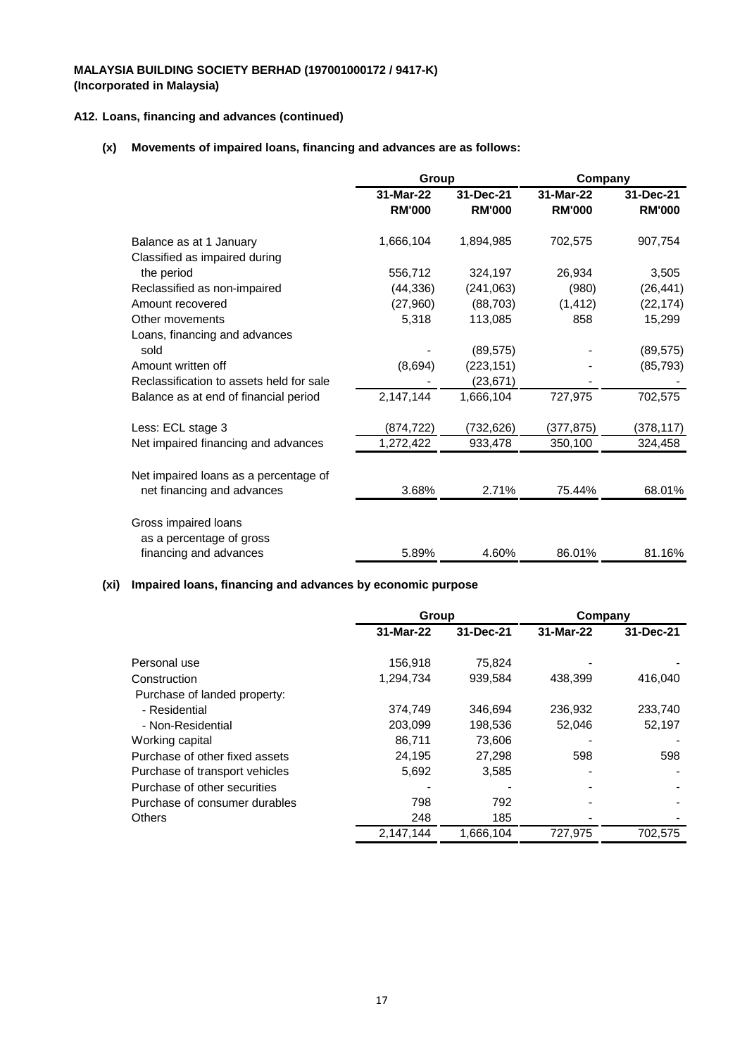**MALAYSIA BUILDING SOCIETY BERHAD (197001000172 / 9417-K)**
**(Incorporated in Malaysia)**

**A12. Loans, financing and advances (continued)**

**(x) Movements of impaired loans, financing and advances are as follows:**

| | Group | | Company | |
|---|---|---|---|---|
| | 31-Mar-22 RM'000 | 31-Dec-21 RM'000 | 31-Mar-22 RM'000 | 31-Dec-21 RM'000 |
| Balance as at 1 January | 1,666,104 | 1,894,985 | 702,575 | 907,754 |
| Classified as impaired during the period | 556,712 | 324,197 | 26,934 | 3,505 |
| Reclassified as non-impaired | (44,336) | (241,063) | (980) | (26,441) |
| Amount recovered | (27,960) | (88,703) | (1,412) | (22,174) |
| Other movements | 5,318 | 113,085 | 858 | 15,299 |
| Loans, financing and advances sold | - | (89,575) | - | (89,575) |
| Amount written off | (8,694) | (223,151) | - | (85,793) |
| Reclassification to assets held for sale | - | (23,671) | - | - |
| Balance as at end of financial period | 2,147,144 | 1,666,104 | 727,975 | 702,575 |
| Less: ECL stage 3 | (874,722) | (732,626) | (377,875) | (378,117) |
| Net impaired financing and advances | 1,272,422 | 933,478 | 350,100 | 324,458 |
| Net impaired loans as a percentage of net financing and advances | 3.68% | 2.71% | 75.44% | 68.01% |
| Gross impaired loans as a percentage of gross financing and advances | 5.89% | 4.60% | 86.01% | 81.16% |

**(xi) Impaired loans, financing and advances by economic purpose**

| | Group | | Company | |
|---|---|---|---|---|
| | 31-Mar-22 | 31-Dec-21 | 31-Mar-22 | 31-Dec-21 |
| Personal use | 156,918 | 75,824 | - | - |
| Construction | 1,294,734 | 939,584 | 438,399 | 416,040 |
| Purchase of landed property: | | | | |
| - Residential | 374,749 | 346,694 | 236,932 | 233,740 |
| - Non-Residential | 203,099 | 198,536 | 52,046 | 52,197 |
| Working capital | 86,711 | 73,606 | - | - |
| Purchase of other fixed assets | 24,195 | 27,298 | 598 | 598 |
| Purchase of transport vehicles | 5,692 | 3,585 | - | - |
| Purchase of other securities | - | - | - | - |
| Purchase of consumer durables | 798 | 792 | - | - |
| Others | 248 | 185 | - | - |
| | 2,147,144 | 1,666,104 | 727,975 | 702,575 |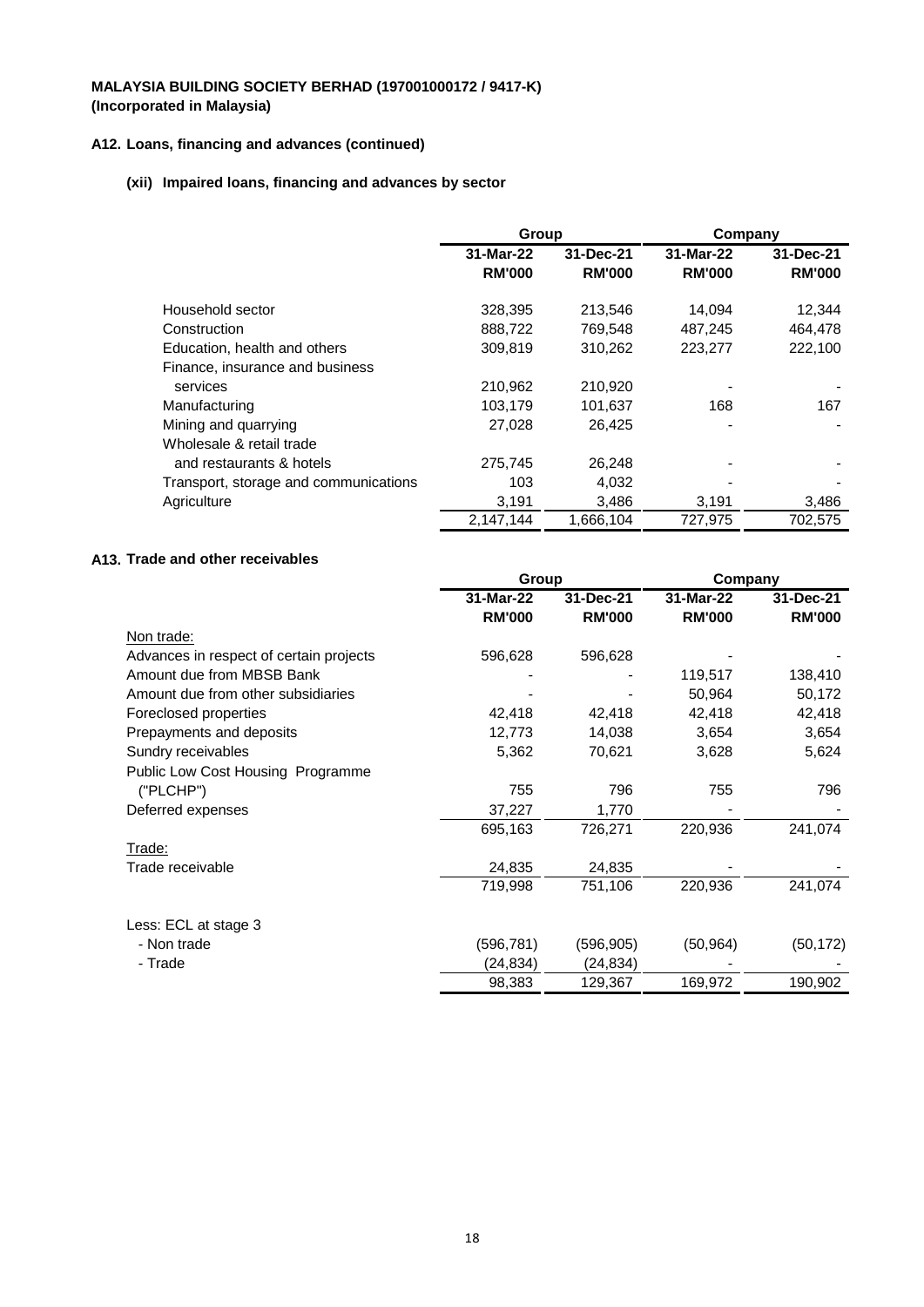**MALAYSIA BUILDING SOCIETY BERHAD (197001000172 / 9417-K)**
**(Incorporated in Malaysia)**

### A12. Loans, financing and advances (continued)

#### (xii) Impaired loans, financing and advances by sector

| | Group | | Company | |
|---|---|---|---|---|
| | 31-Mar-22 | 31-Dec-21 | 31-Mar-22 | 31-Dec-21 |
| | RM'000 | RM'000 | RM'000 | RM'000 |
| Household sector | 328,395 | 213,546 | 14,094 | 12,344 |
| Construction | 888,722 | 769,548 | 487,245 | 464,478 |
| Education, health and others | 309,819 | 310,262 | 223,277 | 222,100 |
| Finance, insurance and business services | 210,962 | 210,920 | - | - |
| Manufacturing | 103,179 | 101,637 | 168 | 167 |
| Mining and quarrying | 27,028 | 26,425 | - | - |
| Wholesale & retail trade and restaurants & hotels | 275,745 | 26,248 | - | - |
| Transport, storage and communications | 103 | 4,032 | - | - |
| Agriculture | 3,191 | 3,486 | 3,191 | 3,486 |
| | 2,147,144 | 1,666,104 | 727,975 | 702,575 |

### A13. Trade and other receivables

| | Group | | Company | |
|---|---|---|---|---|
| | 31-Mar-22 | 31-Dec-21 | 31-Mar-22 | 31-Dec-21 |
| | RM'000 | RM'000 | RM'000 | RM'000 |
| Non trade: | | | | |
| Advances in respect of certain projects | 596,628 | 596,628 | - | - |
| Amount due from MBSB Bank | - | - | 119,517 | 138,410 |
| Amount due from other subsidiaries | - | - | 50,964 | 50,172 |
| Foreclosed properties | 42,418 | 42,418 | 42,418 | 42,418 |
| Prepayments and deposits | 12,773 | 14,038 | 3,654 | 3,654 |
| Sundry receivables | 5,362 | 70,621 | 3,628 | 5,624 |
| Public Low Cost Housing Programme ("PLCHP") | 755 | 796 | 755 | 796 |
| Deferred expenses | 37,227 | 1,770 | - | - |
| | 695,163 | 726,271 | 220,936 | 241,074 |
| Trade: | | | | |
| Trade receivable | 24,835 | 24,835 | - | - |
| | 719,998 | 751,106 | 220,936 | 241,074 |
| Less: ECL at stage 3 | | | | |
| - Non trade | (596,781) | (596,905) | (50,964) | (50,172) |
| - Trade | (24,834) | (24,834) | - | - |
| | 98,383 | 129,367 | 169,972 | 190,902 |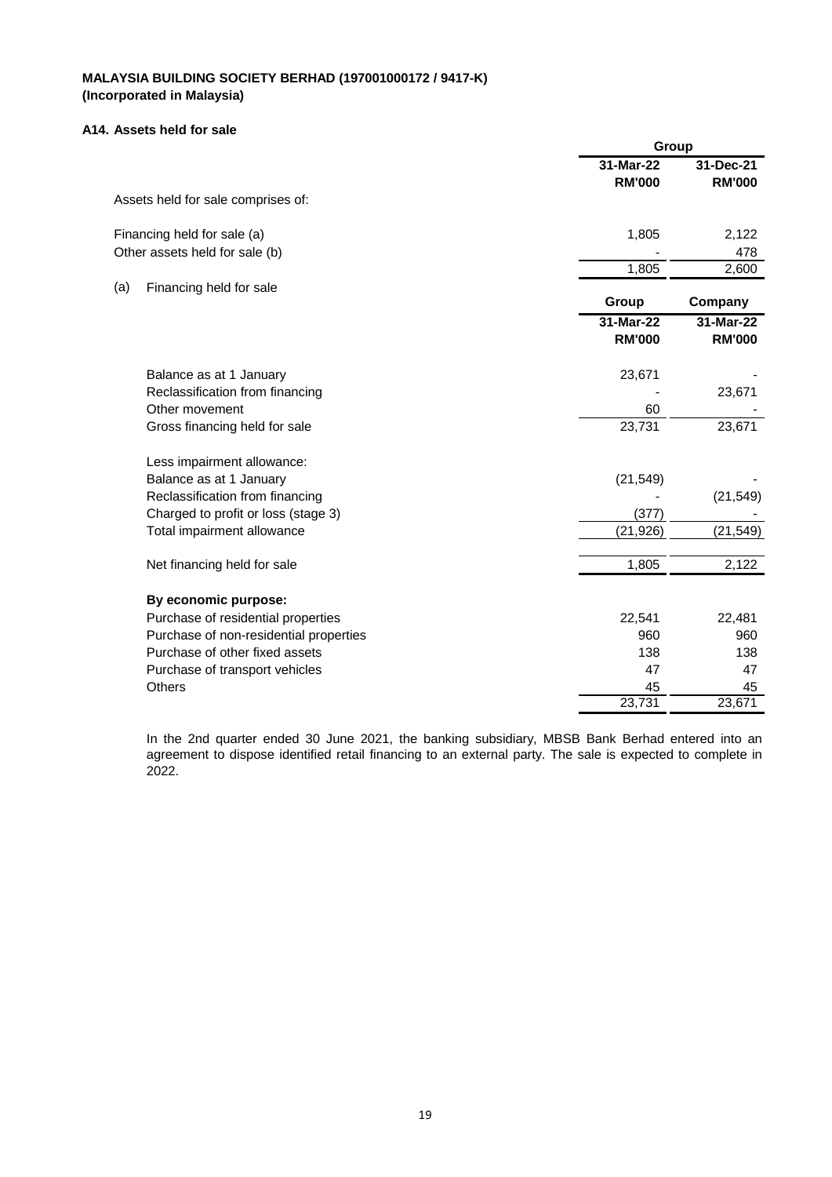**MALAYSIA BUILDING SOCIETY BERHAD (197001000172 / 9417-K)**
**(Incorporated in Malaysia)**

**A14. Assets held for sale**

| | Group | |
|---|---|---|
| | **31-Mar-22** | **31-Dec-21** |
| | **RM'000** | **RM'000** |
| Assets held for sale comprises of: | | |
| Financing held for sale (a) | 1,805 | 2,122 |
| Other assets held for sale (b) | - | 478 |
| | 1,805 | 2,600 |

(a) Financing held for sale

| | Group | Company |
|---|---|---|
| | **31-Mar-22** | **31-Mar-22** |
| | **RM'000** | **RM'000** |
| Balance as at 1 January | 23,671 | - |
| Reclassification from financing | - | 23,671 |
| Other movement | 60 | - |
| Gross financing held for sale | 23,731 | 23,671 |
| Less impairment allowance: | | |
| Balance as at 1 January | (21,549) | - |
| Reclassification from financing | - | (21,549) |
| Charged to profit or loss (stage 3) | (377) | - |
| Total impairment allowance | (21,926) | (21,549) |
| Net financing held for sale | 1,805 | 2,122 |
| **By economic purpose:** | | |
| Purchase of residential properties | 22,541 | 22,481 |
| Purchase of non-residential properties | 960 | 960 |
| Purchase of other fixed assets | 138 | 138 |
| Purchase of transport vehicles | 47 | 47 |
| Others | 45 | 45 |
| | 23,731 | 23,671 |

In the 2nd quarter ended 30 June 2021, the banking subsidiary, MBSB Bank Berhad entered into an agreement to dispose identified retail financing to an external party. The sale is expected to complete in 2022.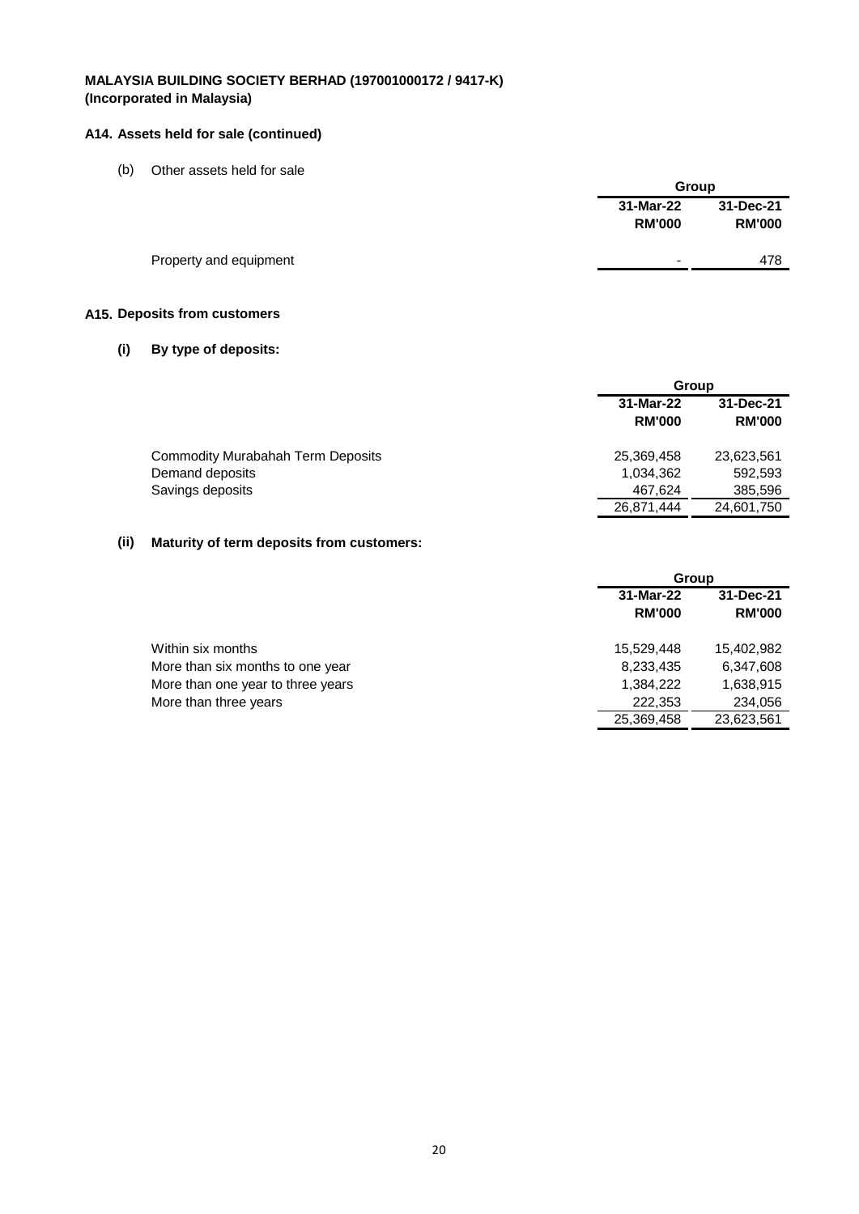**MALAYSIA BUILDING SOCIETY BERHAD (197001000172 / 9417-K)**
**(Incorporated in Malaysia)**

### A14. Assets held for sale (continued)

(b) Other assets held for sale

| | Group | |
|---|---|---|
| | **31-Mar-22** | **31-Dec-21** |
| | **RM'000** | **RM'000** |
| Property and equipment | - | 478 |

### A15. Deposits from customers

#### (i) By type of deposits:

| | Group | |
|---|---|---|
| | **31-Mar-22** | **31-Dec-21** |
| | **RM'000** | **RM'000** |
| Commodity Murabahah Term Deposits | 25,369,458 | 23,623,561 |
| Demand deposits | 1,034,362 | 592,593 |
| Savings deposits | 467,624 | 385,596 |
| | 26,871,444 | 24,601,750 |

#### (ii) Maturity of term deposits from customers:

| | Group | |
|---|---|---|
| | **31-Mar-22** | **31-Dec-21** |
| | **RM'000** | **RM'000** |
| Within six months | 15,529,448 | 15,402,982 |
| More than six months to one year | 8,233,435 | 6,347,608 |
| More than one year to three years | 1,384,222 | 1,638,915 |
| More than three years | 222,353 | 234,056 |
| | 25,369,458 | 23,623,561 |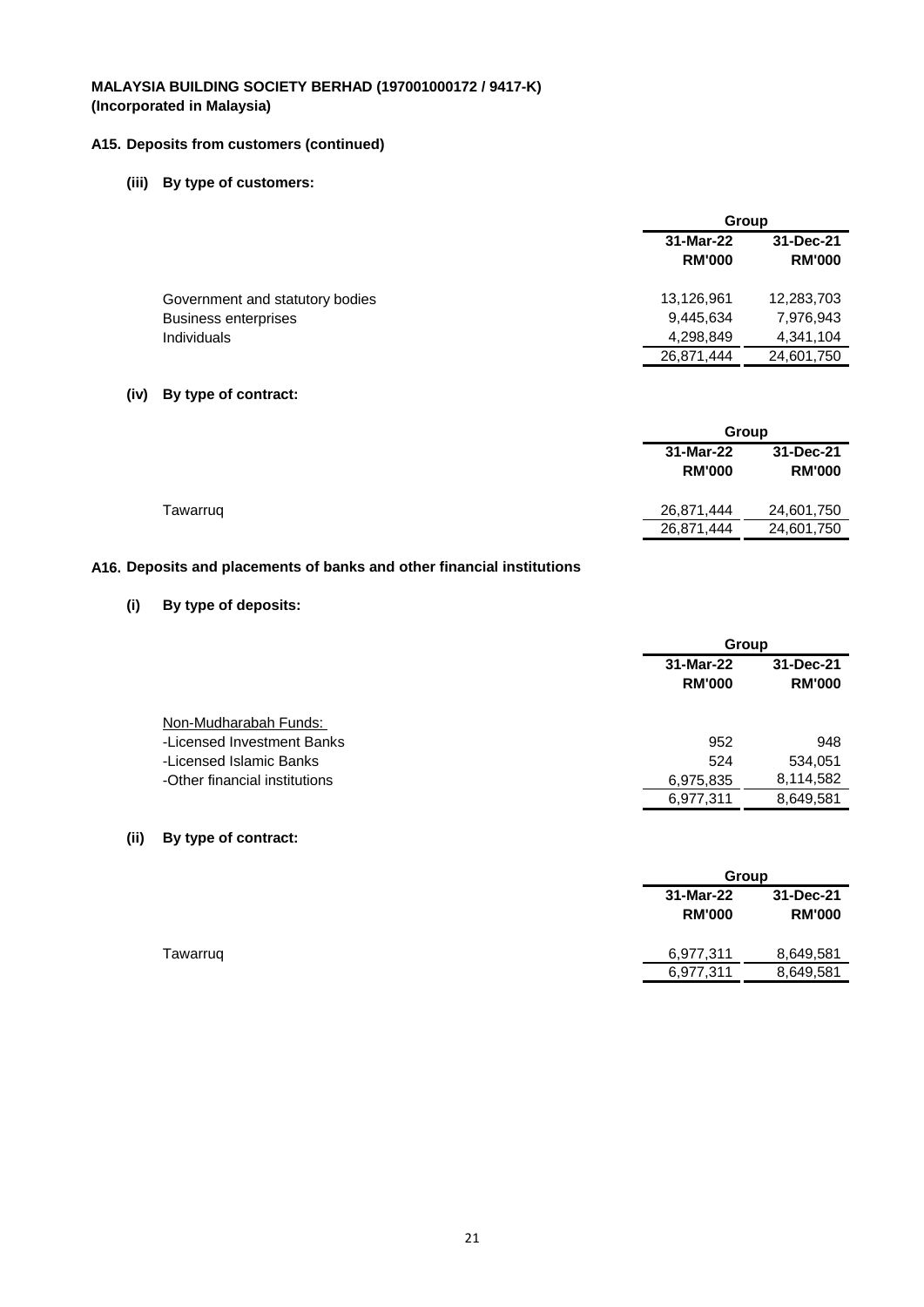**MALAYSIA BUILDING SOCIETY BERHAD (197001000172 / 9417-K)**
**(Incorporated in Malaysia)**

## A15. Deposits from customers (continued)

### (iii) By type of customers:

| | Group | |
|---|---|---|
| | 31-Mar-22 | 31-Dec-21 |
| | RM'000 | RM'000 |
| Government and statutory bodies | 13,126,961 | 12,283,703 |
| Business enterprises | 9,445,634 | 7,976,943 |
| Individuals | 4,298,849 | 4,341,104 |
| | 26,871,444 | 24,601,750 |

### (iv) By type of contract:

| | Group | |
|---|---|---|
| | 31-Mar-22 | 31-Dec-21 |
| | RM'000 | RM'000 |
| Tawarruq | 26,871,444 | 24,601,750 |
| | 26,871,444 | 24,601,750 |

## A16. Deposits and placements of banks and other financial institutions

### (i) By type of deposits:

| | Group | |
|---|---|---|
| | 31-Mar-22 | 31-Dec-21 |
| | RM'000 | RM'000 |
| Non-Mudharabah Funds: | | |
| -Licensed Investment Banks | 952 | 948 |
| -Licensed Islamic Banks | 524 | 534,051 |
| -Other financial institutions | 6,975,835 | 8,114,582 |
| | 6,977,311 | 8,649,581 |

### (ii) By type of contract:

| | Group | |
|---|---|---|
| | 31-Mar-22 | 31-Dec-21 |
| | RM'000 | RM'000 |
| Tawarruq | 6,977,311 | 8,649,581 |
| | 6,977,311 | 8,649,581 |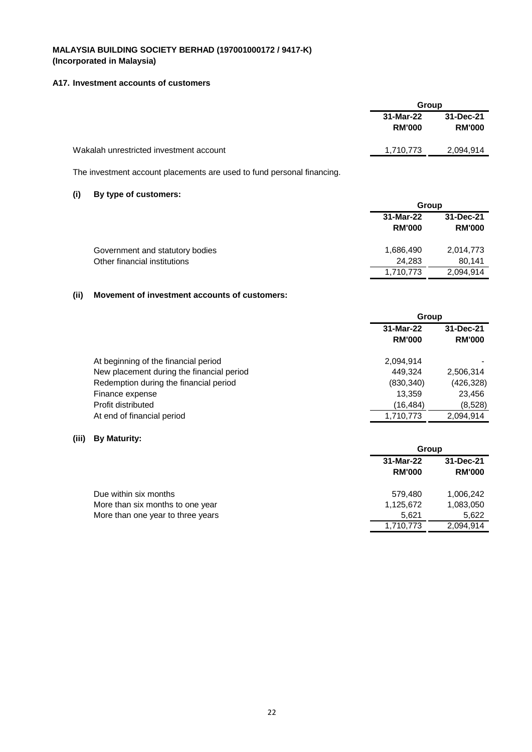**MALAYSIA BUILDING SOCIETY BERHAD (197001000172 / 9417-K)**
**(Incorporated in Malaysia)**

## A17. Investment accounts of customers

| | Group | |
|---|---|---|
| | **31-Mar-22 RM'000** | **31-Dec-21 RM'000** |
| Wakalah unrestricted investment account | 1,710,773 | 2,094,914 |

The investment account placements are used to fund personal financing.

### (i) By type of customers:

| | Group | |
|---|---|---|
| | **31-Mar-22 RM'000** | **31-Dec-21 RM'000** |
| Government and statutory bodies | 1,686,490 | 2,014,773 |
| Other financial institutions | 24,283 | 80,141 |
| | 1,710,773 | 2,094,914 |

### (ii) Movement of investment accounts of customers:

| | Group | |
|---|---|---|
| | **31-Mar-22 RM'000** | **31-Dec-21 RM'000** |
| At beginning of the financial period | 2,094,914 | - |
| New placement during the financial period | 449,324 | 2,506,314 |
| Redemption during the financial period | (830,340) | (426,328) |
| Finance expense | 13,359 | 23,456 |
| Profit distributed | (16,484) | (8,528) |
| At end of financial period | 1,710,773 | 2,094,914 |

### (iii) By Maturity:

| | Group | |
|---|---|---|
| | **31-Mar-22 RM'000** | **31-Dec-21 RM'000** |
| Due within six months | 579,480 | 1,006,242 |
| More than six months to one year | 1,125,672 | 1,083,050 |
| More than one year to three years | 5,621 | 5,622 |
| | 1,710,773 | 2,094,914 |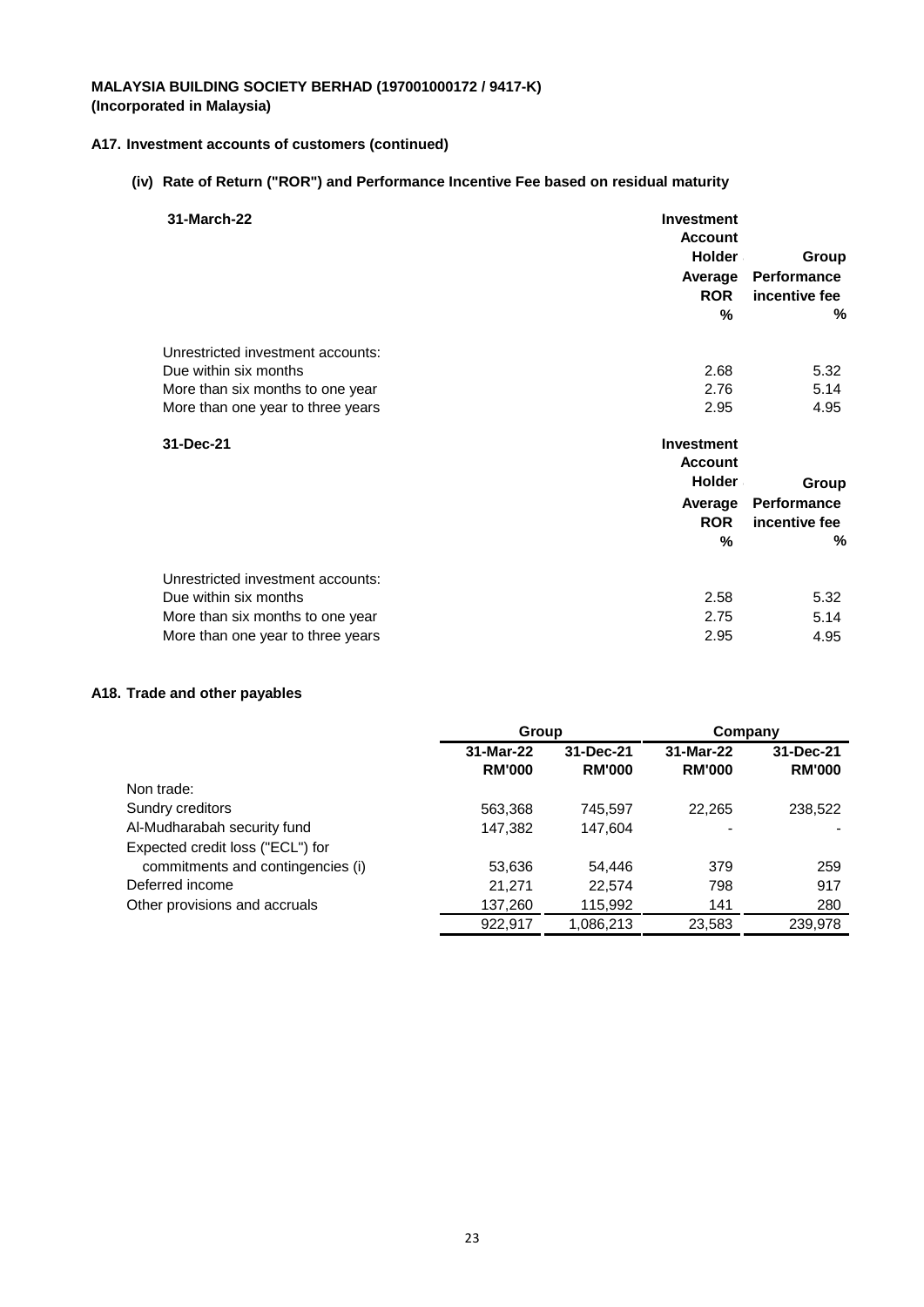**MALAYSIA BUILDING SOCIETY BERHAD (197001000172 / 9417-K)**
**(Incorporated in Malaysia)**

## A17. Investment accounts of customers (continued)

### (iv) Rate of Return ("ROR") and Performance Incentive Fee based on residual maturity

| 31-March-22 | Investment Account Holder Average ROR % | Group Performance incentive fee % |
|---|---|---|
| Unrestricted investment accounts: | | |
| Due within six months | 2.68 | 5.32 |
| More than six months to one year | 2.76 | 5.14 |
| More than one year to three years | 2.95 | 4.95 |

| 31-Dec-21 | Investment Account Holder Average ROR % | Group Performance incentive fee % |
|---|---|---|
| Unrestricted investment accounts: | | |
| Due within six months | 2.58 | 5.32 |
| More than six months to one year | 2.75 | 5.14 |
| More than one year to three years | 2.95 | 4.95 |

## A18. Trade and other payables

| | Group | | Company | |
|---|---|---|---|---|
| | 31-Mar-22 RM'000 | 31-Dec-21 RM'000 | 31-Mar-22 RM'000 | 31-Dec-21 RM'000 |
| Non trade: | | | | |
| Sundry creditors | 563,368 | 745,597 | 22,265 | 238,522 |
| Al-Mudharabah security fund | 147,382 | 147,604 | - | - |
| Expected credit loss ("ECL") for commitments and contingencies (i) | 53,636 | 54,446 | 379 | 259 |
| Deferred income | 21,271 | 22,574 | 798 | 917 |
| Other provisions and accruals | 137,260 | 115,992 | 141 | 280 |
| | 922,917 | 1,086,213 | 23,583 | 239,978 |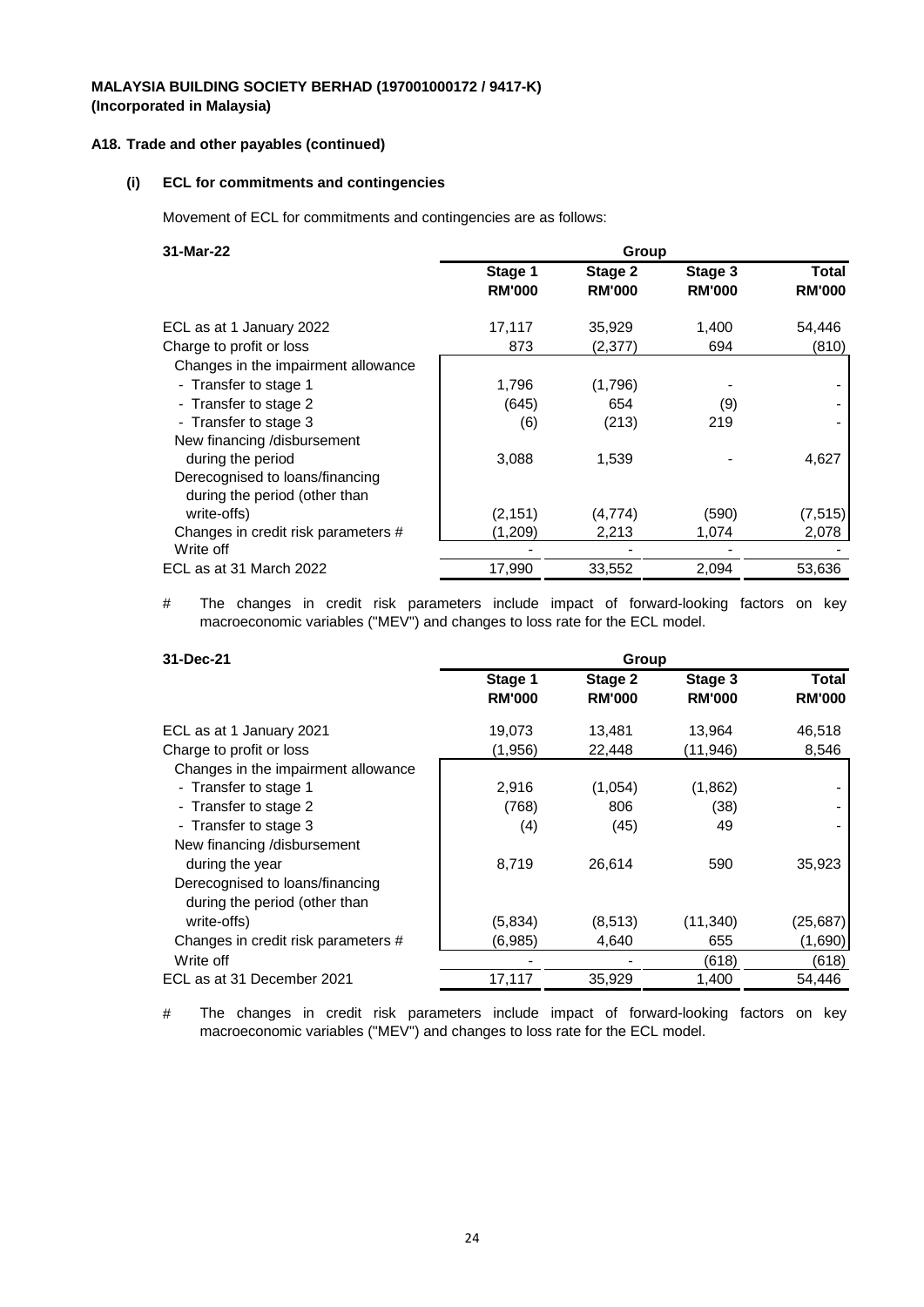**MALAYSIA BUILDING SOCIETY BERHAD (197001000172 / 9417-K)**
**(Incorporated in Malaysia)**

**A18. Trade and other payables (continued)**

**(i) ECL for commitments and contingencies**

Movement of ECL for commitments and contingencies are as follows:

| 31-Mar-22 | Group | | | |
|---|---|---|---|---|
| | **Stage 1 RM'000** | **Stage 2 RM'000** | **Stage 3 RM'000** | **Total RM'000** |
| ECL as at 1 January 2022 | 17,117 | 35,929 | 1,400 | 54,446 |
| Charge to profit or loss | 873 | (2,377) | 694 | (810) |
| Changes in the impairment allowance | | | | |
| - Transfer to stage 1 | 1,796 | (1,796) | - | - |
| - Transfer to stage 2 | (645) | 654 | (9) | - |
| - Transfer to stage 3 | (6) | (213) | 219 | - |
| New financing /disbursement during the period | 3,088 | 1,539 | - | 4,627 |
| Derecognised to loans/financing during the period (other than write-offs) | (2,151) | (4,774) | (590) | (7,515) |
| Changes in credit risk parameters # | (1,209) | 2,213 | 1,074 | 2,078 |
| Write off | - | - | - | - |
| ECL as at 31 March 2022 | 17,990 | 33,552 | 2,094 | 53,636 |

# The changes in credit risk parameters include impact of forward-looking factors on key macroeconomic variables ("MEV") and changes to loss rate for the ECL model.

| 31-Dec-21 | Group | | | |
|---|---|---|---|---|
| | **Stage 1 RM'000** | **Stage 2 RM'000** | **Stage 3 RM'000** | **Total RM'000** |
| ECL as at 1 January 2021 | 19,073 | 13,481 | 13,964 | 46,518 |
| Charge to profit or loss | (1,956) | 22,448 | (11,946) | 8,546 |
| Changes in the impairment allowance | | | | |
| - Transfer to stage 1 | 2,916 | (1,054) | (1,862) | - |
| - Transfer to stage 2 | (768) | 806 | (38) | - |
| - Transfer to stage 3 | (4) | (45) | 49 | - |
| New financing /disbursement during the year | 8,719 | 26,614 | 590 | 35,923 |
| Derecognised to loans/financing during the period (other than write-offs) | (5,834) | (8,513) | (11,340) | (25,687) |
| Changes in credit risk parameters # | (6,985) | 4,640 | 655 | (1,690) |
| Write off | - | - | (618) | (618) |
| ECL as at 31 December 2021 | 17,117 | 35,929 | 1,400 | 54,446 |

# The changes in credit risk parameters include impact of forward-looking factors on key macroeconomic variables ("MEV") and changes to loss rate for the ECL model.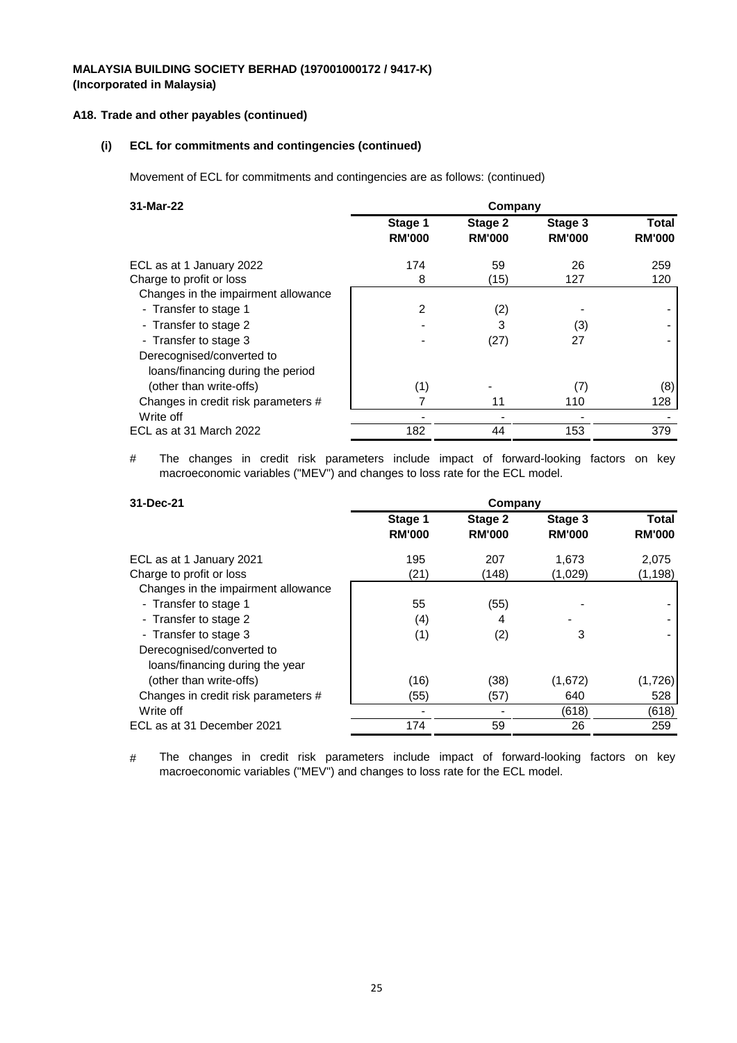**MALAYSIA BUILDING SOCIETY BERHAD (197001000172 / 9417-K)**
**(Incorporated in Malaysia)**

**A18. Trade and other payables (continued)**

**(i) ECL for commitments and contingencies (continued)**

Movement of ECL for commitments and contingencies are as follows: (continued)

| 31-Mar-22 | Company | | | |
|---|---|---|---|---|
| | Stage 1 RM'000 | Stage 2 RM'000 | Stage 3 RM'000 | Total RM'000 |
| ECL as at 1 January 2022 | 174 | 59 | 26 | 259 |
| Charge to profit or loss | 8 | (15) | 127 | 120 |
| Changes in the impairment allowance | | | | |
| - Transfer to stage 1 | 2 | (2) | - | - |
| - Transfer to stage 2 | - | 3 | (3) | - |
| - Transfer to stage 3 | - | (27) | 27 | - |
| Derecognised/converted to loans/financing during the period (other than write-offs) | (1) | - | (7) | (8) |
| Changes in credit risk parameters # | 7 | 11 | 110 | 128 |
| Write off | - | - | - | - |
| ECL as at 31 March 2022 | 182 | 44 | 153 | 379 |

\# The changes in credit risk parameters include impact of forward-looking factors on key macroeconomic variables ("MEV") and changes to loss rate for the ECL model.

| 31-Dec-21 | Company | | | |
|---|---|---|---|---|
| | Stage 1 RM'000 | Stage 2 RM'000 | Stage 3 RM'000 | Total RM'000 |
| ECL as at 1 January 2021 | 195 | 207 | 1,673 | 2,075 |
| Charge to profit or loss | (21) | (148) | (1,029) | (1,198) |
| Changes in the impairment allowance | | | | |
| - Transfer to stage 1 | 55 | (55) | - | - |
| - Transfer to stage 2 | (4) | 4 | - | - |
| - Transfer to stage 3 | (1) | (2) | 3 | - |
| Derecognised/converted to loans/financing during the year (other than write-offs) | (16) | (38) | (1,672) | (1,726) |
| Changes in credit risk parameters # | (55) | (57) | 640 | 528 |
| Write off | - | - | (618) | (618) |
| ECL as at 31 December 2021 | 174 | 59 | 26 | 259 |

\# The changes in credit risk parameters include impact of forward-looking factors on key macroeconomic variables ("MEV") and changes to loss rate for the ECL model.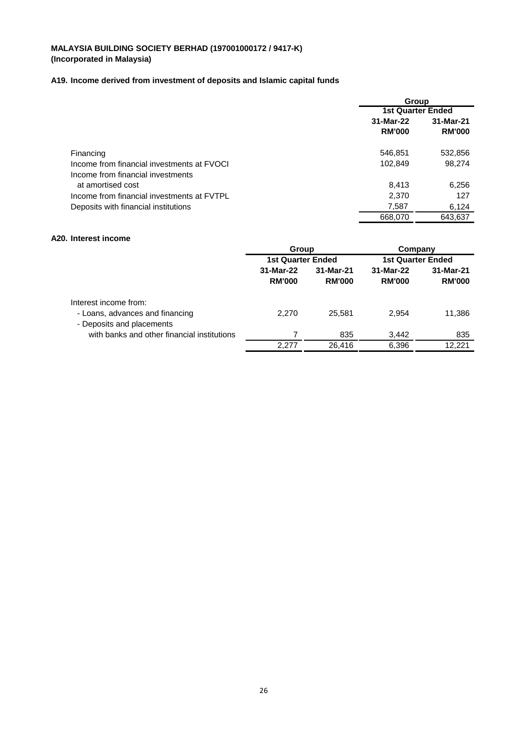**MALAYSIA BUILDING SOCIETY BERHAD (197001000172 / 9417-K)**
**(Incorporated in Malaysia)**

### A19. Income derived from investment of deposits and Islamic capital funds

| | Group | |
|---|---|---|
| | 1st Quarter Ended | |
| | 31-Mar-22 RM'000 | 31-Mar-21 RM'000 |
| Financing | 546,851 | 532,856 |
| Income from financial investments at FVOCI | 102,849 | 98,274 |
| Income from financial investments at amortised cost | 8,413 | 6,256 |
| Income from financial investments at FVTPL | 2,370 | 127 |
| Deposits with financial institutions | 7,587 | 6,124 |
| | 668,070 | 643,637 |

### A20. Interest income

| | Group | | Company | |
|---|---|---|---|---|
| | 1st Quarter Ended | | 1st Quarter Ended | |
| | 31-Mar-22 RM'000 | 31-Mar-21 RM'000 | 31-Mar-22 RM'000 | 31-Mar-21 RM'000 |
| Interest income from: | | | | |
| - Loans, advances and financing | 2,270 | 25,581 | 2,954 | 11,386 |
| - Deposits and placements with banks and other financial institutions | 7 | 835 | 3,442 | 835 |
| | 2,277 | 26,416 | 6,396 | 12,221 |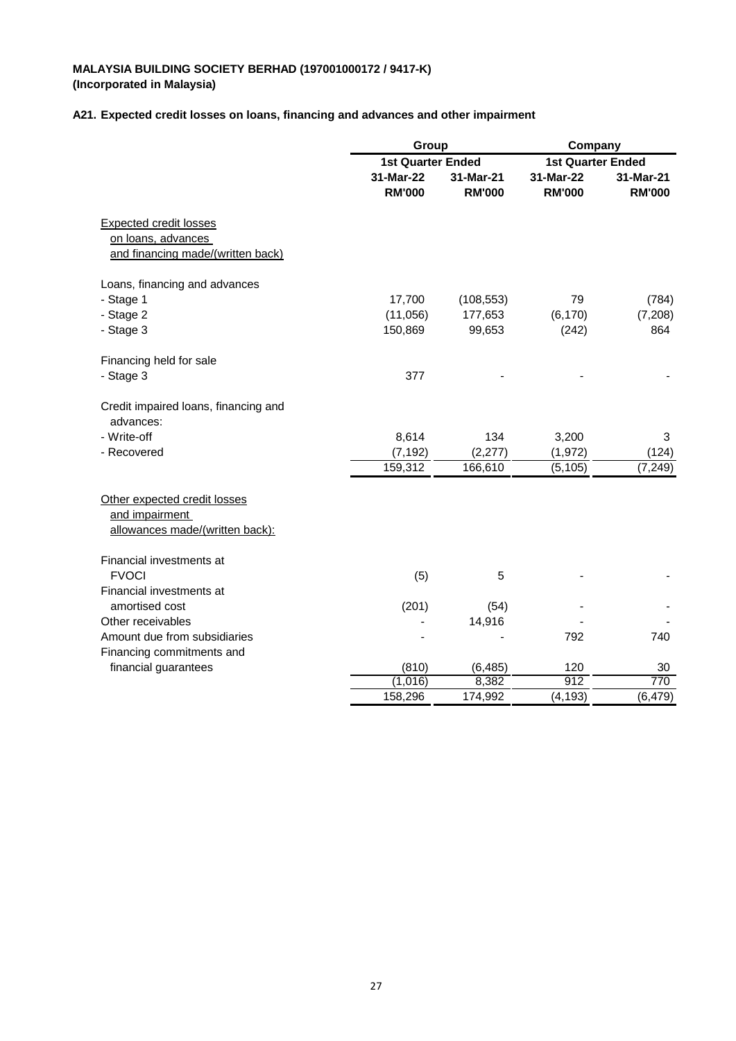**MALAYSIA BUILDING SOCIETY BERHAD (197001000172 / 9417-K)**
**(Incorporated in Malaysia)**

**A21. Expected credit losses on loans, financing and advances and other impairment**

| | Group | | Company | |
|---|---|---|---|---|
| | 1st Quarter Ended | | 1st Quarter Ended | |
| | 31-Mar-22 | 31-Mar-21 | 31-Mar-22 | 31-Mar-21 |
| | RM'000 | RM'000 | RM'000 | RM'000 |
| Expected credit losses on loans, advances and financing made/(written back) | | | | |
| Loans, financing and advances | | | | |
| - Stage 1 | 17,700 | (108,553) | 79 | (784) |
| - Stage 2 | (11,056) | 177,653 | (6,170) | (7,208) |
| - Stage 3 | 150,869 | 99,653 | (242) | 864 |
| Financing held for sale | | | | |
| - Stage 3 | 377 | - | - | - |
| Credit impaired loans, financing and advances: | | | | |
| - Write-off | 8,614 | 134 | 3,200 | 3 |
| - Recovered | (7,192) | (2,277) | (1,972) | (124) |
| | 159,312 | 166,610 | (5,105) | (7,249) |
| Other expected credit losses and impairment allowances made/(written back): | | | | |
| Financial investments at FVOCI | (5) | 5 | - | - |
| Financial investments at amortised cost | (201) | (54) | - | - |
| Other receivables | - | 14,916 | - | - |
| Amount due from subsidiaries | - | - | 792 | 740 |
| Financing commitments and financial guarantees | (810) | (6,485) | 120 | 30 |
| | (1,016) | 8,382 | 912 | 770 |
| | 158,296 | 174,992 | (4,193) | (6,479) |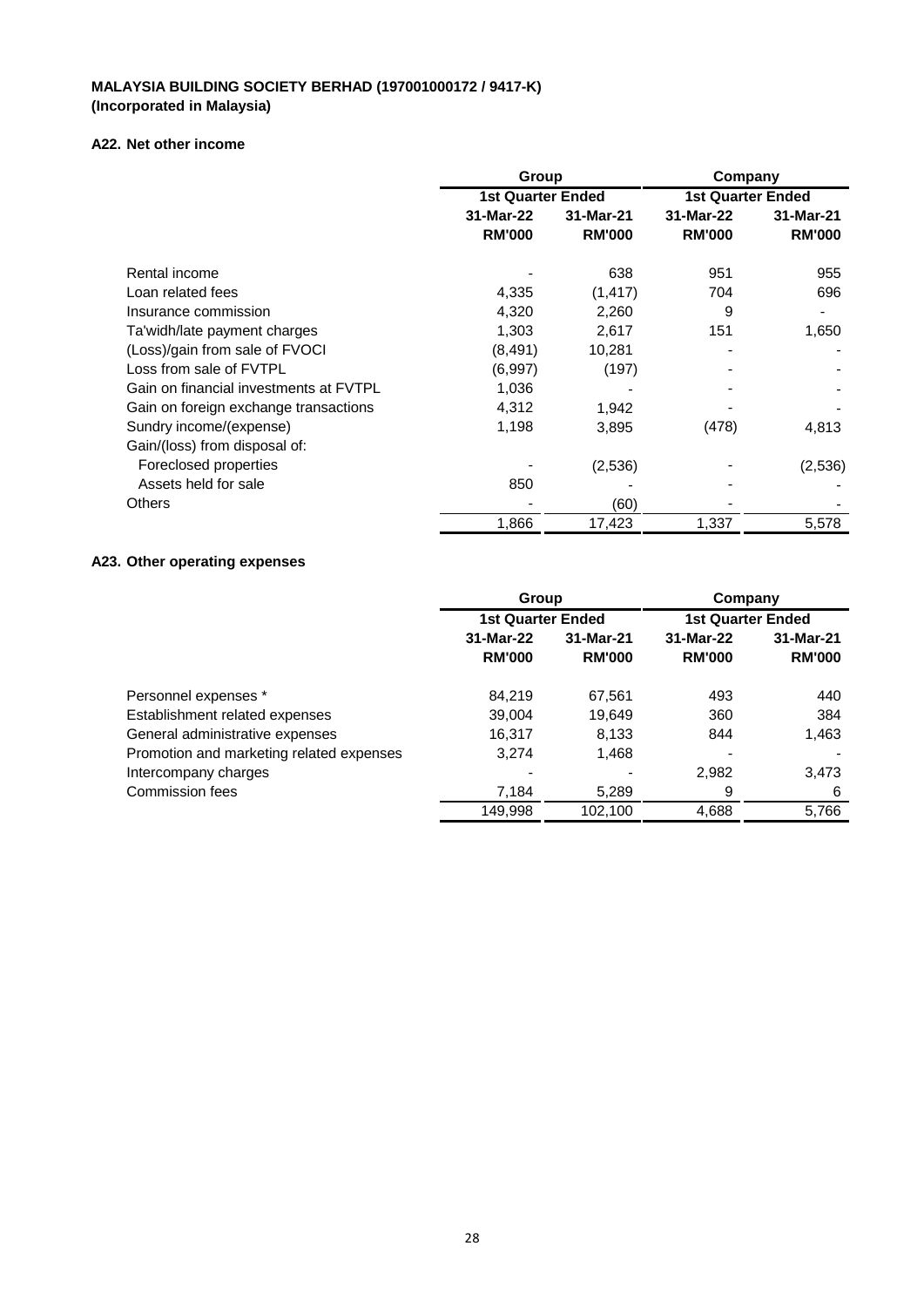**MALAYSIA BUILDING SOCIETY BERHAD (197001000172 / 9417-K)**
**(Incorporated in Malaysia)**

### A22. Net other income

| | Group | | Company | |
|---|---|---|---|---|
| | 1st Quarter Ended | | 1st Quarter Ended | |
| | 31-Mar-22 | 31-Mar-21 | 31-Mar-22 | 31-Mar-21 |
| | RM'000 | RM'000 | RM'000 | RM'000 |
| Rental income | - | 638 | 951 | 955 |
| Loan related fees | 4,335 | (1,417) | 704 | 696 |
| Insurance commission | 4,320 | 2,260 | 9 | - |
| Ta'widh/late payment charges | 1,303 | 2,617 | 151 | 1,650 |
| (Loss)/gain from sale of FVOCI | (8,491) | 10,281 | - | - |
| Loss from sale of FVTPL | (6,997) | (197) | - | - |
| Gain on financial investments at FVTPL | 1,036 | - | - | - |
| Gain on foreign exchange transactions | 4,312 | 1,942 | - | - |
| Sundry income/(expense) | 1,198 | 3,895 | (478) | 4,813 |
| Gain/(loss) from disposal of: | | | | |
| Foreclosed properties | - | (2,536) | - | (2,536) |
| Assets held for sale | 850 | - | - | - |
| Others | - | (60) | - | - |
| | 1,866 | 17,423 | 1,337 | 5,578 |

### A23. Other operating expenses

| | Group | | Company | |
|---|---|---|---|---|
| | 1st Quarter Ended | | 1st Quarter Ended | |
| | 31-Mar-22 | 31-Mar-21 | 31-Mar-22 | 31-Mar-21 |
| | RM'000 | RM'000 | RM'000 | RM'000 |
| Personnel expenses * | 84,219 | 67,561 | 493 | 440 |
| Establishment related expenses | 39,004 | 19,649 | 360 | 384 |
| General administrative expenses | 16,317 | 8,133 | 844 | 1,463 |
| Promotion and marketing related expenses | 3,274 | 1,468 | - | - |
| Intercompany charges | - | - | 2,982 | 3,473 |
| Commission fees | 7,184 | 5,289 | 9 | 6 |
| | 149,998 | 102,100 | 4,688 | 5,766 |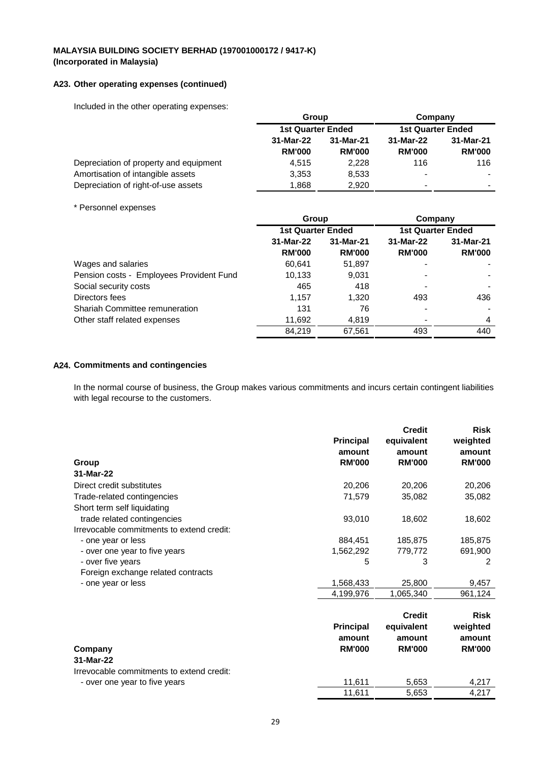**MALAYSIA BUILDING SOCIETY BERHAD (197001000172 / 9417-K)**
**(Incorporated in Malaysia)**

### A23. Other operating expenses (continued)

Included in the other operating expenses:

| | Group | | Company | |
|---|---|---|---|---|
| | 1st Quarter Ended | | 1st Quarter Ended | |
| | 31-Mar-22 | 31-Mar-21 | 31-Mar-22 | 31-Mar-21 |
| | RM'000 | RM'000 | RM'000 | RM'000 |
| Depreciation of property and equipment | 4,515 | 2,228 | 116 | 116 |
| Amortisation of intangible assets | 3,353 | 8,533 | - | - |
| Depreciation of right-of-use assets | 1,868 | 2,920 | - | - |

\* Personnel expenses

| | Group | | Company | |
|---|---|---|---|---|
| | 1st Quarter Ended | | 1st Quarter Ended | |
| | 31-Mar-22 | 31-Mar-21 | 31-Mar-22 | 31-Mar-21 |
| | RM'000 | RM'000 | RM'000 | RM'000 |
| Wages and salaries | 60,641 | 51,897 | - | - |
| Pension costs - Employees Provident Fund | 10,133 | 9,031 | - | - |
| Social security costs | 465 | 418 | - | - |
| Directors fees | 1,157 | 1,320 | 493 | 436 |
| Shariah Committee remuneration | 131 | 76 | - | - |
| Other staff related expenses | 11,692 | 4,819 | - | 4 |
| | 84,219 | 67,561 | 493 | 440 |

### A24. Commitments and contingencies

In the normal course of business, the Group makes various commitments and incurs certain contingent liabilities with legal recourse to the customers.

| Group | Principal amount RM'000 | Credit equivalent amount RM'000 | Risk weighted amount RM'000 |
|---|---|---|---|
| **31-Mar-22** | | | |
| Direct credit substitutes | 20,206 | 20,206 | 20,206 |
| Trade-related contingencies | 71,579 | 35,082 | 35,082 |
| Short term self liquidating | | | |
| trade related contingencies | 93,010 | 18,602 | 18,602 |
| Irrevocable commitments to extend credit: | | | |
| - one year or less | 884,451 | 185,875 | 185,875 |
| - over one year to five years | 1,562,292 | 779,772 | 691,900 |
| - over five years | 5 | 3 | 2 |
| Foreign exchange related contracts | | | |
| - one year or less | 1,568,433 | 25,800 | 9,457 |
| | 4,199,976 | 1,065,340 | 961,124 |

| Company | Principal amount RM'000 | Credit equivalent amount RM'000 | Risk weighted amount RM'000 |
|---|---|---|---|
| **31-Mar-22** | | | |
| Irrevocable commitments to extend credit: | | | |
| - over one year to five years | 11,611 | 5,653 | 4,217 |
| | 11,611 | 5,653 | 4,217 |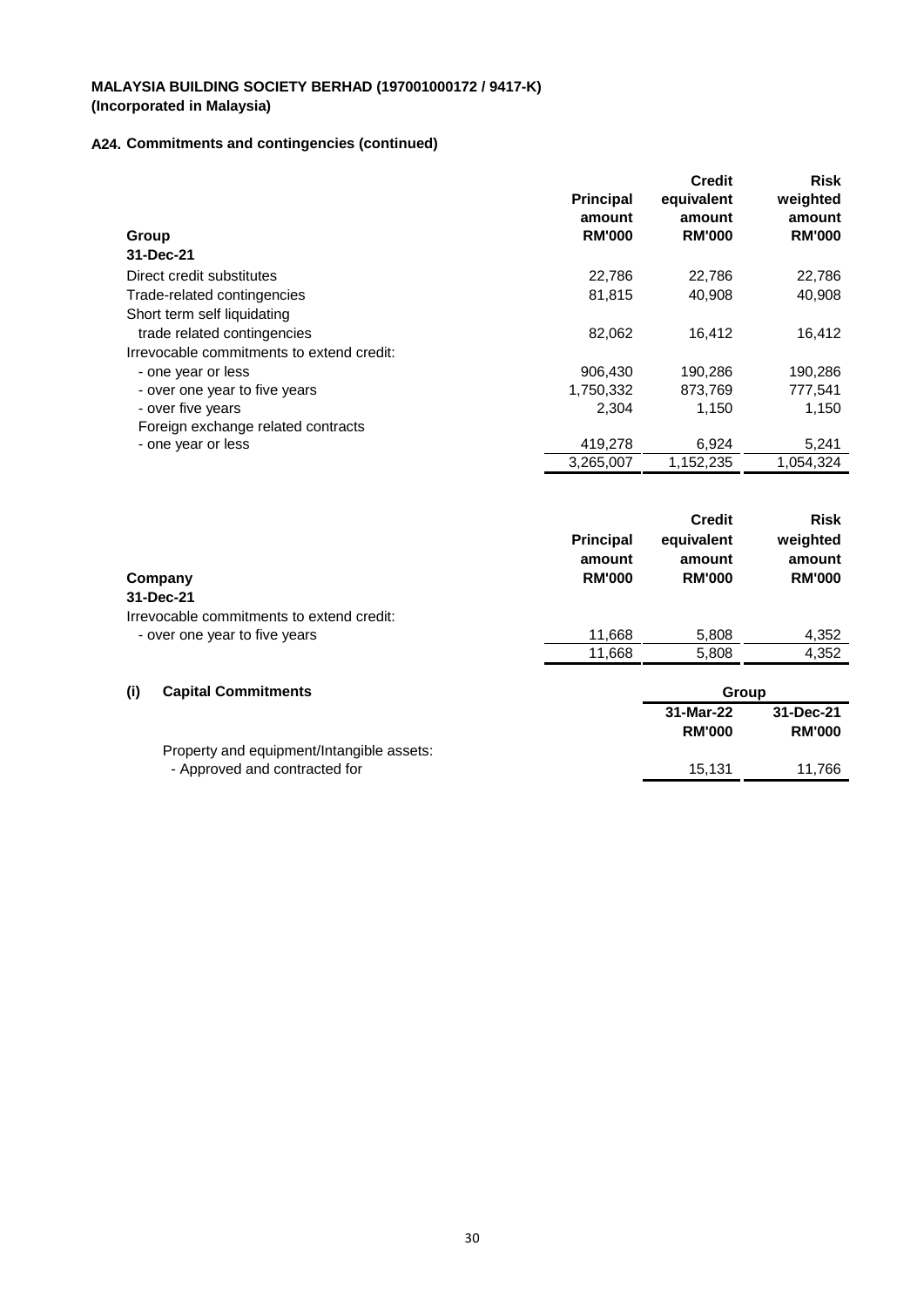**MALAYSIA BUILDING SOCIETY BERHAD (197001000172 / 9417-K)**
**(Incorporated in Malaysia)**

## A24. Commitments and contingencies (continued)

| Group | Principal amount RM'000 | Credit equivalent amount RM'000 | Risk weighted amount RM'000 |
|---|---|---|---|
| **31-Dec-21** | | | |
| Direct credit substitutes | 22,786 | 22,786 | 22,786 |
| Trade-related contingencies | 81,815 | 40,908 | 40,908 |
| Short term self liquidating trade related contingencies | 82,062 | 16,412 | 16,412 |
| Irrevocable commitments to extend credit: | | | |
| - one year or less | 906,430 | 190,286 | 190,286 |
| - over one year to five years | 1,750,332 | 873,769 | 777,541 |
| - over five years | 2,304 | 1,150 | 1,150 |
| Foreign exchange related contracts | | | |
| - one year or less | 419,278 | 6,924 | 5,241 |
| | 3,265,007 | 1,152,235 | 1,054,324 |

| Company | Principal amount RM'000 | Credit equivalent amount RM'000 | Risk weighted amount RM'000 |
|---|---|---|---|
| **31-Dec-21** | | | |
| Irrevocable commitments to extend credit: | | | |
| - over one year to five years | 11,668 | 5,808 | 4,352 |
| | 11,668 | 5,808 | 4,352 |

### (i) Capital Commitments

| | Group | |
|---|---|---|
| | 31-Mar-22 RM'000 | 31-Dec-21 RM'000 |
| Property and equipment/Intangible assets: | | |
| - Approved and contracted for | 15,131 | 11,766 |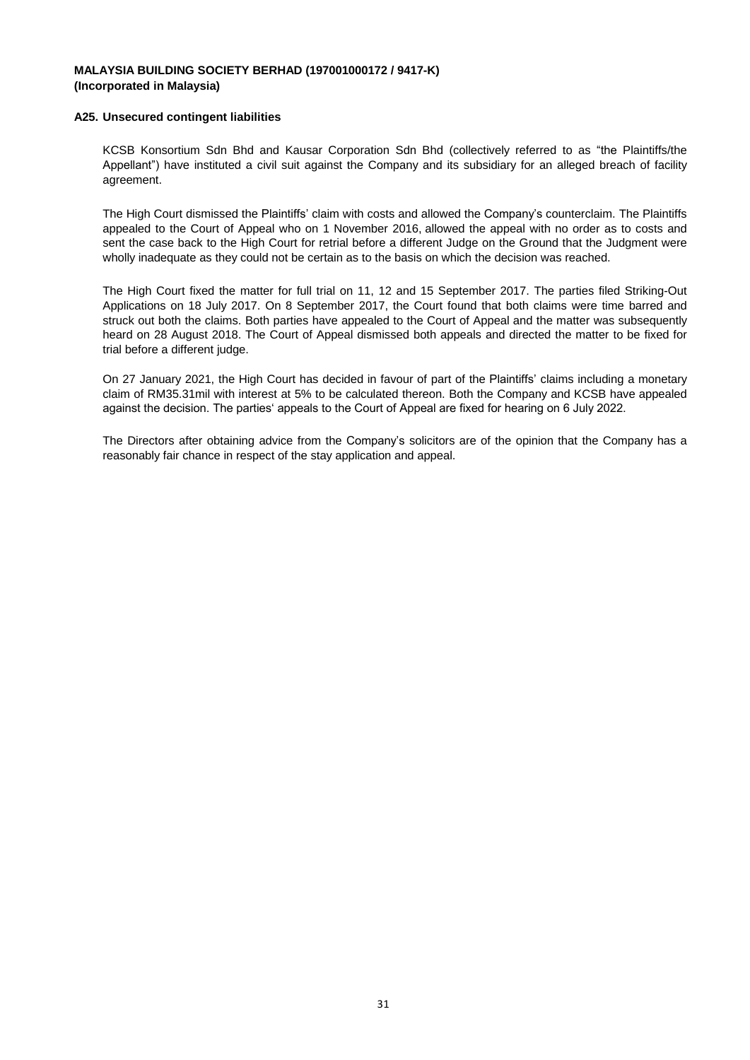**MALAYSIA BUILDING SOCIETY BERHAD (197001000172 / 9417-K)**
**(Incorporated in Malaysia)**

**A25. Unsecured contingent liabilities**

KCSB Konsortium Sdn Bhd and Kausar Corporation Sdn Bhd (collectively referred to as "the Plaintiffs/the Appellant") have instituted a civil suit against the Company and its subsidiary for an alleged breach of facility agreement.

The High Court dismissed the Plaintiffs' claim with costs and allowed the Company's counterclaim. The Plaintiffs appealed to the Court of Appeal who on 1 November 2016, allowed the appeal with no order as to costs and sent the case back to the High Court for retrial before a different Judge on the Ground that the Judgment were wholly inadequate as they could not be certain as to the basis on which the decision was reached.

The High Court fixed the matter for full trial on 11, 12 and 15 September 2017. The parties filed Striking-Out Applications on 18 July 2017. On 8 September 2017, the Court found that both claims were time barred and struck out both the claims. Both parties have appealed to the Court of Appeal and the matter was subsequently heard on 28 August 2018. The Court of Appeal dismissed both appeals and directed the matter to be fixed for trial before a different judge.

On 27 January 2021, the High Court has decided in favour of part of the Plaintiffs' claims including a monetary claim of RM35.31mil with interest at 5% to be calculated thereon. Both the Company and KCSB have appealed against the decision. The parties' appeals to the Court of Appeal are fixed for hearing on 6 July 2022.

The Directors after obtaining advice from the Company's solicitors are of the opinion that the Company has a reasonably fair chance in respect of the stay application and appeal.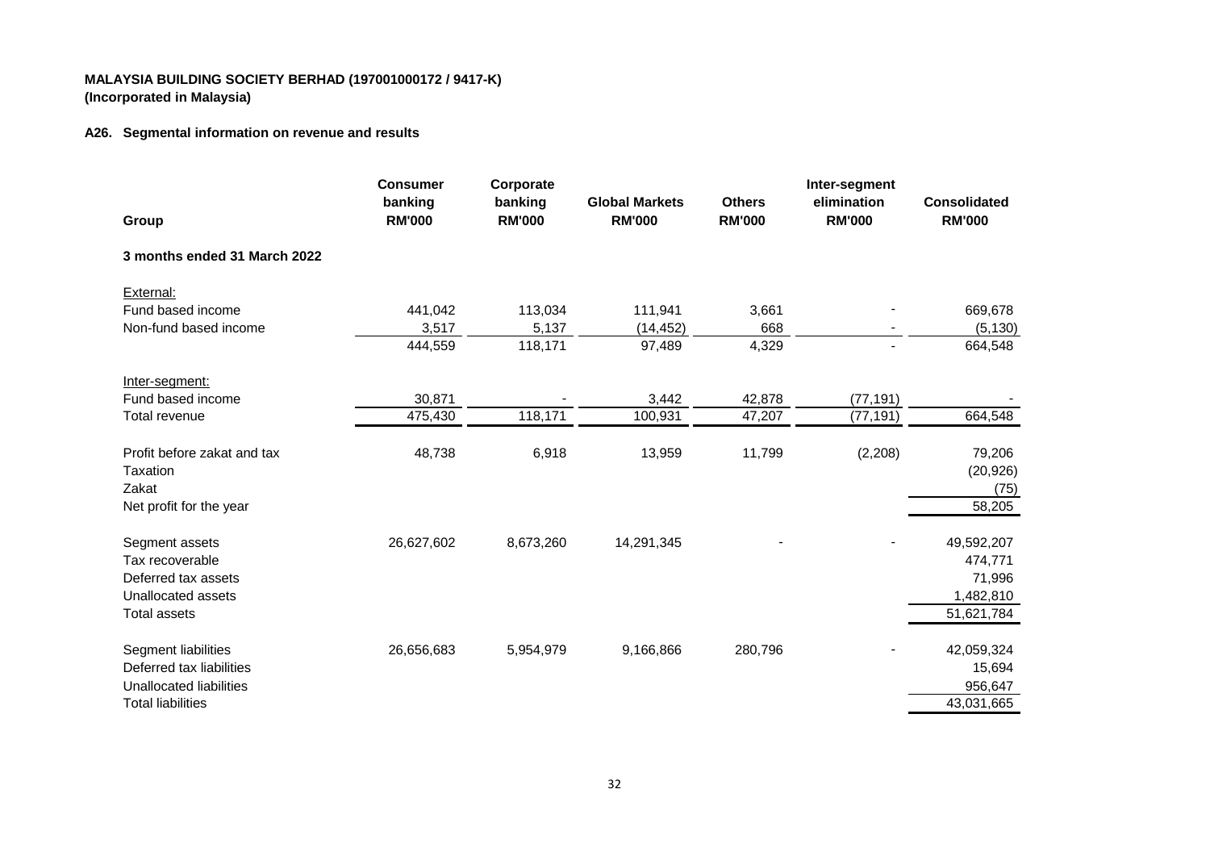**MALAYSIA BUILDING SOCIETY BERHAD (197001000172 / 9417-K)**
**(Incorporated in Malaysia)**

**A26. Segmental information on revenue and results**

| Group | Consumer banking RM'000 | Corporate banking RM'000 | Global Markets RM'000 | Others RM'000 | Inter-segment elimination RM'000 | Consolidated RM'000 |
|---|---|---|---|---|---|---|
| **3 months ended 31 March 2022** | | | | | | |
| External: | | | | | | |
| Fund based income | 441,042 | 113,034 | 111,941 | 3,661 | - | 669,678 |
| Non-fund based income | 3,517 | 5,137 | (14,452) | 668 | - | (5,130) |
| | 444,559 | 118,171 | 97,489 | 4,329 | - | 664,548 |
| Inter-segment: | | | | | | |
| Fund based income | 30,871 | - | 3,442 | 42,878 | (77,191) | - |
| Total revenue | 475,430 | 118,171 | 100,931 | 47,207 | (77,191) | 664,548 |
| Profit before zakat and tax | 48,738 | 6,918 | 13,959 | 11,799 | (2,208) | 79,206 |
| Taxation | | | | | | (20,926) |
| Zakat | | | | | | (75) |
| Net profit for the year | | | | | | 58,205 |
| Segment assets | 26,627,602 | 8,673,260 | 14,291,345 | - | - | 49,592,207 |
| Tax recoverable | | | | | | 474,771 |
| Deferred tax assets | | | | | | 71,996 |
| Unallocated assets | | | | | | 1,482,810 |
| Total assets | | | | | | 51,621,784 |
| Segment liabilities | 26,656,683 | 5,954,979 | 9,166,866 | 280,796 | - | 42,059,324 |
| Deferred tax liabilities | | | | | | 15,694 |
| Unallocated liabilities | | | | | | 956,647 |
| Total liabilities | | | | | | 43,031,665 |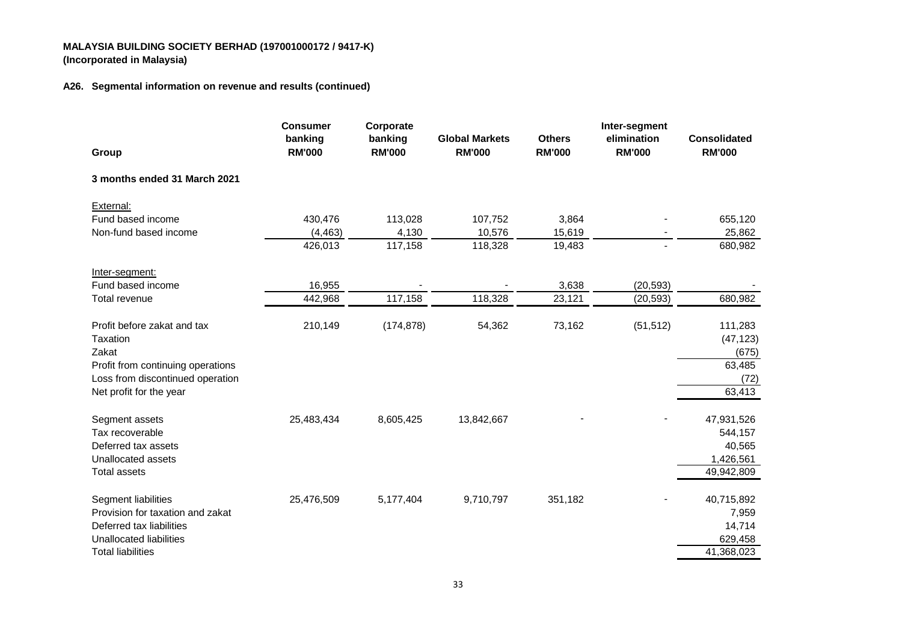**MALAYSIA BUILDING SOCIETY BERHAD (197001000172 / 9417-K)**
**(Incorporated in Malaysia)**

**A26. Segmental information on revenue and results (continued)**

| Group | Consumer banking RM'000 | Corporate banking RM'000 | Global Markets RM'000 | Others RM'000 | Inter-segment elimination RM'000 | Consolidated RM'000 |
|---|---|---|---|---|---|---|
| **3 months ended 31 March 2021** | | | | | | |
| External: | | | | | | |
| Fund based income | 430,476 | 113,028 | 107,752 | 3,864 | - | 655,120 |
| Non-fund based income | (4,463) | 4,130 | 10,576 | 15,619 | - | 25,862 |
| | 426,013 | 117,158 | 118,328 | 19,483 | - | 680,982 |
| Inter-segment: | | | | | | |
| Fund based income | 16,955 | - | - | 3,638 | (20,593) | - |
| Total revenue | 442,968 | 117,158 | 118,328 | 23,121 | (20,593) | 680,982 |
| Profit before zakat and tax | 210,149 | (174,878) | 54,362 | 73,162 | (51,512) | 111,283 |
| Taxation | | | | | | (47,123) |
| Zakat | | | | | | (675) |
| Profit from continuing operations | | | | | | 63,485 |
| Loss from discontinued operation | | | | | | (72) |
| Net profit for the year | | | | | | 63,413 |
| Segment assets | 25,483,434 | 8,605,425 | 13,842,667 | - | - | 47,931,526 |
| Tax recoverable | | | | | | 544,157 |
| Deferred tax assets | | | | | | 40,565 |
| Unallocated assets | | | | | | 1,426,561 |
| Total assets | | | | | | 49,942,809 |
| Segment liabilities | 25,476,509 | 5,177,404 | 9,710,797 | 351,182 | - | 40,715,892 |
| Provision for taxation and zakat | | | | | | 7,959 |
| Deferred tax liabilities | | | | | | 14,714 |
| Unallocated liabilities | | | | | | 629,458 |
| Total liabilities | | | | | | 41,368,023 |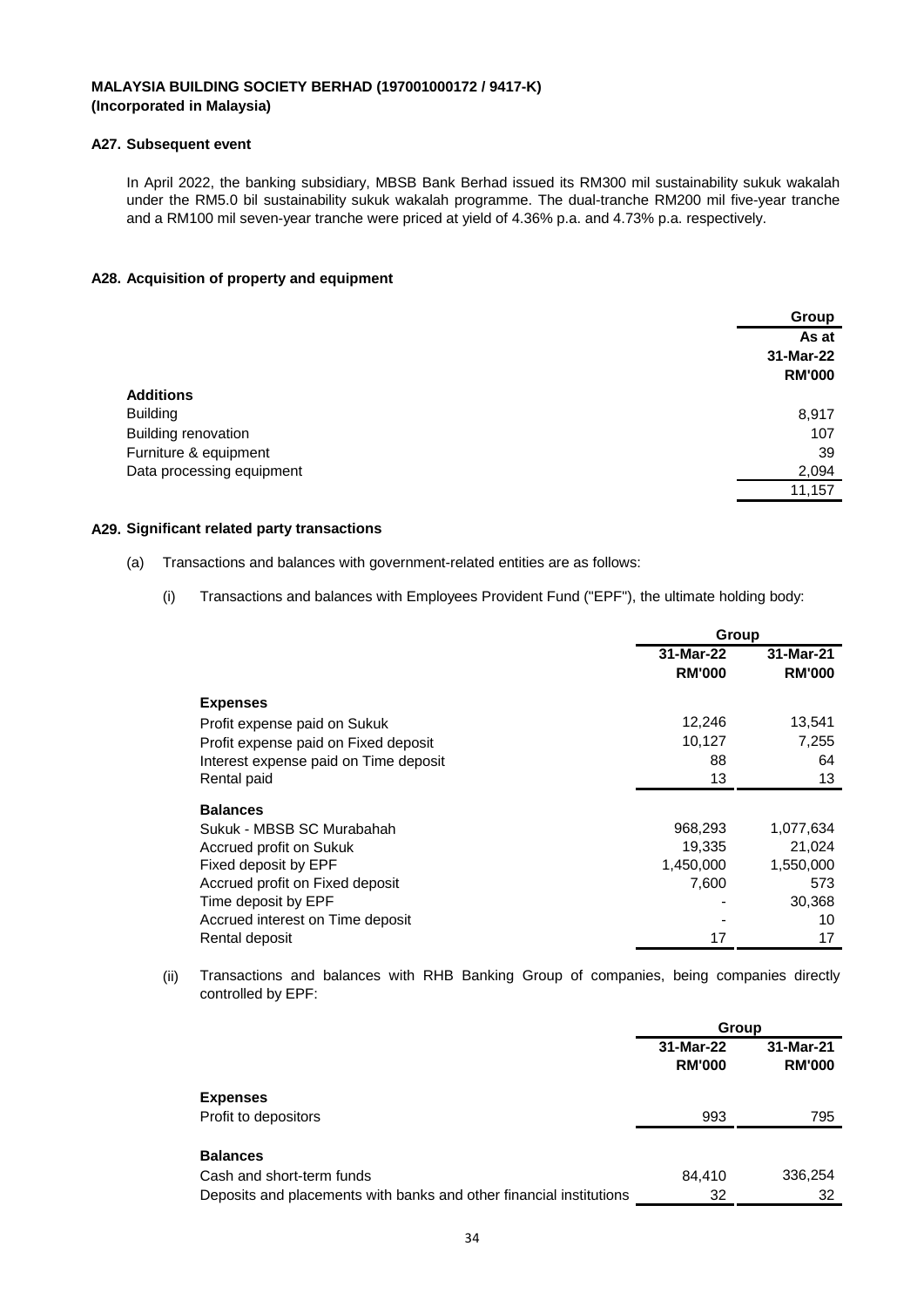**MALAYSIA BUILDING SOCIETY BERHAD (197001000172 / 9417-K)**
**(Incorporated in Malaysia)**

### A27. Subsequent event

In April 2022, the banking subsidiary, MBSB Bank Berhad issued its RM300 mil sustainability sukuk wakalah under the RM5.0 bil sustainability sukuk wakalah programme. The dual-tranche RM200 mil five-year tranche and a RM100 mil seven-year tranche were priced at yield of 4.36% p.a. and 4.73% p.a. respectively.

### A28. Acquisition of property and equipment

| | Group |
|---|---|
| | As at 31-Mar-22 RM'000 |
| **Additions** | |
| Building | 8,917 |
| Building renovation | 107 |
| Furniture & equipment | 39 |
| Data processing equipment | 2,094 |
| | 11,157 |

### A29. Significant related party transactions

(a) Transactions and balances with government-related entities are as follows:

(i) Transactions and balances with Employees Provident Fund ("EPF"), the ultimate holding body:

| | Group | |
|---|---|---|
| | 31-Mar-22 RM'000 | 31-Mar-21 RM'000 |
| **Expenses** | | |
| Profit expense paid on Sukuk | 12,246 | 13,541 |
| Profit expense paid on Fixed deposit | 10,127 | 7,255 |
| Interest expense paid on Time deposit | 88 | 64 |
| Rental paid | 13 | 13 |
| **Balances** | | |
| Sukuk - MBSB SC Murabahah | 968,293 | 1,077,634 |
| Accrued profit on Sukuk | 19,335 | 21,024 |
| Fixed deposit by EPF | 1,450,000 | 1,550,000 |
| Accrued profit on Fixed deposit | 7,600 | 573 |
| Time deposit by EPF | - | 30,368 |
| Accrued interest on Time deposit | - | 10 |
| Rental deposit | 17 | 17 |

(ii) Transactions and balances with RHB Banking Group of companies, being companies directly controlled by EPF:

| | Group | |
|---|---|---|
| | 31-Mar-22 RM'000 | 31-Mar-21 RM'000 |
| **Expenses** | | |
| Profit to depositors | 993 | 795 |
| **Balances** | | |
| Cash and short-term funds | 84,410 | 336,254 |
| Deposits and placements with banks and other financial institutions | 32 | 32 |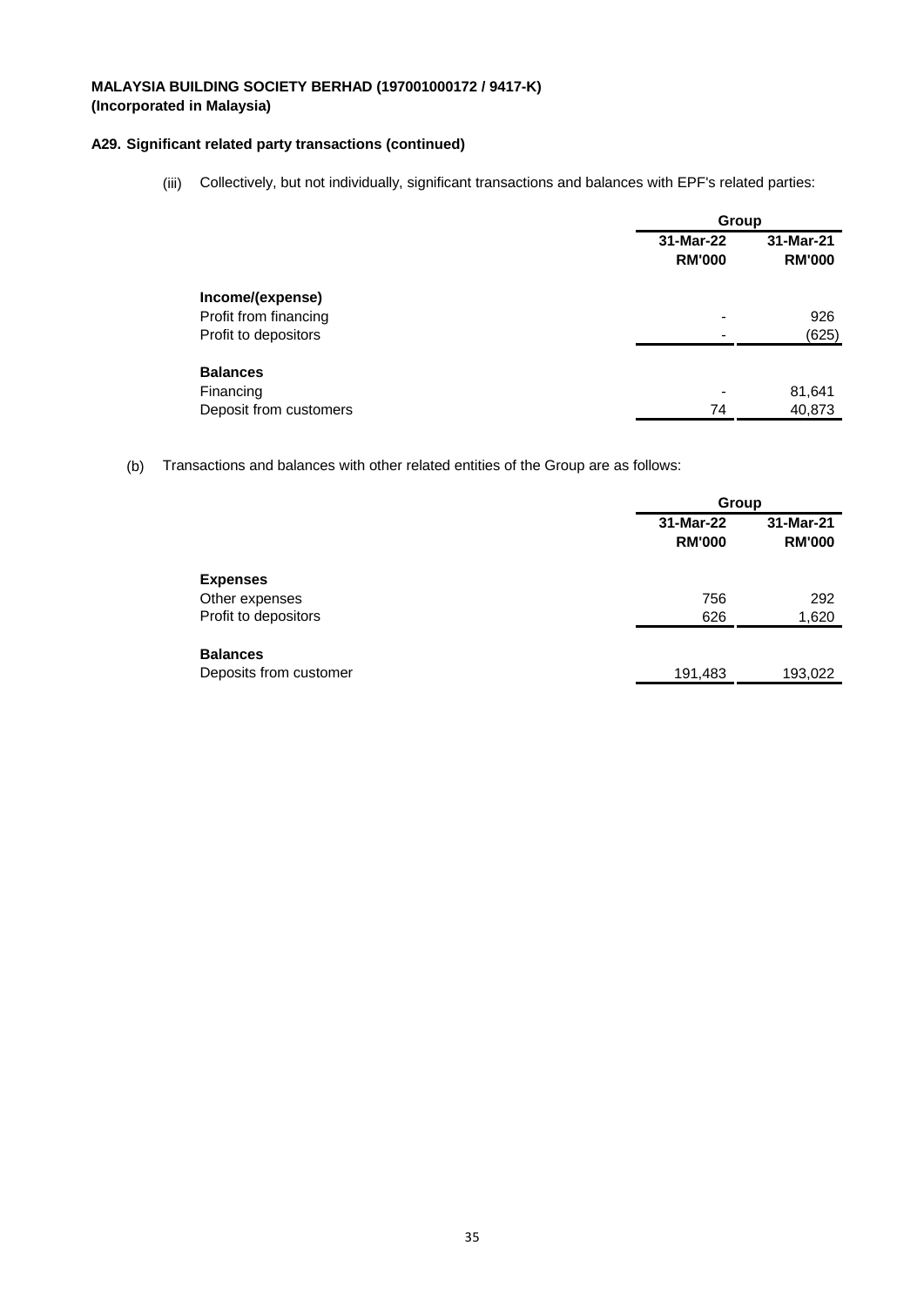**MALAYSIA BUILDING SOCIETY BERHAD (197001000172 / 9417-K)**
**(Incorporated in Malaysia)**

**A29. Significant related party transactions (continued)**

(iii) Collectively, but not individually, significant transactions and balances with EPF's related parties:

| | Group | |
|---|---|---|
| | **31-Mar-22** | **31-Mar-21** |
| | **RM'000** | **RM'000** |
| **Income/(expense)** | | |
| Profit from financing | - | 926 |
| Profit to depositors | - | (625) |
| **Balances** | | |
| Financing | - | 81,641 |
| Deposit from customers | 74 | 40,873 |

(b) Transactions and balances with other related entities of the Group are as follows:

| | Group | |
|---|---|---|
| | **31-Mar-22** | **31-Mar-21** |
| | **RM'000** | **RM'000** |
| **Expenses** | | |
| Other expenses | 756 | 292 |
| Profit to depositors | 626 | 1,620 |
| **Balances** | | |
| Deposits from customer | 191,483 | 193,022 |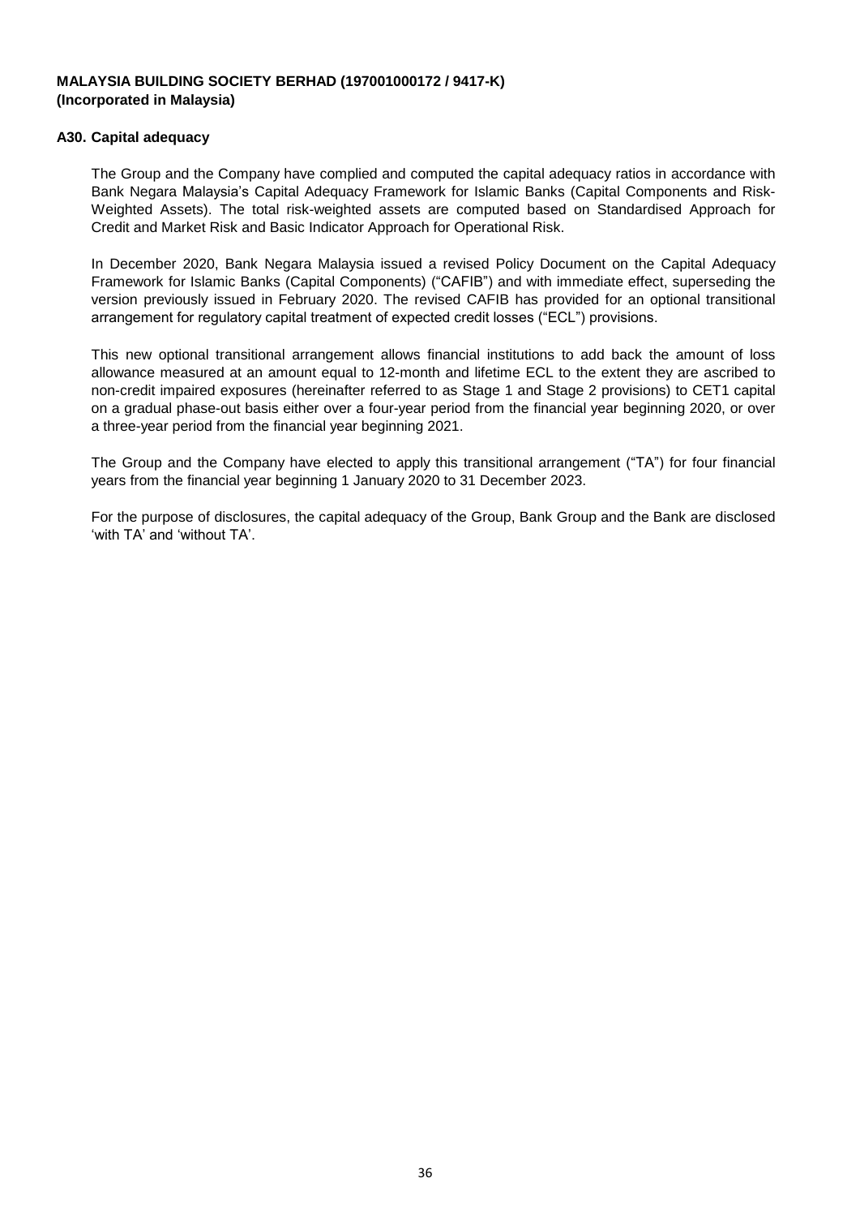**MALAYSIA BUILDING SOCIETY BERHAD (197001000172 / 9417-K)**
**(Incorporated in Malaysia)**

### A30. Capital adequacy

The Group and the Company have complied and computed the capital adequacy ratios in accordance with Bank Negara Malaysia's Capital Adequacy Framework for Islamic Banks (Capital Components and Risk-Weighted Assets). The total risk-weighted assets are computed based on Standardised Approach for Credit and Market Risk and Basic Indicator Approach for Operational Risk.

In December 2020, Bank Negara Malaysia issued a revised Policy Document on the Capital Adequacy Framework for Islamic Banks (Capital Components) ("CAFIB") and with immediate effect, superseding the version previously issued in February 2020. The revised CAFIB has provided for an optional transitional arrangement for regulatory capital treatment of expected credit losses ("ECL") provisions.

This new optional transitional arrangement allows financial institutions to add back the amount of loss allowance measured at an amount equal to 12-month and lifetime ECL to the extent they are ascribed to non-credit impaired exposures (hereinafter referred to as Stage 1 and Stage 2 provisions) to CET1 capital on a gradual phase-out basis either over a four-year period from the financial year beginning 2020, or over a three-year period from the financial year beginning 2021.

The Group and the Company have elected to apply this transitional arrangement ("TA") for four financial years from the financial year beginning 1 January 2020 to 31 December 2023.

For the purpose of disclosures, the capital adequacy of the Group, Bank Group and the Bank are disclosed 'with TA' and 'without TA'.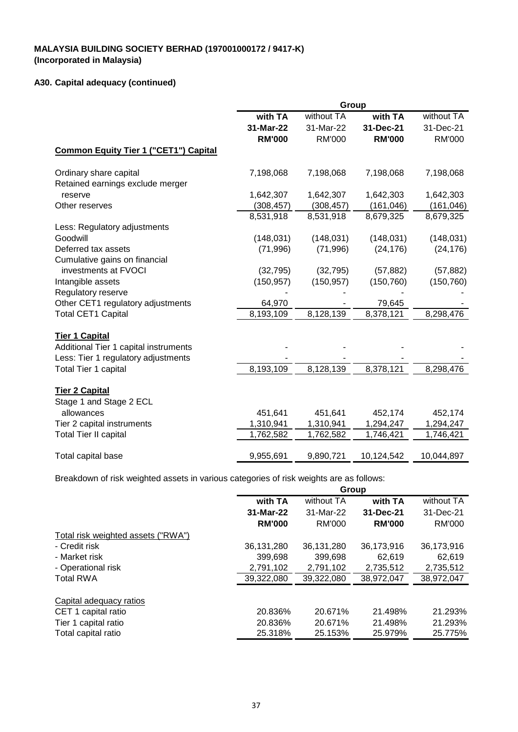**MALAYSIA BUILDING SOCIETY BERHAD (197001000172 / 9417-K)**
**(Incorporated in Malaysia)**

**A30. Capital adequacy (continued)**

| | Group | | | |
|---|---|---|---|---|
| | **with TA** | without TA | **with TA** | without TA |
| | **31-Mar-22** | 31-Mar-22 | **31-Dec-21** | 31-Dec-21 |
| | **RM'000** | RM'000 | **RM'000** | RM'000 |
| **Common Equity Tier 1 ("CET1") Capital** | | | | |
| Ordinary share capital | 7,198,068 | 7,198,068 | 7,198,068 | 7,198,068 |
| Retained earnings exclude merger reserve | 1,642,307 | 1,642,307 | 1,642,303 | 1,642,303 |
| Other reserves | (308,457) | (308,457) | (161,046) | (161,046) |
| | 8,531,918 | 8,531,918 | 8,679,325 | 8,679,325 |
| Less: Regulatory adjustments | | | | |
| Goodwill | (148,031) | (148,031) | (148,031) | (148,031) |
| Deferred tax assets | (71,996) | (71,996) | (24,176) | (24,176) |
| Cumulative gains on financial investments at FVOCI | (32,795) | (32,795) | (57,882) | (57,882) |
| Intangible assets | (150,957) | (150,957) | (150,760) | (150,760) |
| Regulatory reserve | - | - | - | - |
| Other CET1 regulatory adjustments | 64,970 | - | 79,645 | - |
| Total CET1 Capital | 8,193,109 | 8,128,139 | 8,378,121 | 8,298,476 |
| **Tier 1 Capital** | | | | |
| Additional Tier 1 capital instruments | - | - | - | - |
| Less: Tier 1 regulatory adjustments | - | - | - | - |
| Total Tier 1 capital | 8,193,109 | 8,128,139 | 8,378,121 | 8,298,476 |
| **Tier 2 Capital** | | | | |
| Stage 1 and Stage 2 ECL allowances | 451,641 | 451,641 | 452,174 | 452,174 |
| Tier 2 capital instruments | 1,310,941 | 1,310,941 | 1,294,247 | 1,294,247 |
| Total Tier II capital | 1,762,582 | 1,762,582 | 1,746,421 | 1,746,421 |
| Total capital base | 9,955,691 | 9,890,721 | 10,124,542 | 10,044,897 |

Breakdown of risk weighted assets in various categories of risk weights are as follows:

| | Group | | | |
|---|---|---|---|---|
| | **with TA** | without TA | **with TA** | without TA |
| | **31-Mar-22** | 31-Mar-22 | **31-Dec-21** | 31-Dec-21 |
| | **RM'000** | RM'000 | **RM'000** | RM'000 |
| Total risk weighted assets ("RWA") | | | | |
| - Credit risk | 36,131,280 | 36,131,280 | 36,173,916 | 36,173,916 |
| - Market risk | 399,698 | 399,698 | 62,619 | 62,619 |
| - Operational risk | 2,791,102 | 2,791,102 | 2,735,512 | 2,735,512 |
| Total RWA | 39,322,080 | 39,322,080 | 38,972,047 | 38,972,047 |
| Capital adequacy ratios | | | | |
| CET 1 capital ratio | 20.836% | 20.671% | 21.498% | 21.293% |
| Tier 1 capital ratio | 20.836% | 20.671% | 21.498% | 21.293% |
| Total capital ratio | 25.318% | 25.153% | 25.979% | 25.775% |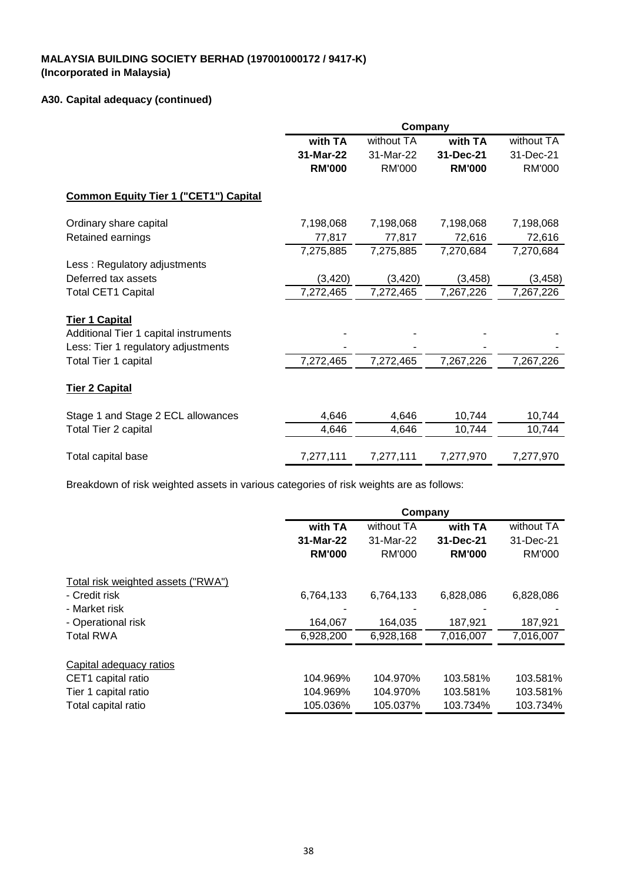**MALAYSIA BUILDING SOCIETY BERHAD (197001000172 / 9417-K)**
**(Incorporated in Malaysia)**

**A30. Capital adequacy (continued)**

| | Company | | | |
|---|---|---|---|---|
| | **with TA** | without TA | **with TA** | without TA |
| | **31-Mar-22** | 31-Mar-22 | **31-Dec-21** | 31-Dec-21 |
| | **RM'000** | RM'000 | **RM'000** | RM'000 |
| **Common Equity Tier 1 ("CET1") Capital** | | | | |
| Ordinary share capital | 7,198,068 | 7,198,068 | 7,198,068 | 7,198,068 |
| Retained earnings | 77,817 | 77,817 | 72,616 | 72,616 |
| | 7,275,885 | 7,275,885 | 7,270,684 | 7,270,684 |
| Less : Regulatory adjustments | | | | |
| Deferred tax assets | (3,420) | (3,420) | (3,458) | (3,458) |
| Total CET1 Capital | 7,272,465 | 7,272,465 | 7,267,226 | 7,267,226 |
| **Tier 1 Capital** | | | | |
| Additional Tier 1 capital instruments | - | - | - | - |
| Less: Tier 1 regulatory adjustments | - | - | - | - |
| Total Tier 1 capital | 7,272,465 | 7,272,465 | 7,267,226 | 7,267,226 |
| **Tier 2 Capital** | | | | |
| Stage 1 and Stage 2 ECL allowances | 4,646 | 4,646 | 10,744 | 10,744 |
| Total Tier 2 capital | 4,646 | 4,646 | 10,744 | 10,744 |
| Total capital base | 7,277,111 | 7,277,111 | 7,277,970 | 7,277,970 |

Breakdown of risk weighted assets in various categories of risk weights are as follows:

| | Company | | | |
|---|---|---|---|---|
| | **with TA** | without TA | **with TA** | without TA |
| | **31-Mar-22** | 31-Mar-22 | **31-Dec-21** | 31-Dec-21 |
| | **RM'000** | RM'000 | **RM'000** | RM'000 |
| Total risk weighted assets ("RWA") | | | | |
| - Credit risk | 6,764,133 | 6,764,133 | 6,828,086 | 6,828,086 |
| - Market risk | - | - | - | - |
| - Operational risk | 164,067 | 164,035 | 187,921 | 187,921 |
| Total RWA | 6,928,200 | 6,928,168 | 7,016,007 | 7,016,007 |
| Capital adequacy ratios | | | | |
| CET1 capital ratio | 104.969% | 104.970% | 103.581% | 103.581% |
| Tier 1 capital ratio | 104.969% | 104.970% | 103.581% | 103.581% |
| Total capital ratio | 105.036% | 105.037% | 103.734% | 103.734% |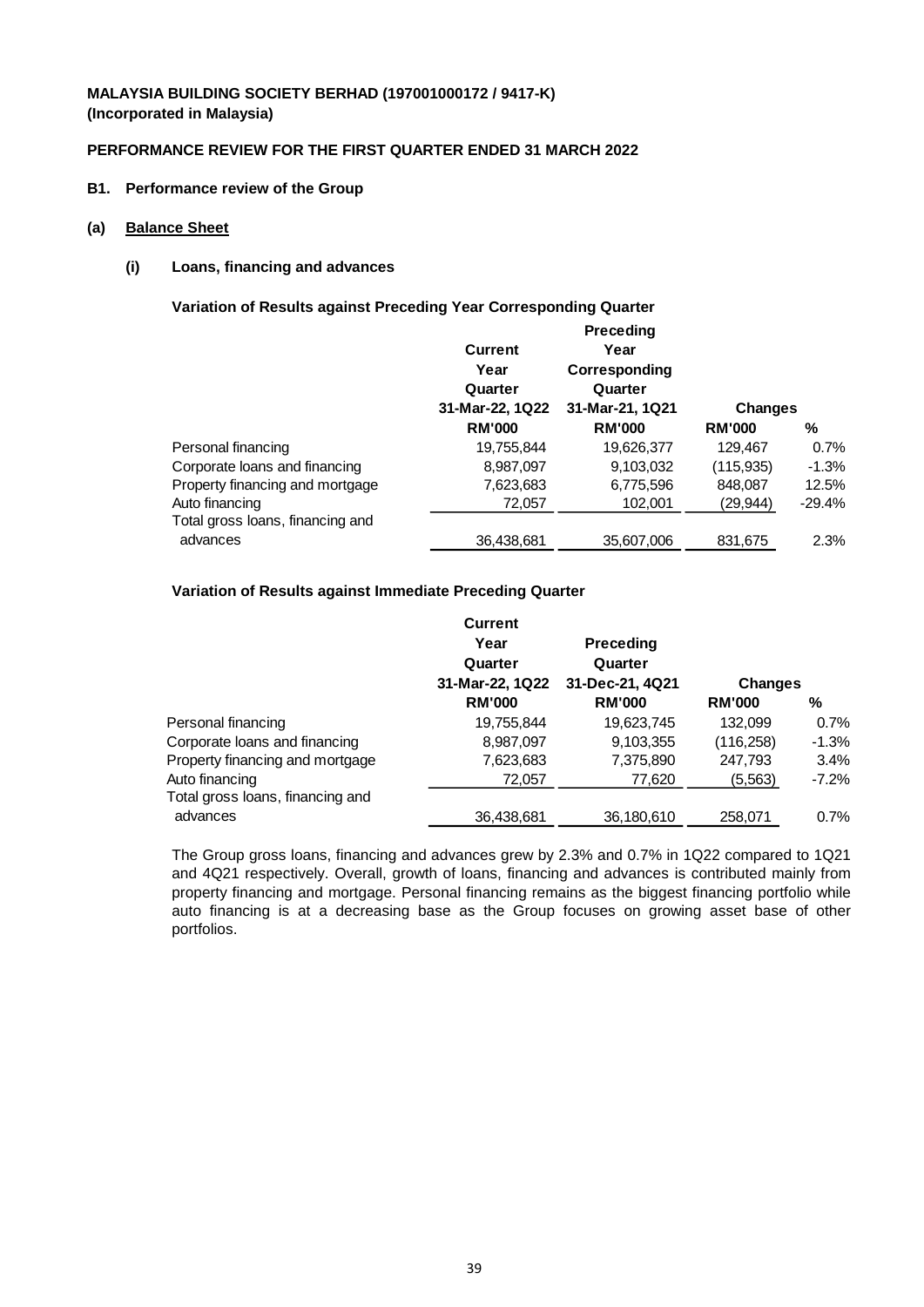**MALAYSIA BUILDING SOCIETY BERHAD (197001000172 / 9417-K)**
**(Incorporated in Malaysia)**

**PERFORMANCE REVIEW FOR THE FIRST QUARTER ENDED 31 MARCH 2022**

**B1. Performance review of the Group**

**(a) Balance Sheet**

**(i) Loans, financing and advances**

**Variation of Results against Preceding Year Corresponding Quarter**

| | Current Year Quarter 31-Mar-22, 1Q22 | Preceding Year Corresponding Quarter 31-Mar-21, 1Q21 | Changes | |
|---|---|---|---|---|
| | RM'000 | RM'000 | RM'000 | % |
| Personal financing | 19,755,844 | 19,626,377 | 129,467 | 0.7% |
| Corporate loans and financing | 8,987,097 | 9,103,032 | (115,935) | -1.3% |
| Property financing and mortgage | 7,623,683 | 6,775,596 | 848,087 | 12.5% |
| Auto financing | 72,057 | 102,001 | (29,944) | -29.4% |
| Total gross loans, financing and advances | 36,438,681 | 35,607,006 | 831,675 | 2.3% |

**Variation of Results against Immediate Preceding Quarter**

| | Current Year Quarter 31-Mar-22, 1Q22 | Preceding Quarter 31-Dec-21, 4Q21 | Changes | |
|---|---|---|---|---|
| | RM'000 | RM'000 | RM'000 | % |
| Personal financing | 19,755,844 | 19,623,745 | 132,099 | 0.7% |
| Corporate loans and financing | 8,987,097 | 9,103,355 | (116,258) | -1.3% |
| Property financing and mortgage | 7,623,683 | 7,375,890 | 247,793 | 3.4% |
| Auto financing | 72,057 | 77,620 | (5,563) | -7.2% |
| Total gross loans, financing and advances | 36,438,681 | 36,180,610 | 258,071 | 0.7% |

The Group gross loans, financing and advances grew by 2.3% and 0.7% in 1Q22 compared to 1Q21 and 4Q21 respectively. Overall, growth of loans, financing and advances is contributed mainly from property financing and mortgage. Personal financing remains as the biggest financing portfolio while auto financing is at a decreasing base as the Group focuses on growing asset base of other portfolios.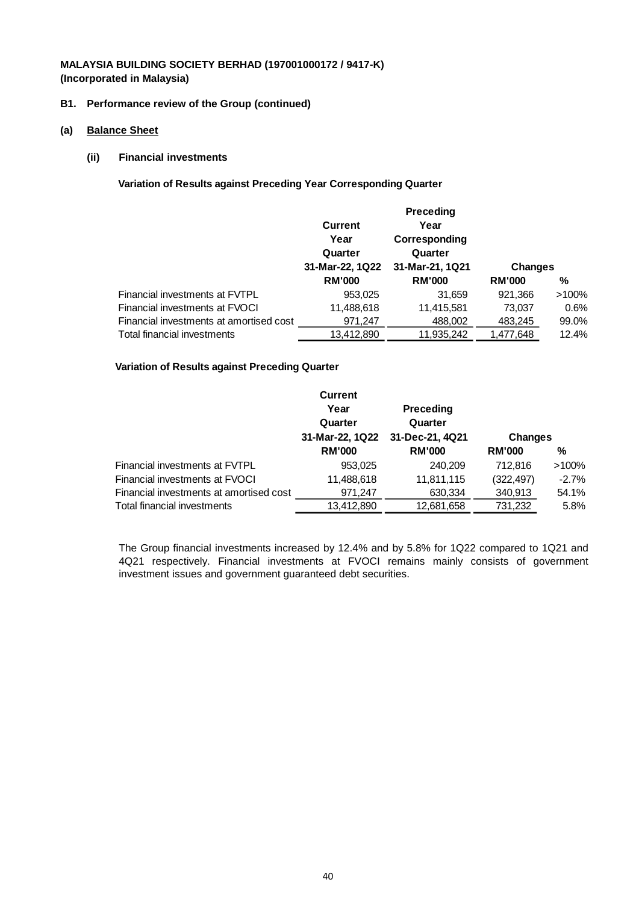**MALAYSIA BUILDING SOCIETY BERHAD (197001000172 / 9417-K)**
**(Incorporated in Malaysia)**

**B1. Performance review of the Group (continued)**

**(a) Balance Sheet**

**(ii) Financial investments**

**Variation of Results against Preceding Year Corresponding Quarter**

| | Current Year Quarter 31-Mar-22, 1Q22 | Preceding Year Corresponding Quarter 31-Mar-21, 1Q21 | Changes | |
|---|---|---|---|---|
| | RM'000 | RM'000 | RM'000 | % |
| Financial investments at FVTPL | 953,025 | 31,659 | 921,366 | >100% |
| Financial investments at FVOCI | 11,488,618 | 11,415,581 | 73,037 | 0.6% |
| Financial investments at amortised cost | 971,247 | 488,002 | 483,245 | 99.0% |
| Total financial investments | 13,412,890 | 11,935,242 | 1,477,648 | 12.4% |

**Variation of Results against Preceding Quarter**

| | Current Year Quarter 31-Mar-22, 1Q22 | Preceding Quarter 31-Dec-21, 4Q21 | Changes | |
|---|---|---|---|---|
| | RM'000 | RM'000 | RM'000 | % |
| Financial investments at FVTPL | 953,025 | 240,209 | 712,816 | >100% |
| Financial investments at FVOCI | 11,488,618 | 11,811,115 | (322,497) | -2.7% |
| Financial investments at amortised cost | 971,247 | 630,334 | 340,913 | 54.1% |
| Total financial investments | 13,412,890 | 12,681,658 | 731,232 | 5.8% |

The Group financial investments increased by 12.4% and by 5.8% for 1Q22 compared to 1Q21 and 4Q21 respectively. Financial investments at FVOCI remains mainly consists of government investment issues and government guaranteed debt securities.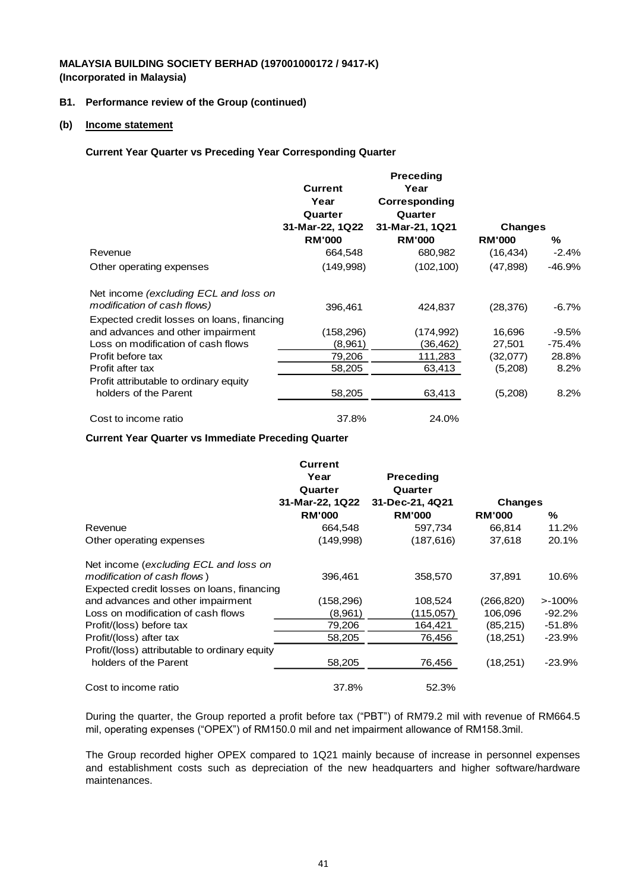**MALAYSIA BUILDING SOCIETY BERHAD (197001000172 / 9417-K)**
**(Incorporated in Malaysia)**

## B1. Performance review of the Group (continued)

### (b) Income statement

**Current Year Quarter vs Preceding Year Corresponding Quarter**

| | Current Year Quarter 31-Mar-22, 1Q22 RM'000 | Preceding Year Corresponding Quarter 31-Mar-21, 1Q21 RM'000 | Changes RM'000 | % |
|---|---|---|---|---|
| Revenue | 664,548 | 680,982 | (16,434) | -2.4% |
| Other operating expenses | (149,998) | (102,100) | (47,898) | -46.9% |
| Net income *(excluding ECL and loss on modification of cash flows)* | 396,461 | 424,837 | (28,376) | -6.7% |
| Expected credit losses on loans, financing and advances and other impairment | (158,296) | (174,992) | 16,696 | -9.5% |
| Loss on modification of cash flows | (8,961) | (36,462) | 27,501 | -75.4% |
| Profit before tax | 79,206 | 111,283 | (32,077) | 28.8% |
| Profit after tax | 58,205 | 63,413 | (5,208) | 8.2% |
| Profit attributable to ordinary equity holders of the Parent | 58,205 | 63,413 | (5,208) | 8.2% |
| Cost to income ratio | 37.8% | 24.0% | | |

**Current Year Quarter vs Immediate Preceding Quarter**

| | Current Year Quarter 31-Mar-22, 1Q22 RM'000 | Preceding Quarter 31-Dec-21, 4Q21 RM'000 | Changes RM'000 | % |
|---|---|---|---|---|
| Revenue | 664,548 | 597,734 | 66,814 | 11.2% |
| Other operating expenses | (149,998) | (187,616) | 37,618 | 20.1% |
| Net income (*excluding ECL and loss on modification of cash flows*) | 396,461 | 358,570 | 37,891 | 10.6% |
| Expected credit losses on loans, financing and advances and other impairment | (158,296) | 108,524 | (266,820) | >-100% |
| Loss on modification of cash flows | (8,961) | (115,057) | 106,096 | -92.2% |
| Profit/(loss) before tax | 79,206 | 164,421 | (85,215) | -51.8% |
| Profit/(loss) after tax | 58,205 | 76,456 | (18,251) | -23.9% |
| Profit/(loss) attributable to ordinary equity holders of the Parent | 58,205 | 76,456 | (18,251) | -23.9% |
| Cost to income ratio | 37.8% | 52.3% | | |

During the quarter, the Group reported a profit before tax ("PBT") of RM79.2 mil with revenue of RM664.5 mil, operating expenses ("OPEX") of RM150.0 mil and net impairment allowance of RM158.3mil.

The Group recorded higher OPEX compared to 1Q21 mainly because of increase in personnel expenses and establishment costs such as depreciation of the new headquarters and higher software/hardware maintenances.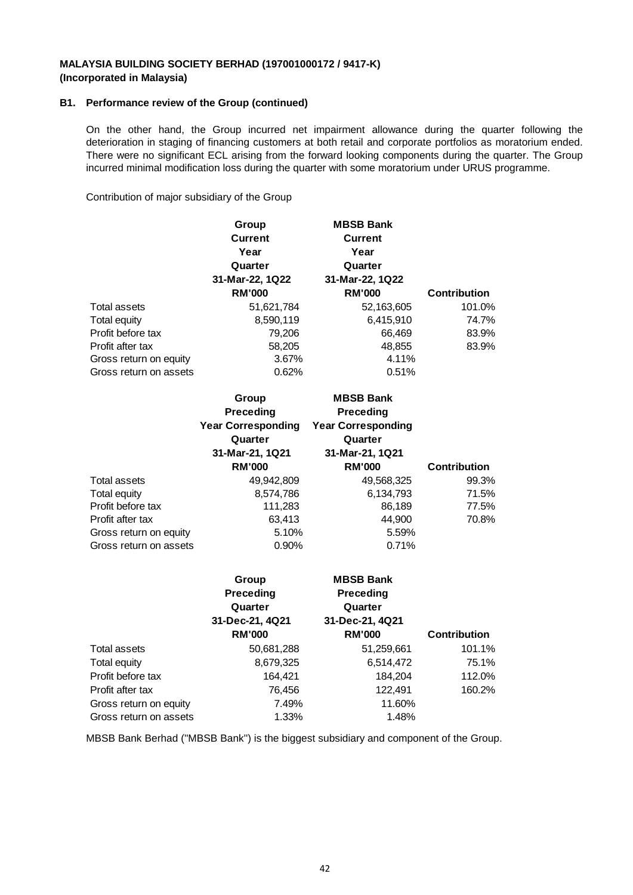**MALAYSIA BUILDING SOCIETY BERHAD (197001000172 / 9417-K)**
**(Incorporated in Malaysia)**

### B1. Performance review of the Group (continued)

On the other hand, the Group incurred net impairment allowance during the quarter following the deterioration in staging of financing customers at both retail and corporate portfolios as moratorium ended. There were no significant ECL arising from the forward looking components during the quarter. The Group incurred minimal modification loss during the quarter with some moratorium under URUS programme.

Contribution of major subsidiary of the Group

| | Group Current Year Quarter 31-Mar-22, 1Q22 RM'000 | MBSB Bank Current Year Quarter 31-Mar-22, 1Q22 RM'000 | Contribution |
|---|---|---|---|
| Total assets | 51,621,784 | 52,163,605 | 101.0% |
| Total equity | 8,590,119 | 6,415,910 | 74.7% |
| Profit before tax | 79,206 | 66,469 | 83.9% |
| Profit after tax | 58,205 | 48,855 | 83.9% |
| Gross return on equity | 3.67% | 4.11% | |
| Gross return on assets | 0.62% | 0.51% | |

| | Group Preceding Year Corresponding Quarter 31-Mar-21, 1Q21 RM'000 | MBSB Bank Preceding Year Corresponding Quarter 31-Mar-21, 1Q21 RM'000 | Contribution |
|---|---|---|---|
| Total assets | 49,942,809 | 49,568,325 | 99.3% |
| Total equity | 8,574,786 | 6,134,793 | 71.5% |
| Profit before tax | 111,283 | 86,189 | 77.5% |
| Profit after tax | 63,413 | 44,900 | 70.8% |
| Gross return on equity | 5.10% | 5.59% | |
| Gross return on assets | 0.90% | 0.71% | |

| | Group Preceding Quarter 31-Dec-21, 4Q21 RM'000 | MBSB Bank Preceding Quarter 31-Dec-21, 4Q21 RM'000 | Contribution |
|---|---|---|---|
| Total assets | 50,681,288 | 51,259,661 | 101.1% |
| Total equity | 8,679,325 | 6,514,472 | 75.1% |
| Profit before tax | 164,421 | 184,204 | 112.0% |
| Profit after tax | 76,456 | 122,491 | 160.2% |
| Gross return on equity | 7.49% | 11.60% | |
| Gross return on assets | 1.33% | 1.48% | |

MBSB Bank Berhad ("MBSB Bank") is the biggest subsidiary and component of the Group.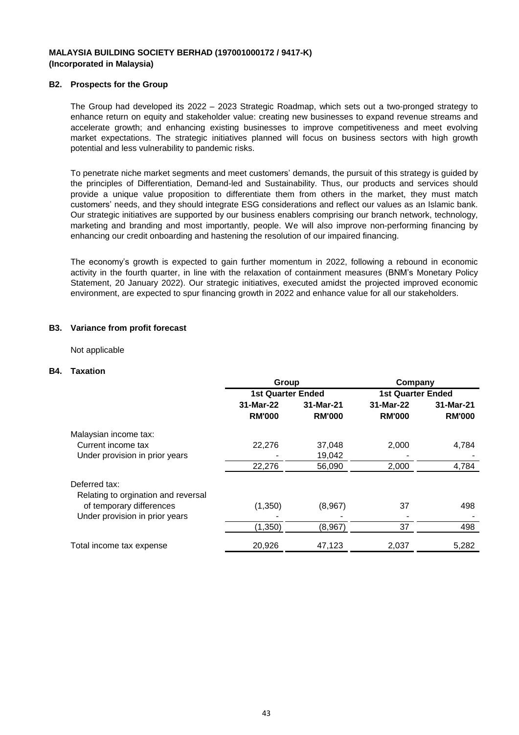**MALAYSIA BUILDING SOCIETY BERHAD (197001000172 / 9417-K)**
**(Incorporated in Malaysia)**

## B2. Prospects for the Group

The Group had developed its 2022 – 2023 Strategic Roadmap, which sets out a two-pronged strategy to enhance return on equity and stakeholder value: creating new businesses to expand revenue streams and accelerate growth; and enhancing existing businesses to improve competitiveness and meet evolving market expectations. The strategic initiatives planned will focus on business sectors with high growth potential and less vulnerability to pandemic risks.

To penetrate niche market segments and meet customers' demands, the pursuit of this strategy is guided by the principles of Differentiation, Demand-led and Sustainability. Thus, our products and services should provide a unique value proposition to differentiate them from others in the market, they must match customers' needs, and they should integrate ESG considerations and reflect our values as an Islamic bank. Our strategic initiatives are supported by our business enablers comprising our branch network, technology, marketing and branding and most importantly, people. We will also improve non-performing financing by enhancing our credit onboarding and hastening the resolution of our impaired financing.

The economy's growth is expected to gain further momentum in 2022, following a rebound in economic activity in the fourth quarter, in line with the relaxation of containment measures (BNM's Monetary Policy Statement, 20 January 2022). Our strategic initiatives, executed amidst the projected improved economic environment, are expected to spur financing growth in 2022 and enhance value for all our stakeholders.

## B3. Variance from profit forecast

Not applicable

## B4. Taxation

| | Group | | Company | |
|---|---|---|---|---|
| | 1st Quarter Ended | | 1st Quarter Ended | |
| | 31-Mar-22 | 31-Mar-21 | 31-Mar-22 | 31-Mar-21 |
| | RM'000 | RM'000 | RM'000 | RM'000 |
| Malaysian income tax: | | | | |
| Current income tax | 22,276 | 37,048 | 2,000 | 4,784 |
| Under provision in prior years | - | 19,042 | - | - |
| | 22,276 | 56,090 | 2,000 | 4,784 |
| Deferred tax: | | | | |
| Relating to orgination and reversal of temporary differences | (1,350) | (8,967) | 37 | 498 |
| Under provision in prior years | - | - | - | - |
| | (1,350) | (8,967) | 37 | 498 |
| Total income tax expense | 20,926 | 47,123 | 2,037 | 5,282 |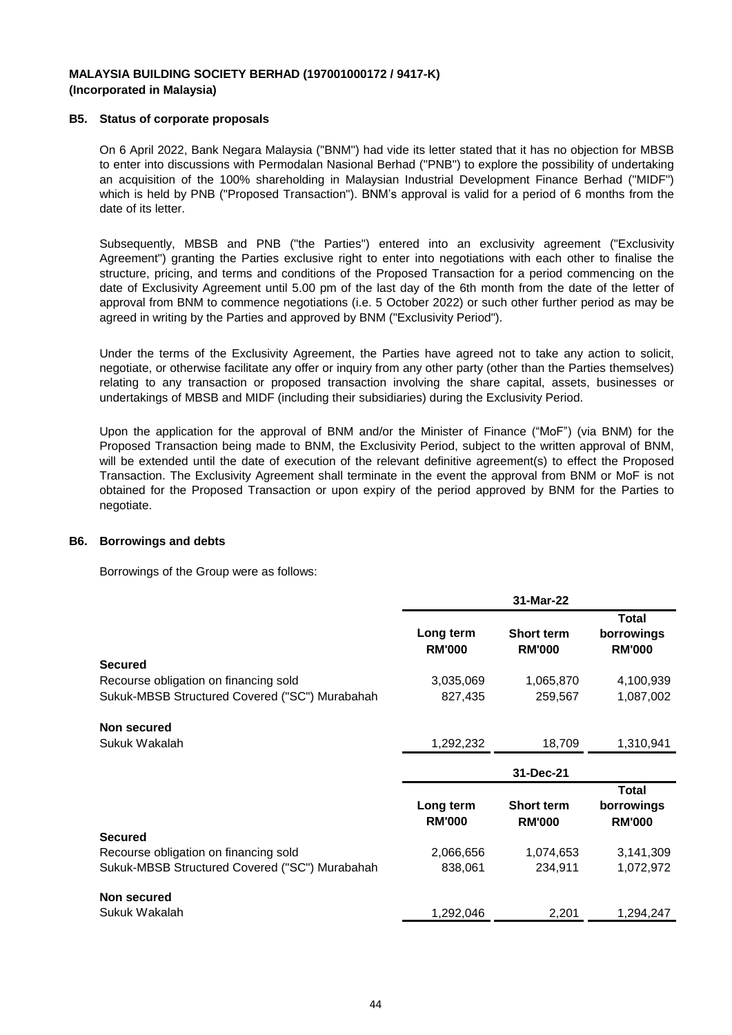**MALAYSIA BUILDING SOCIETY BERHAD (197001000172 / 9417-K)**
**(Incorporated in Malaysia)**

### B5. Status of corporate proposals

On 6 April 2022, Bank Negara Malaysia ("BNM") had vide its letter stated that it has no objection for MBSB to enter into discussions with Permodalan Nasional Berhad ("PNB") to explore the possibility of undertaking an acquisition of the 100% shareholding in Malaysian Industrial Development Finance Berhad ("MIDF") which is held by PNB ("Proposed Transaction"). BNM's approval is valid for a period of 6 months from the date of its letter.

Subsequently, MBSB and PNB ("the Parties") entered into an exclusivity agreement ("Exclusivity Agreement") granting the Parties exclusive right to enter into negotiations with each other to finalise the structure, pricing, and terms and conditions of the Proposed Transaction for a period commencing on the date of Exclusivity Agreement until 5.00 pm of the last day of the 6th month from the date of the letter of approval from BNM to commence negotiations (i.e. 5 October 2022) or such other further period as may be agreed in writing by the Parties and approved by BNM ("Exclusivity Period").

Under the terms of the Exclusivity Agreement, the Parties have agreed not to take any action to solicit, negotiate, or otherwise facilitate any offer or inquiry from any other party (other than the Parties themselves) relating to any transaction or proposed transaction involving the share capital, assets, businesses or undertakings of MBSB and MIDF (including their subsidiaries) during the Exclusivity Period.

Upon the application for the approval of BNM and/or the Minister of Finance ("MoF") (via BNM) for the Proposed Transaction being made to BNM, the Exclusivity Period, subject to the written approval of BNM, will be extended until the date of execution of the relevant definitive agreement(s) to effect the Proposed Transaction. The Exclusivity Agreement shall terminate in the event the approval from BNM or MoF is not obtained for the Proposed Transaction or upon expiry of the period approved by BNM for the Parties to negotiate.

### B6. Borrowings and debts

Borrowings of the Group were as follows:

| | 31-Mar-22 | | |
|---|---|---|---|
| | **Long term RM'000** | **Short term RM'000** | **Total borrowings RM'000** |
| **Secured** | | | |
| Recourse obligation on financing sold | 3,035,069 | 1,065,870 | 4,100,939 |
| Sukuk-MBSB Structured Covered ("SC") Murabahah | 827,435 | 259,567 | 1,087,002 |
| **Non secured** | | | |
| Sukuk Wakalah | 1,292,232 | 18,709 | 1,310,941 |

| | 31-Dec-21 | | |
|---|---|---|---|
| | **Long term RM'000** | **Short term RM'000** | **Total borrowings RM'000** |
| **Secured** | | | |
| Recourse obligation on financing sold | 2,066,656 | 1,074,653 | 3,141,309 |
| Sukuk-MBSB Structured Covered ("SC") Murabahah | 838,061 | 234,911 | 1,072,972 |
| **Non secured** | | | |
| Sukuk Wakalah | 1,292,046 | 2,201 | 1,294,247 |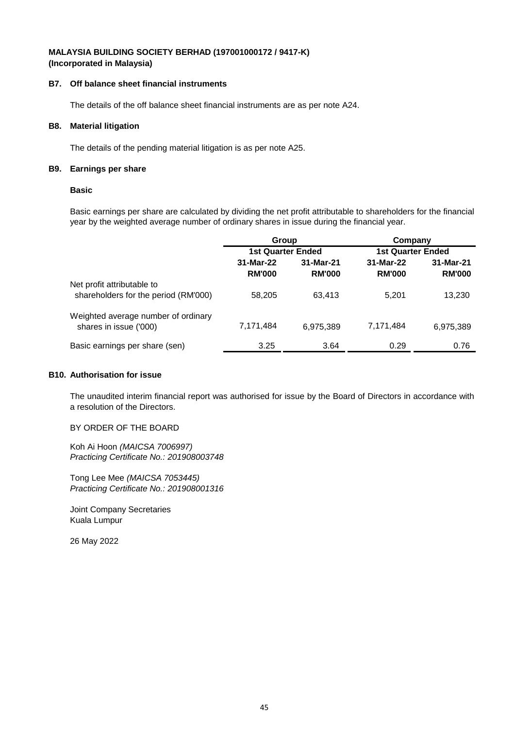**MALAYSIA BUILDING SOCIETY BERHAD (197001000172 / 9417-K)**
**(Incorporated in Malaysia)**

### B7. Off balance sheet financial instruments

The details of the off balance sheet financial instruments are as per note A24.

### B8. Material litigation

The details of the pending material litigation is as per note A25.

### B9. Earnings per share

**Basic**

Basic earnings per share are calculated by dividing the net profit attributable to shareholders for the financial year by the weighted average number of ordinary shares in issue during the financial year.

| | Group | | Company | |
|---|---|---|---|---|
| | 1st Quarter Ended | | 1st Quarter Ended | |
| | 31-Mar-22 | 31-Mar-21 | 31-Mar-22 | 31-Mar-21 |
| | RM'000 | RM'000 | RM'000 | RM'000 |
| Net profit attributable to shareholders for the period (RM'000) | 58,205 | 63,413 | 5,201 | 13,230 |
| Weighted average number of ordinary shares in issue ('000) | 7,171,484 | 6,975,389 | 7,171,484 | 6,975,389 |
| Basic earnings per share (sen) | 3.25 | 3.64 | 0.29 | 0.76 |

### B10. Authorisation for issue

The unaudited interim financial report was authorised for issue by the Board of Directors in accordance with a resolution of the Directors.

BY ORDER OF THE BOARD

Koh Ai Hoon *(MAICSA 7006997)*
*Practicing Certificate No.: 201908003748*

Tong Lee Mee *(MAICSA 7053445)*
*Practicing Certificate No.: 201908001316*

Joint Company Secretaries
Kuala Lumpur

26 May 2022